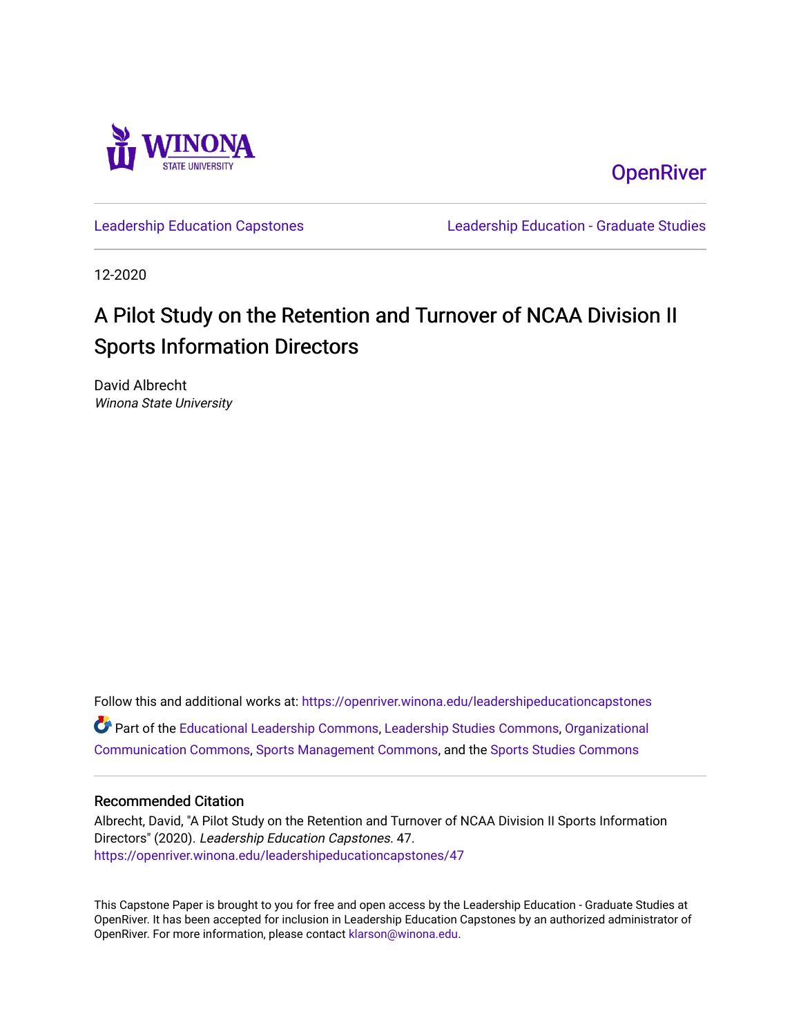Winona State University

OpenRiver

Leadership Education Capstones | Leadership Education - Graduate Studies

12-2020

# A Pilot Study on the Retention and Turnover of NCAA Division II Sports Information Directors

David Albrecht
*Winona State University*

Follow this and additional works at: https://openriver.winona.edu/leadershipeducationcapstones

Part of the Educational Leadership Commons, Leadership Studies Commons, Organizational Communication Commons, Sports Management Commons, and the Sports Studies Commons

## Recommended Citation

Albrecht, David, "A Pilot Study on the Retention and Turnover of NCAA Division II Sports Information Directors" (2020). *Leadership Education Capstones*. 47.
https://openriver.winona.edu/leadershipeducationcapstones/47

This Capstone Paper is brought to you for free and open access by the Leadership Education - Graduate Studies at OpenRiver. It has been accepted for inclusion in Leadership Education Capstones by an authorized administrator of OpenRiver. For more information, please contact klarson@winona.edu.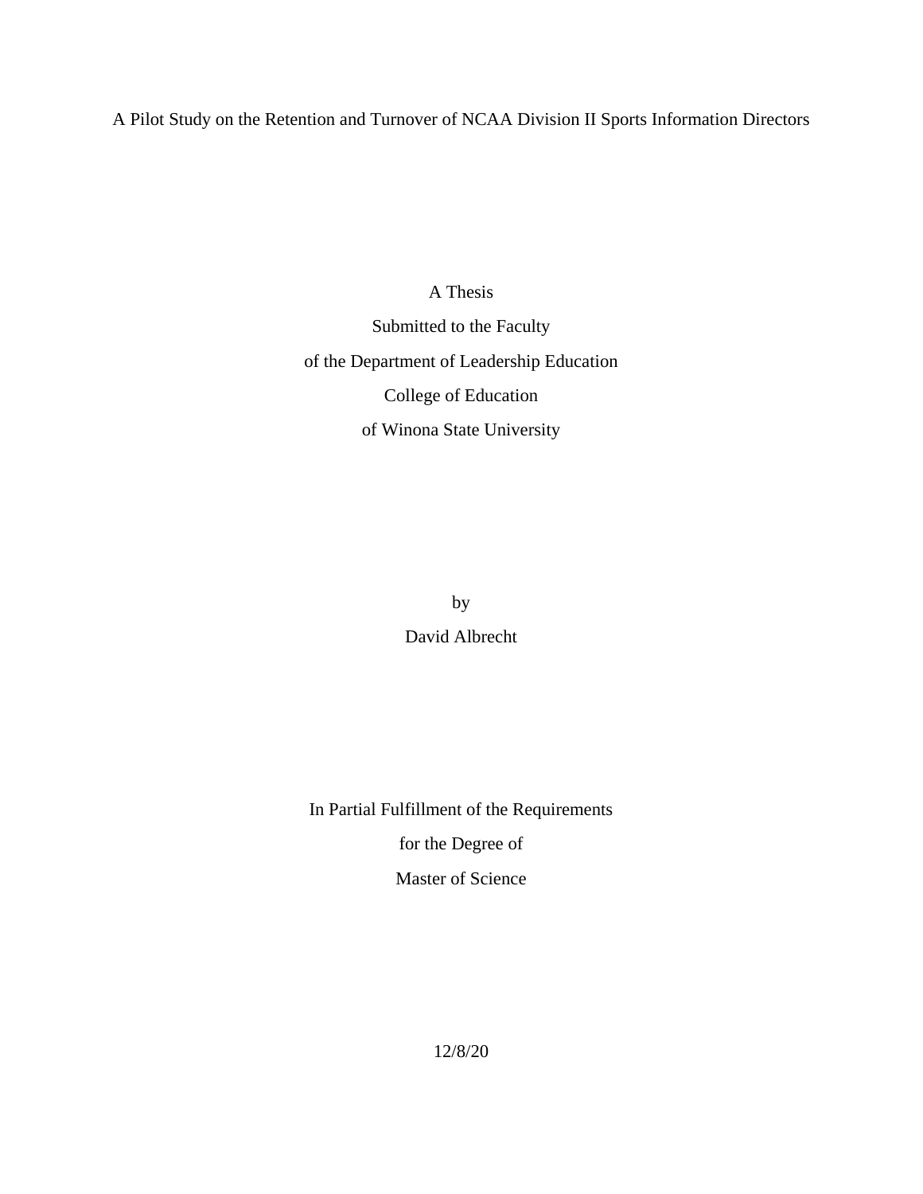# A Pilot Study on the Retention and Turnover of NCAA Division II Sports Information Directors

A Thesis

Submitted to the Faculty

of the Department of Leadership Education

College of Education

of Winona State University

by

David Albrecht

In Partial Fulfillment of the Requirements

for the Degree of

Master of Science

12/8/20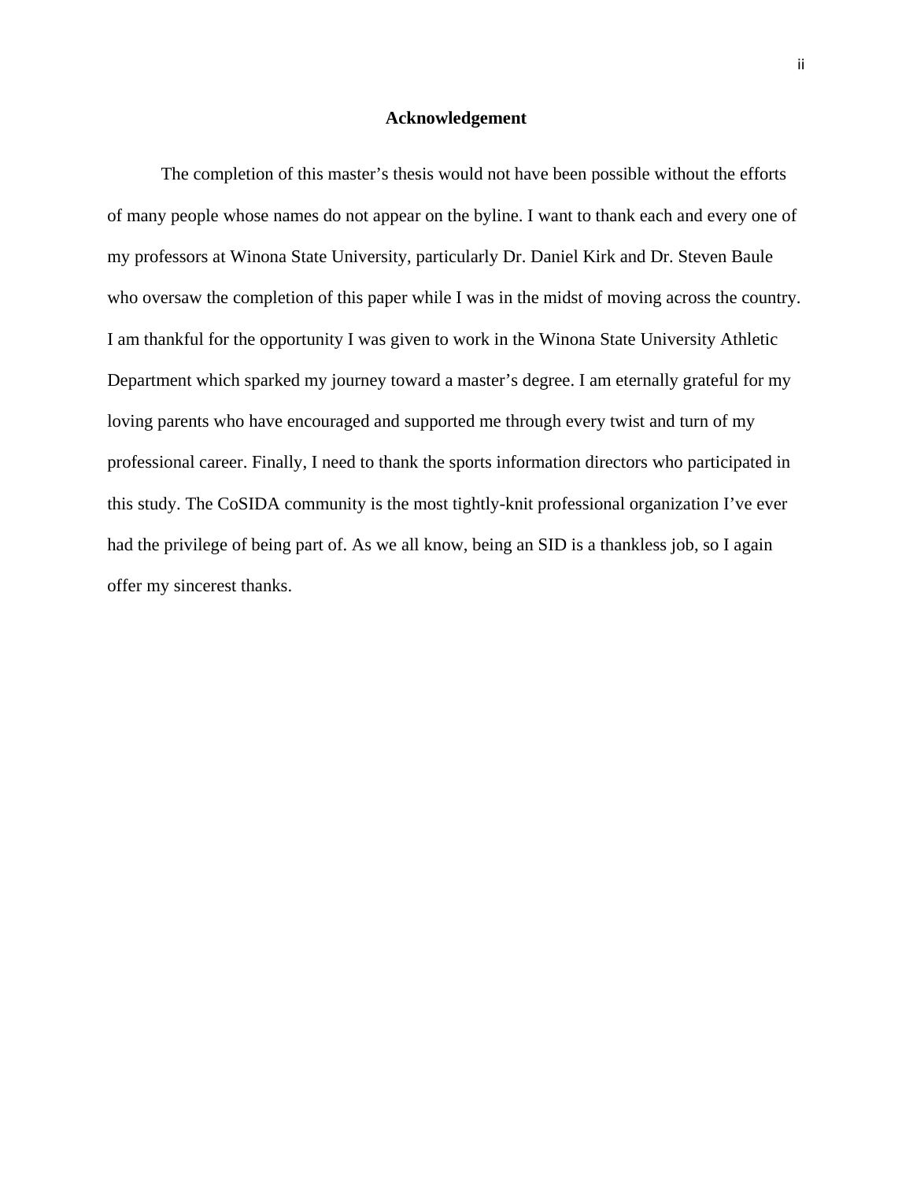## Acknowledgement

The completion of this master's thesis would not have been possible without the efforts of many people whose names do not appear on the byline. I want to thank each and every one of my professors at Winona State University, particularly Dr. Daniel Kirk and Dr. Steven Baule who oversaw the completion of this paper while I was in the midst of moving across the country. I am thankful for the opportunity I was given to work in the Winona State University Athletic Department which sparked my journey toward a master's degree. I am eternally grateful for my loving parents who have encouraged and supported me through every twist and turn of my professional career. Finally, I need to thank the sports information directors who participated in this study. The CoSIDA community is the most tightly-knit professional organization I've ever had the privilege of being part of. As we all know, being an SID is a thankless job, so I again offer my sincerest thanks.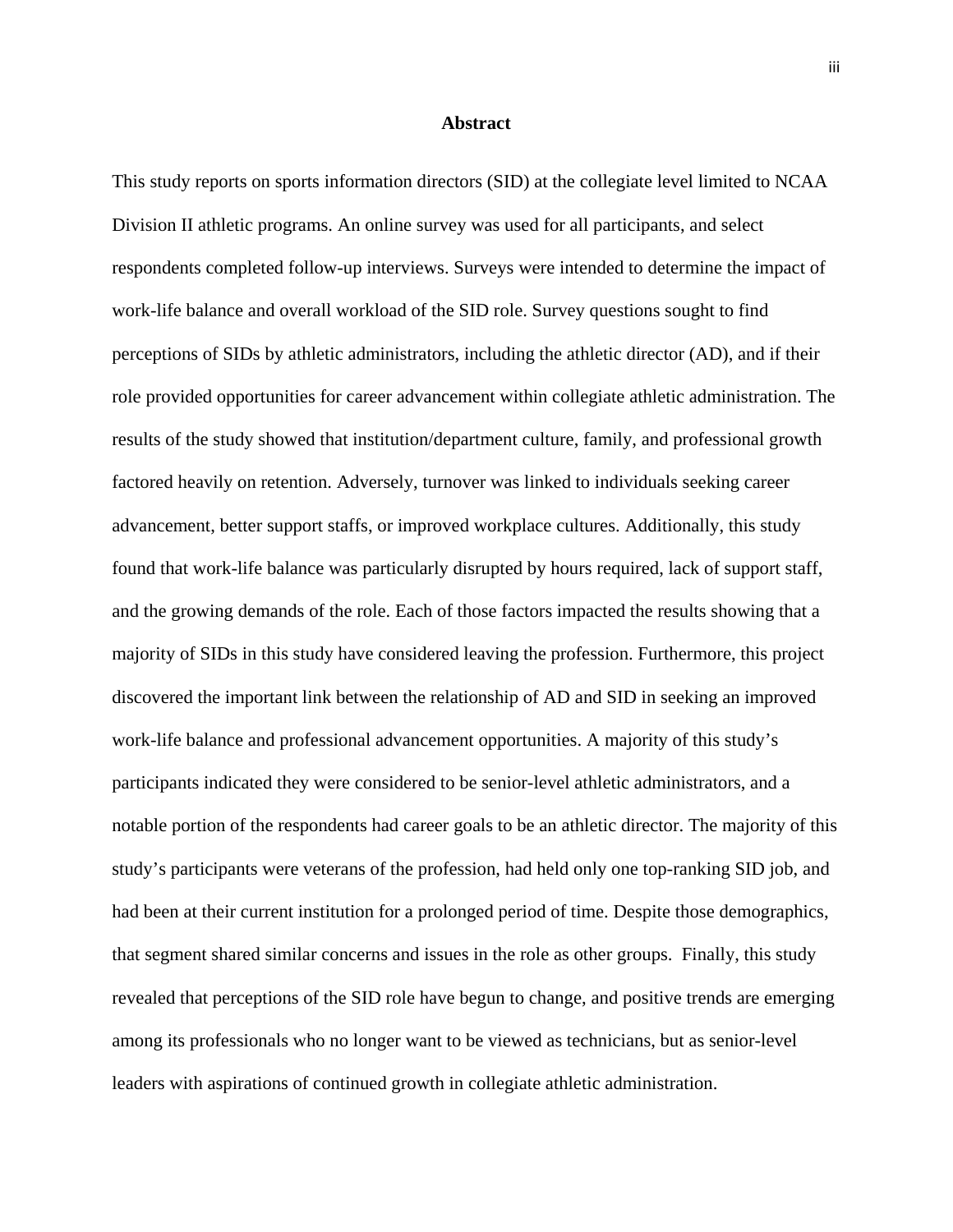# Abstract

This study reports on sports information directors (SID) at the collegiate level limited to NCAA Division II athletic programs. An online survey was used for all participants, and select respondents completed follow-up interviews. Surveys were intended to determine the impact of work-life balance and overall workload of the SID role. Survey questions sought to find perceptions of SIDs by athletic administrators, including the athletic director (AD), and if their role provided opportunities for career advancement within collegiate athletic administration. The results of the study showed that institution/department culture, family, and professional growth factored heavily on retention. Adversely, turnover was linked to individuals seeking career advancement, better support staffs, or improved workplace cultures. Additionally, this study found that work-life balance was particularly disrupted by hours required, lack of support staff, and the growing demands of the role. Each of those factors impacted the results showing that a majority of SIDs in this study have considered leaving the profession. Furthermore, this project discovered the important link between the relationship of AD and SID in seeking an improved work-life balance and professional advancement opportunities. A majority of this study's participants indicated they were considered to be senior-level athletic administrators, and a notable portion of the respondents had career goals to be an athletic director. The majority of this study's participants were veterans of the profession, had held only one top-ranking SID job, and had been at their current institution for a prolonged period of time. Despite those demographics, that segment shared similar concerns and issues in the role as other groups. Finally, this study revealed that perceptions of the SID role have begun to change, and positive trends are emerging among its professionals who no longer want to be viewed as technicians, but as senior-level leaders with aspirations of continued growth in collegiate athletic administration.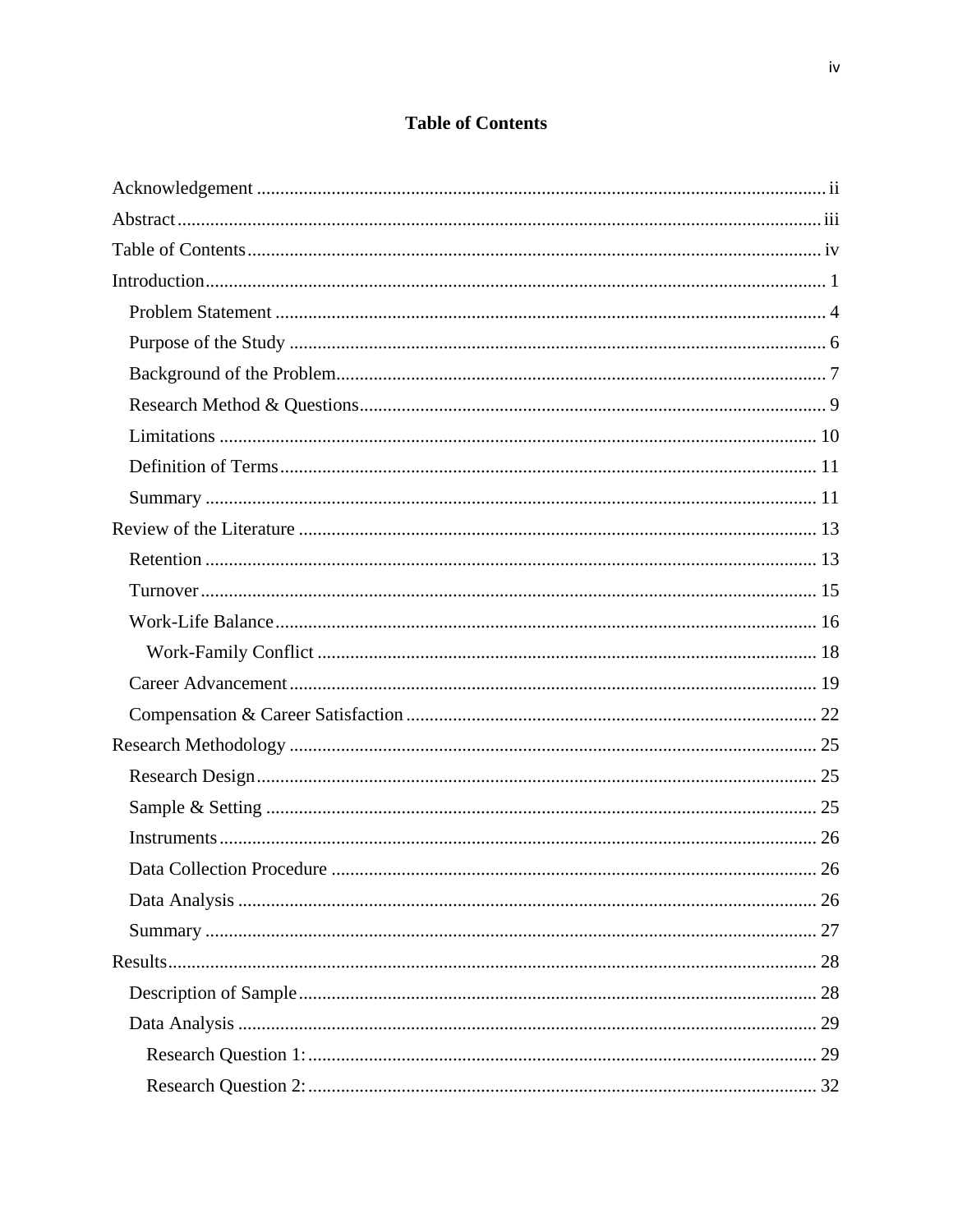## Table of Contents

Acknowledgement ........................................................................................................................ ii

Abstract ........................................................................................................................................ iii

Table of Contents ......................................................................................................................... iv

Introduction .................................................................................................................................. 1

- Problem Statement ................................................................................................................... 4
- Purpose of the Study ................................................................................................................ 6
- Background of the Problem ...................................................................................................... 7
- Research Method & Questions ................................................................................................. 9
- Limitations .............................................................................................................................. 10
- Definition of Terms ................................................................................................................. 11
- Summary ................................................................................................................................. 11

Review of the Literature ............................................................................................................. 13

- Retention ................................................................................................................................. 13
- Turnover .................................................................................................................................. 15
- Work-Life Balance ................................................................................................................... 16
  - Work-Family Conflict ......................................................................................................... 18
- Career Advancement ............................................................................................................... 19
- Compensation & Career Satisfaction ...................................................................................... 22

Research Methodology ............................................................................................................... 25

- Research Design ...................................................................................................................... 25
- Sample & Setting .................................................................................................................... 25
- Instruments .............................................................................................................................. 26
- Data Collection Procedure ...................................................................................................... 26
- Data Analysis .......................................................................................................................... 26
- Summary ................................................................................................................................. 27

Results ......................................................................................................................................... 28

- Description of Sample ............................................................................................................. 28
- Data Analysis .......................................................................................................................... 29
  - Research Question 1: ........................................................................................................... 29
  - Research Question 2: ........................................................................................................... 32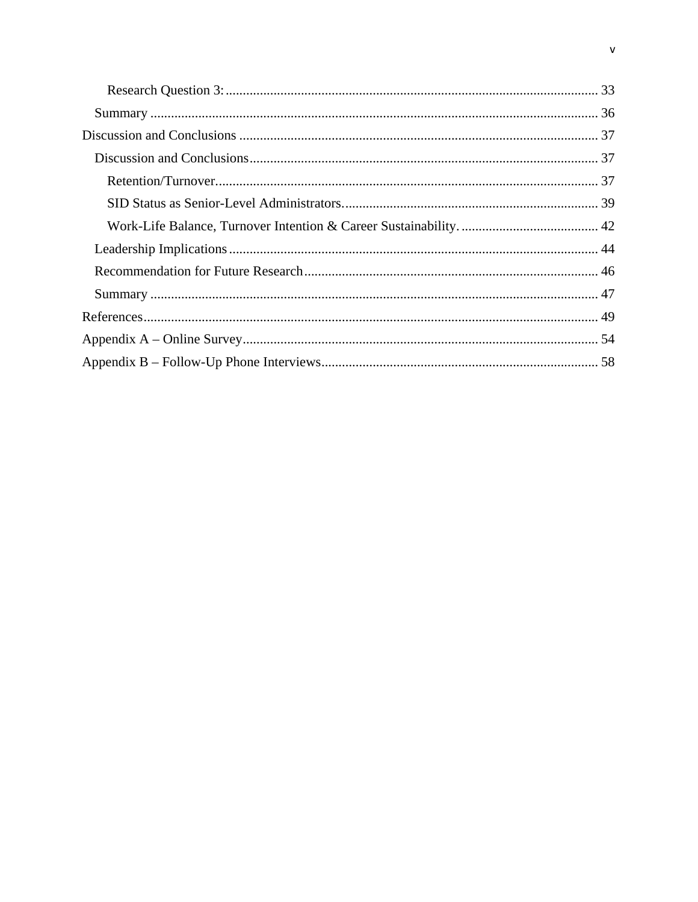Research Question 3: ... 33

Summary ... 36

Discussion and Conclusions ... 37

Discussion and Conclusions ... 37

Retention/Turnover ... 37

SID Status as Senior-Level Administrators ... 39

Work-Life Balance, Turnover Intention & Career Sustainability ... 42

Leadership Implications ... 44

Recommendation for Future Research ... 46

Summary ... 47

References ... 49

Appendix A – Online Survey ... 54

Appendix B – Follow-Up Phone Interviews ... 58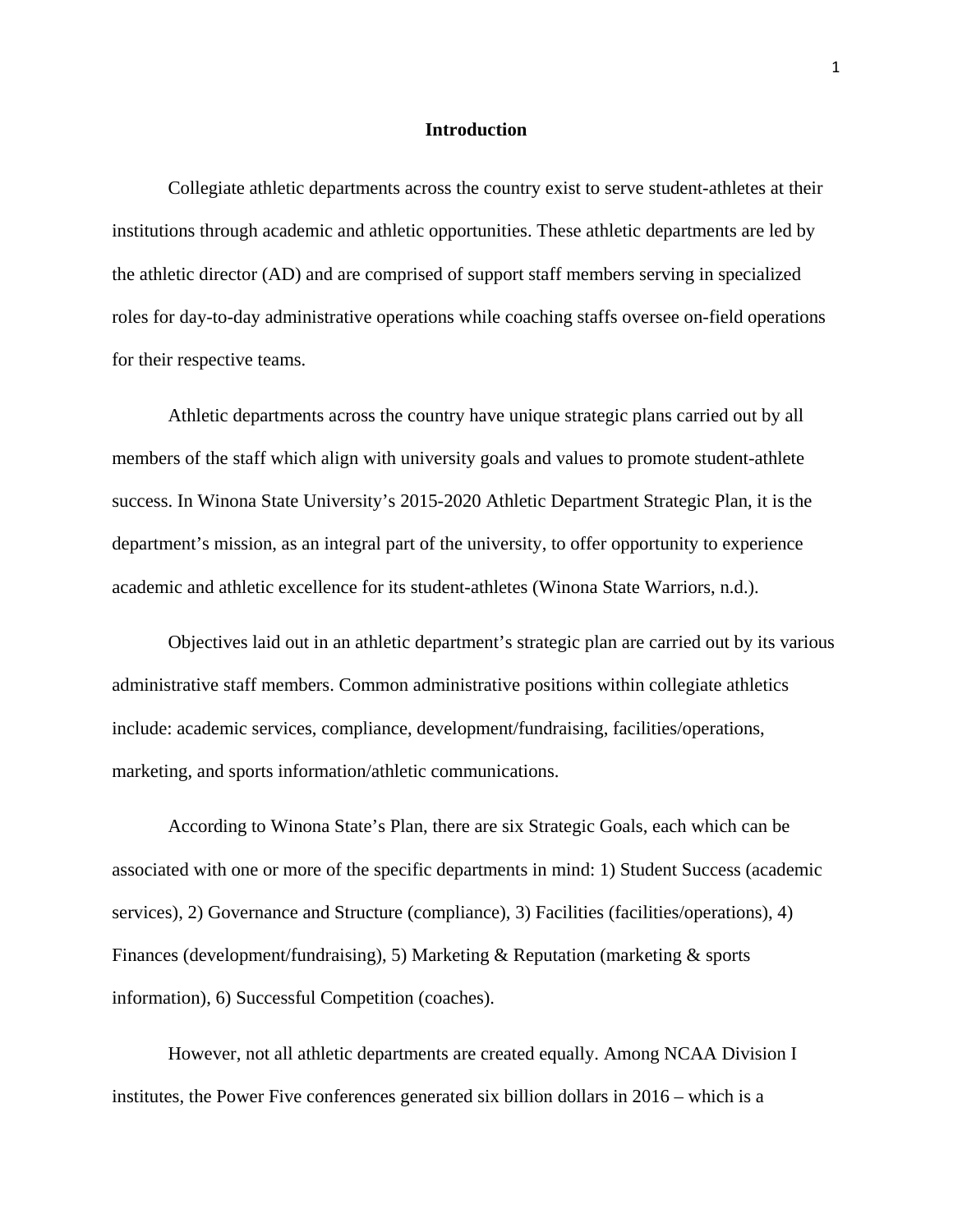# Introduction

Collegiate athletic departments across the country exist to serve student-athletes at their institutions through academic and athletic opportunities. These athletic departments are led by the athletic director (AD) and are comprised of support staff members serving in specialized roles for day-to-day administrative operations while coaching staffs oversee on-field operations for their respective teams.

Athletic departments across the country have unique strategic plans carried out by all members of the staff which align with university goals and values to promote student-athlete success. In Winona State University's 2015-2020 Athletic Department Strategic Plan, it is the department's mission, as an integral part of the university, to offer opportunity to experience academic and athletic excellence for its student-athletes (Winona State Warriors, n.d.).

Objectives laid out in an athletic department's strategic plan are carried out by its various administrative staff members. Common administrative positions within collegiate athletics include: academic services, compliance, development/fundraising, facilities/operations, marketing, and sports information/athletic communications.

According to Winona State's Plan, there are six Strategic Goals, each which can be associated with one or more of the specific departments in mind: 1) Student Success (academic services), 2) Governance and Structure (compliance), 3) Facilities (facilities/operations), 4) Finances (development/fundraising), 5) Marketing & Reputation (marketing & sports information), 6) Successful Competition (coaches).

However, not all athletic departments are created equally. Among NCAA Division I institutes, the Power Five conferences generated six billion dollars in 2016 – which is a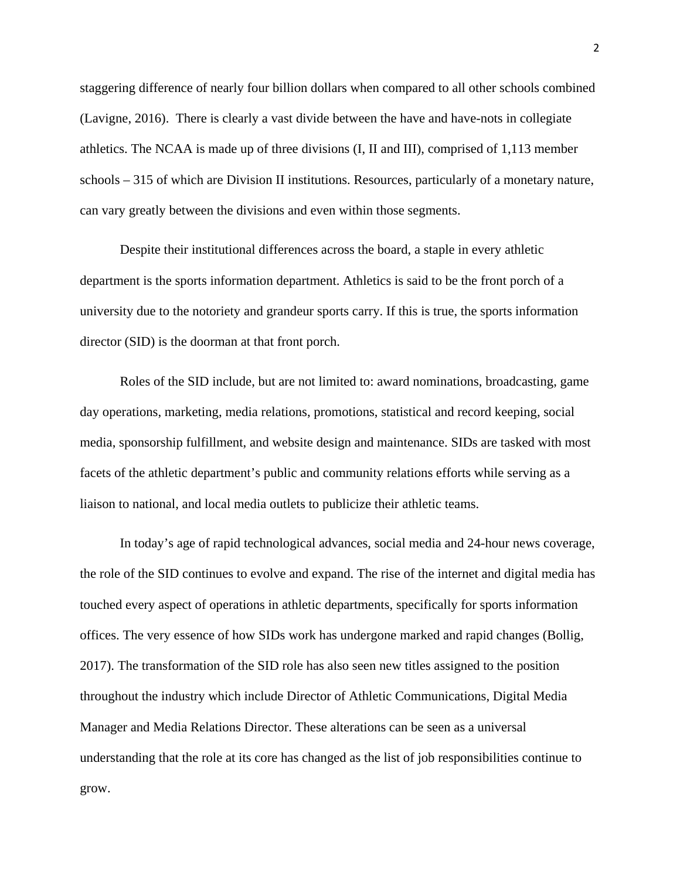staggering difference of nearly four billion dollars when compared to all other schools combined (Lavigne, 2016). There is clearly a vast divide between the have and have-nots in collegiate athletics. The NCAA is made up of three divisions (I, II and III), comprised of 1,113 member schools – 315 of which are Division II institutions. Resources, particularly of a monetary nature, can vary greatly between the divisions and even within those segments.

Despite their institutional differences across the board, a staple in every athletic department is the sports information department. Athletics is said to be the front porch of a university due to the notoriety and grandeur sports carry. If this is true, the sports information director (SID) is the doorman at that front porch.

Roles of the SID include, but are not limited to: award nominations, broadcasting, game day operations, marketing, media relations, promotions, statistical and record keeping, social media, sponsorship fulfillment, and website design and maintenance. SIDs are tasked with most facets of the athletic department's public and community relations efforts while serving as a liaison to national, and local media outlets to publicize their athletic teams.

In today's age of rapid technological advances, social media and 24-hour news coverage, the role of the SID continues to evolve and expand. The rise of the internet and digital media has touched every aspect of operations in athletic departments, specifically for sports information offices. The very essence of how SIDs work has undergone marked and rapid changes (Bollig, 2017). The transformation of the SID role has also seen new titles assigned to the position throughout the industry which include Director of Athletic Communications, Digital Media Manager and Media Relations Director. These alterations can be seen as a universal understanding that the role at its core has changed as the list of job responsibilities continue to grow.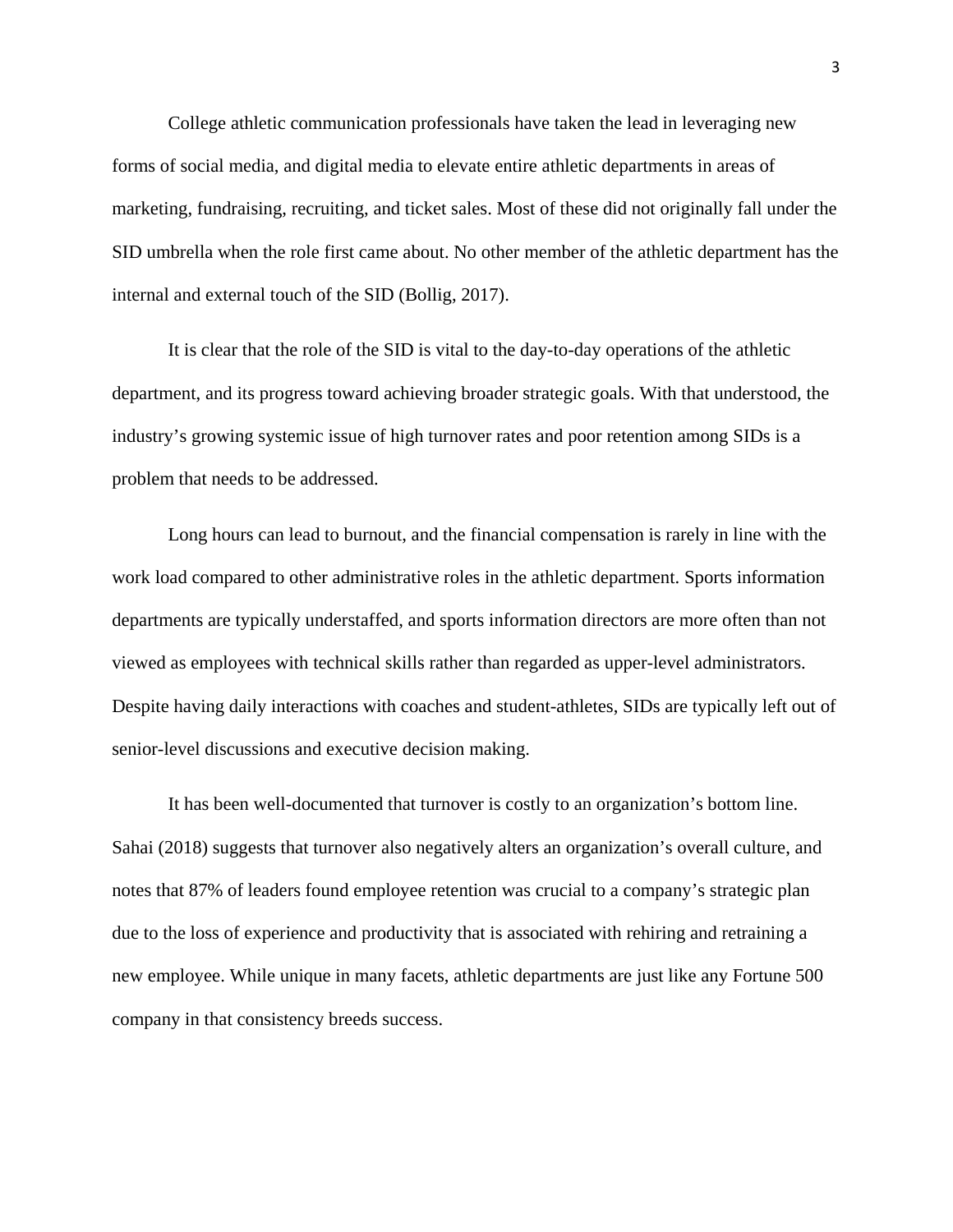College athletic communication professionals have taken the lead in leveraging new forms of social media, and digital media to elevate entire athletic departments in areas of marketing, fundraising, recruiting, and ticket sales. Most of these did not originally fall under the SID umbrella when the role first came about. No other member of the athletic department has the internal and external touch of the SID (Bollig, 2017).

It is clear that the role of the SID is vital to the day-to-day operations of the athletic department, and its progress toward achieving broader strategic goals. With that understood, the industry's growing systemic issue of high turnover rates and poor retention among SIDs is a problem that needs to be addressed.

Long hours can lead to burnout, and the financial compensation is rarely in line with the work load compared to other administrative roles in the athletic department. Sports information departments are typically understaffed, and sports information directors are more often than not viewed as employees with technical skills rather than regarded as upper-level administrators. Despite having daily interactions with coaches and student-athletes, SIDs are typically left out of senior-level discussions and executive decision making.

It has been well-documented that turnover is costly to an organization's bottom line. Sahai (2018) suggests that turnover also negatively alters an organization's overall culture, and notes that 87% of leaders found employee retention was crucial to a company's strategic plan due to the loss of experience and productivity that is associated with rehiring and retraining a new employee. While unique in many facets, athletic departments are just like any Fortune 500 company in that consistency breeds success.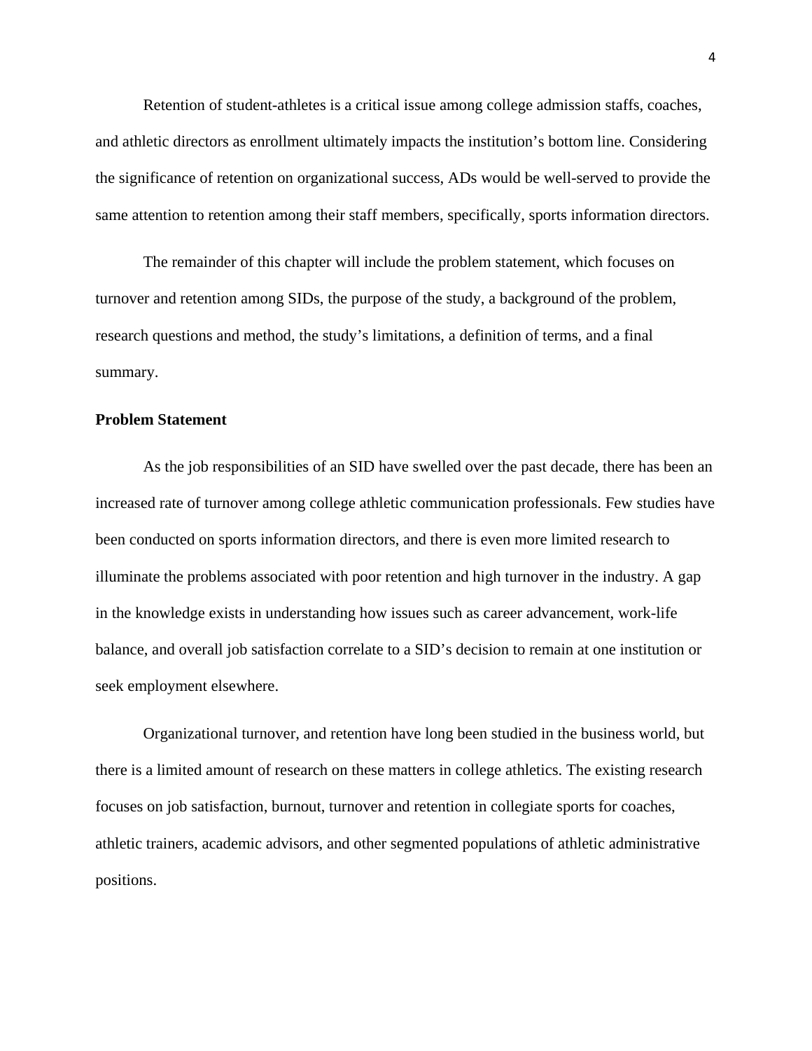Retention of student-athletes is a critical issue among college admission staffs, coaches, and athletic directors as enrollment ultimately impacts the institution's bottom line. Considering the significance of retention on organizational success, ADs would be well-served to provide the same attention to retention among their staff members, specifically, sports information directors.

The remainder of this chapter will include the problem statement, which focuses on turnover and retention among SIDs, the purpose of the study, a background of the problem, research questions and method, the study's limitations, a definition of terms, and a final summary.

## Problem Statement

As the job responsibilities of an SID have swelled over the past decade, there has been an increased rate of turnover among college athletic communication professionals. Few studies have been conducted on sports information directors, and there is even more limited research to illuminate the problems associated with poor retention and high turnover in the industry. A gap in the knowledge exists in understanding how issues such as career advancement, work-life balance, and overall job satisfaction correlate to a SID's decision to remain at one institution or seek employment elsewhere.

Organizational turnover, and retention have long been studied in the business world, but there is a limited amount of research on these matters in college athletics. The existing research focuses on job satisfaction, burnout, turnover and retention in collegiate sports for coaches, athletic trainers, academic advisors, and other segmented populations of athletic administrative positions.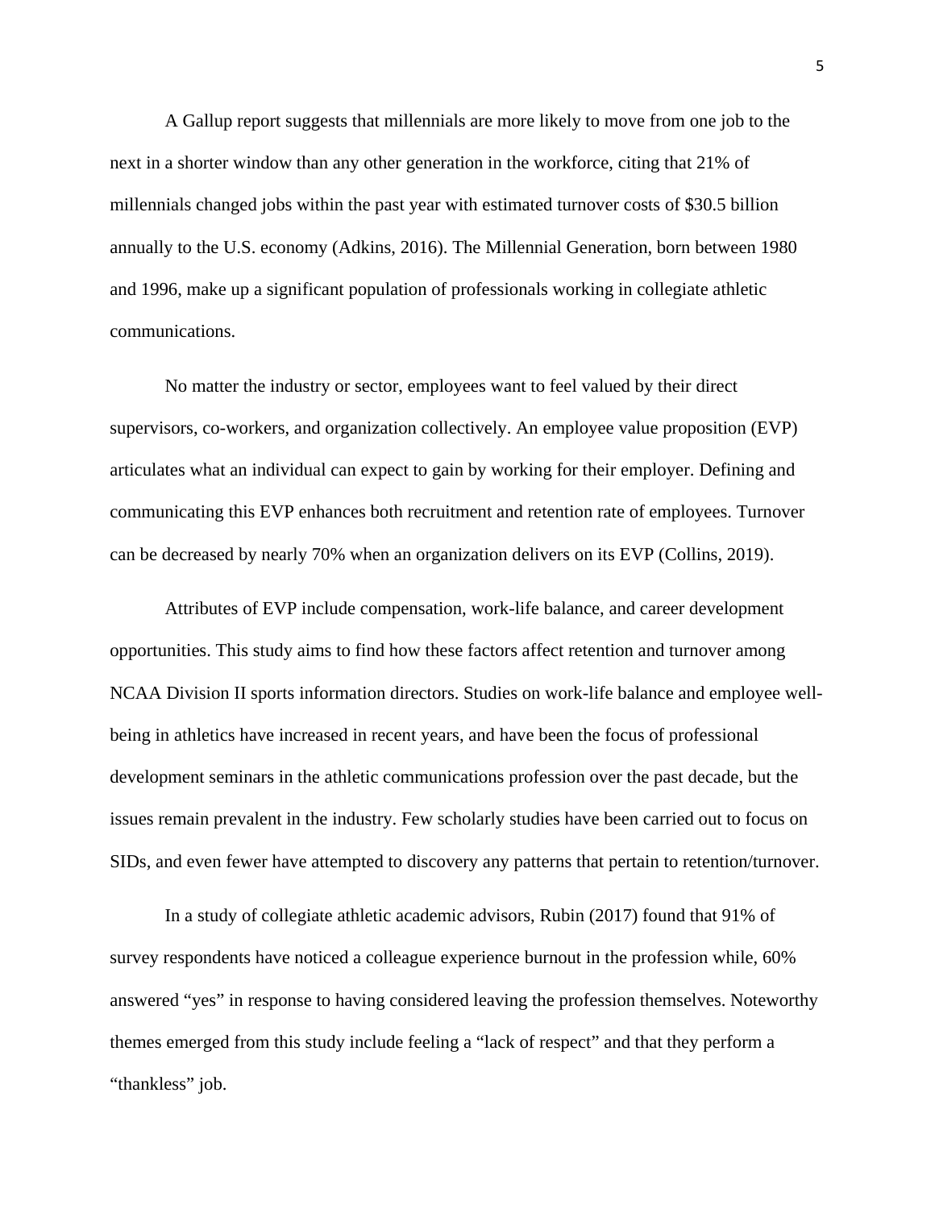A Gallup report suggests that millennials are more likely to move from one job to the next in a shorter window than any other generation in the workforce, citing that 21% of millennials changed jobs within the past year with estimated turnover costs of $30.5 billion annually to the U.S. economy (Adkins, 2016). The Millennial Generation, born between 1980 and 1996, make up a significant population of professionals working in collegiate athletic communications.

No matter the industry or sector, employees want to feel valued by their direct supervisors, co-workers, and organization collectively. An employee value proposition (EVP) articulates what an individual can expect to gain by working for their employer. Defining and communicating this EVP enhances both recruitment and retention rate of employees. Turnover can be decreased by nearly 70% when an organization delivers on its EVP (Collins, 2019).

Attributes of EVP include compensation, work-life balance, and career development opportunities. This study aims to find how these factors affect retention and turnover among NCAA Division II sports information directors. Studies on work-life balance and employee well-being in athletics have increased in recent years, and have been the focus of professional development seminars in the athletic communications profession over the past decade, but the issues remain prevalent in the industry. Few scholarly studies have been carried out to focus on SIDs, and even fewer have attempted to discovery any patterns that pertain to retention/turnover.

In a study of collegiate athletic academic advisors, Rubin (2017) found that 91% of survey respondents have noticed a colleague experience burnout in the profession while, 60% answered "yes" in response to having considered leaving the profession themselves. Noteworthy themes emerged from this study include feeling a "lack of respect" and that they perform a "thankless" job.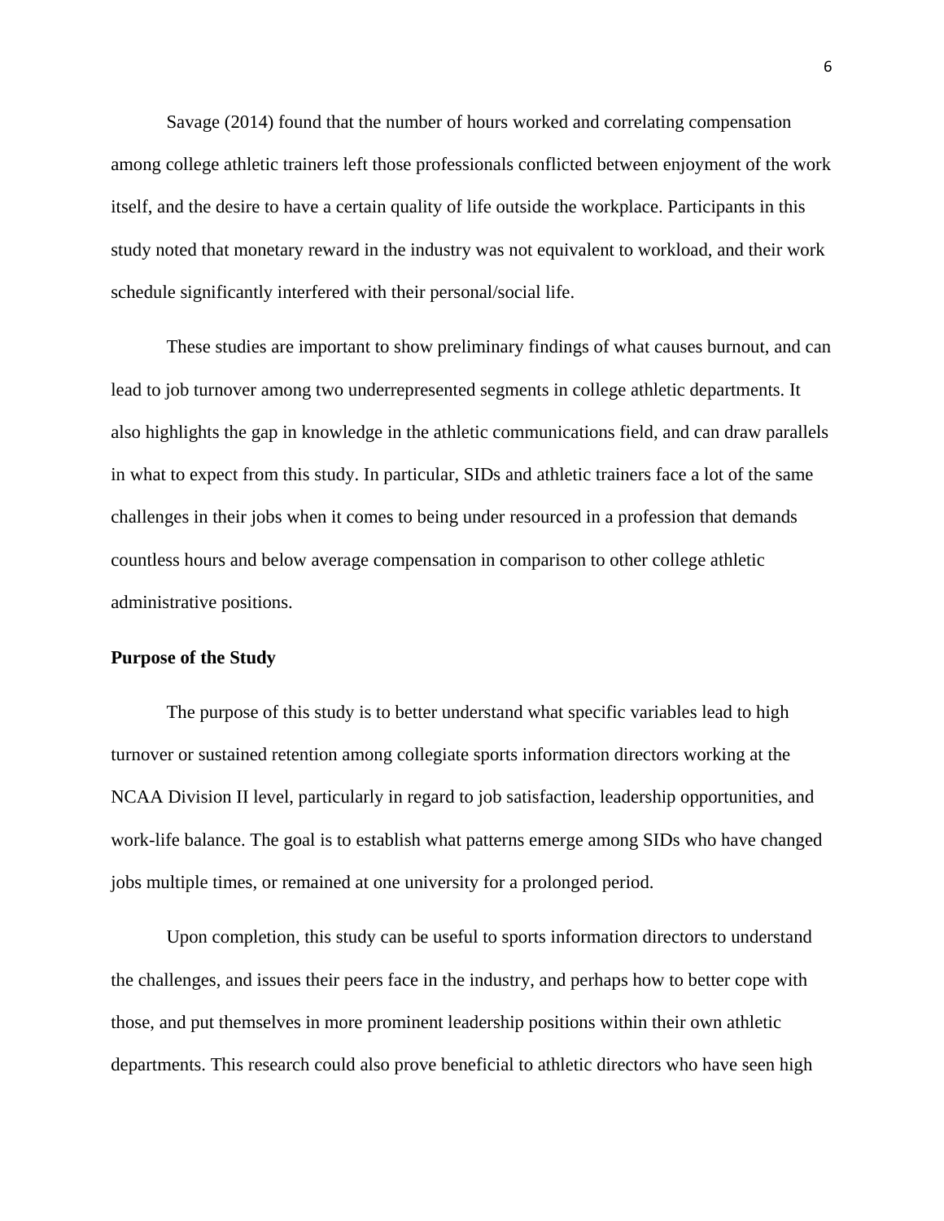Savage (2014) found that the number of hours worked and correlating compensation among college athletic trainers left those professionals conflicted between enjoyment of the work itself, and the desire to have a certain quality of life outside the workplace. Participants in this study noted that monetary reward in the industry was not equivalent to workload, and their work schedule significantly interfered with their personal/social life.

These studies are important to show preliminary findings of what causes burnout, and can lead to job turnover among two underrepresented segments in college athletic departments. It also highlights the gap in knowledge in the athletic communications field, and can draw parallels in what to expect from this study. In particular, SIDs and athletic trainers face a lot of the same challenges in their jobs when it comes to being under resourced in a profession that demands countless hours and below average compensation in comparison to other college athletic administrative positions.

**Purpose of the Study**

The purpose of this study is to better understand what specific variables lead to high turnover or sustained retention among collegiate sports information directors working at the NCAA Division II level, particularly in regard to job satisfaction, leadership opportunities, and work-life balance. The goal is to establish what patterns emerge among SIDs who have changed jobs multiple times, or remained at one university for a prolonged period.

Upon completion, this study can be useful to sports information directors to understand the challenges, and issues their peers face in the industry, and perhaps how to better cope with those, and put themselves in more prominent leadership positions within their own athletic departments. This research could also prove beneficial to athletic directors who have seen high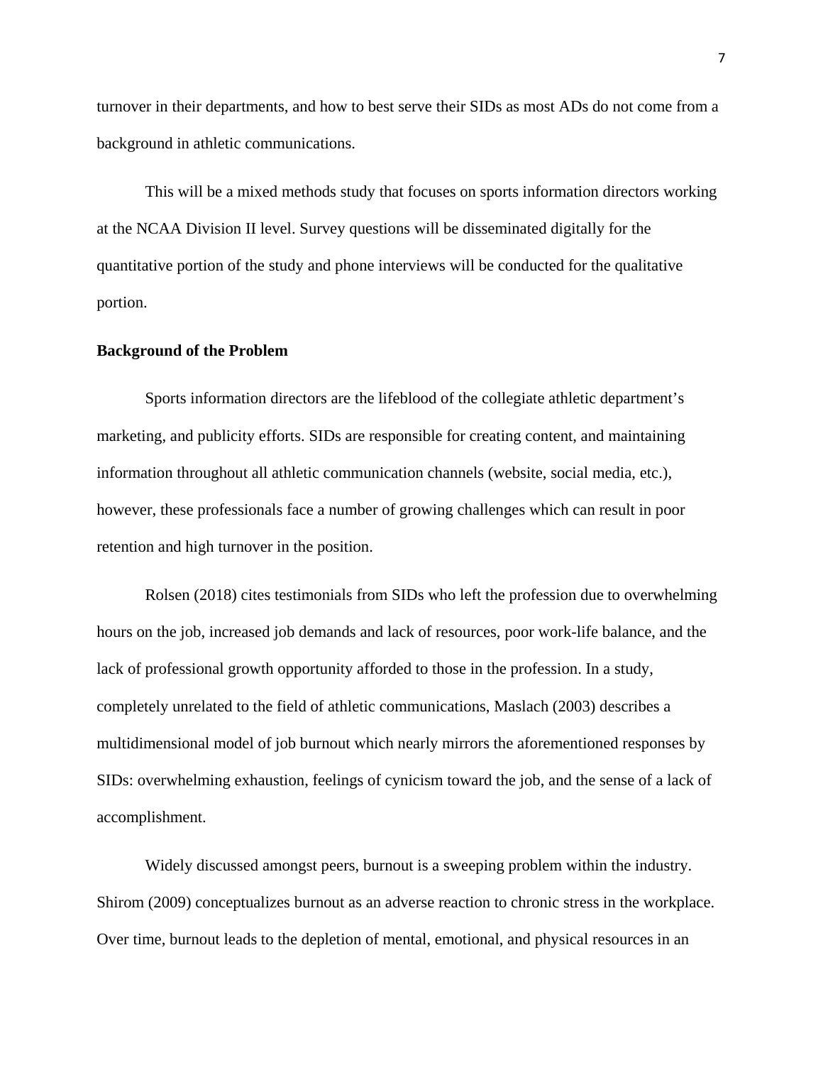turnover in their departments, and how to best serve their SIDs as most ADs do not come from a background in athletic communications.

This will be a mixed methods study that focuses on sports information directors working at the NCAA Division II level. Survey questions will be disseminated digitally for the quantitative portion of the study and phone interviews will be conducted for the qualitative portion.

**Background of the Problem**

Sports information directors are the lifeblood of the collegiate athletic department's marketing, and publicity efforts. SIDs are responsible for creating content, and maintaining information throughout all athletic communication channels (website, social media, etc.), however, these professionals face a number of growing challenges which can result in poor retention and high turnover in the position.

Rolsen (2018) cites testimonials from SIDs who left the profession due to overwhelming hours on the job, increased job demands and lack of resources, poor work-life balance, and the lack of professional growth opportunity afforded to those in the profession. In a study, completely unrelated to the field of athletic communications, Maslach (2003) describes a multidimensional model of job burnout which nearly mirrors the aforementioned responses by SIDs: overwhelming exhaustion, feelings of cynicism toward the job, and the sense of a lack of accomplishment.

Widely discussed amongst peers, burnout is a sweeping problem within the industry. Shirom (2009) conceptualizes burnout as an adverse reaction to chronic stress in the workplace. Over time, burnout leads to the depletion of mental, emotional, and physical resources in an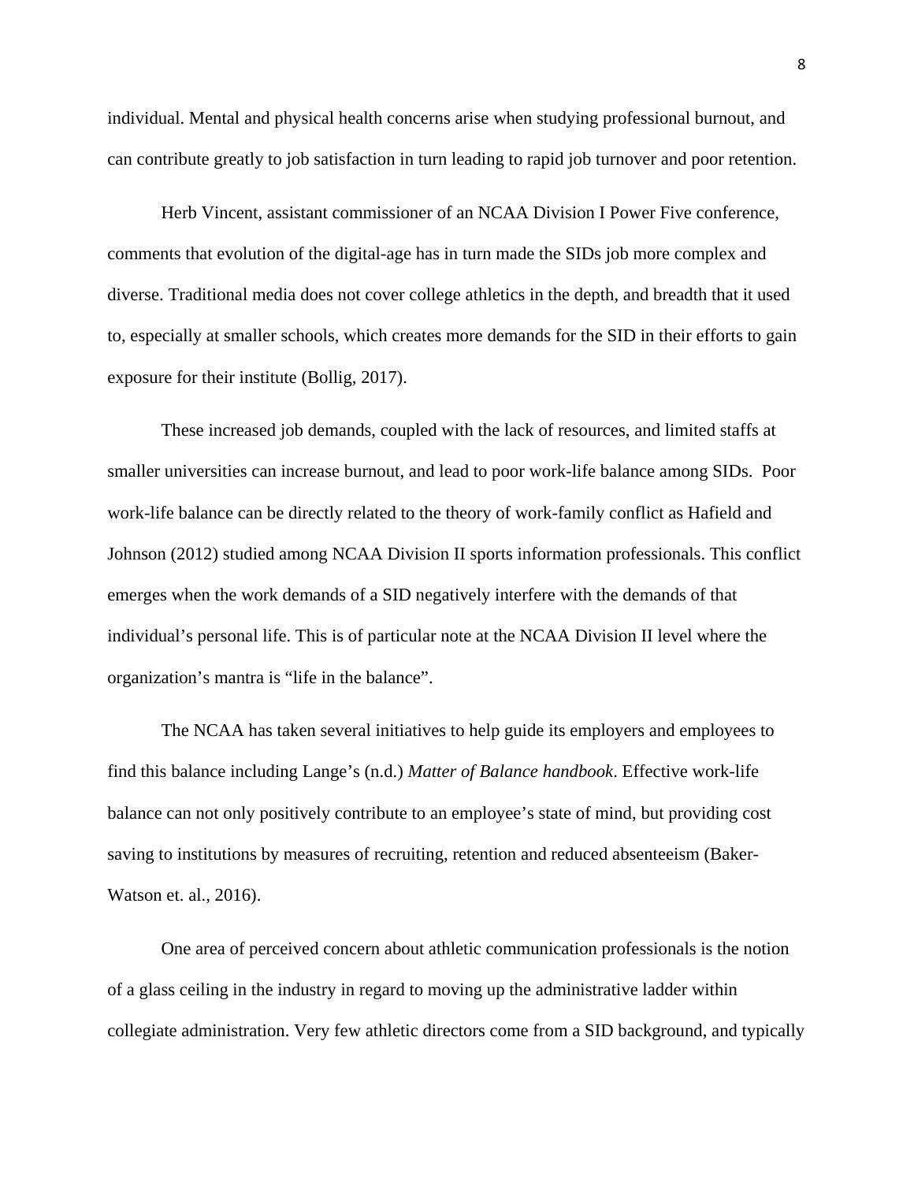individual. Mental and physical health concerns arise when studying professional burnout, and can contribute greatly to job satisfaction in turn leading to rapid job turnover and poor retention.

Herb Vincent, assistant commissioner of an NCAA Division I Power Five conference, comments that evolution of the digital-age has in turn made the SIDs job more complex and diverse. Traditional media does not cover college athletics in the depth, and breadth that it used to, especially at smaller schools, which creates more demands for the SID in their efforts to gain exposure for their institute (Bollig, 2017).

These increased job demands, coupled with the lack of resources, and limited staffs at smaller universities can increase burnout, and lead to poor work-life balance among SIDs. Poor work-life balance can be directly related to the theory of work-family conflict as Hafield and Johnson (2012) studied among NCAA Division II sports information professionals. This conflict emerges when the work demands of a SID negatively interfere with the demands of that individual's personal life. This is of particular note at the NCAA Division II level where the organization's mantra is "life in the balance".

The NCAA has taken several initiatives to help guide its employers and employees to find this balance including Lange's (n.d.) *Matter of Balance handbook*. Effective work-life balance can not only positively contribute to an employee's state of mind, but providing cost saving to institutions by measures of recruiting, retention and reduced absenteeism (Baker-Watson et. al., 2016).

One area of perceived concern about athletic communication professionals is the notion of a glass ceiling in the industry in regard to moving up the administrative ladder within collegiate administration. Very few athletic directors come from a SID background, and typically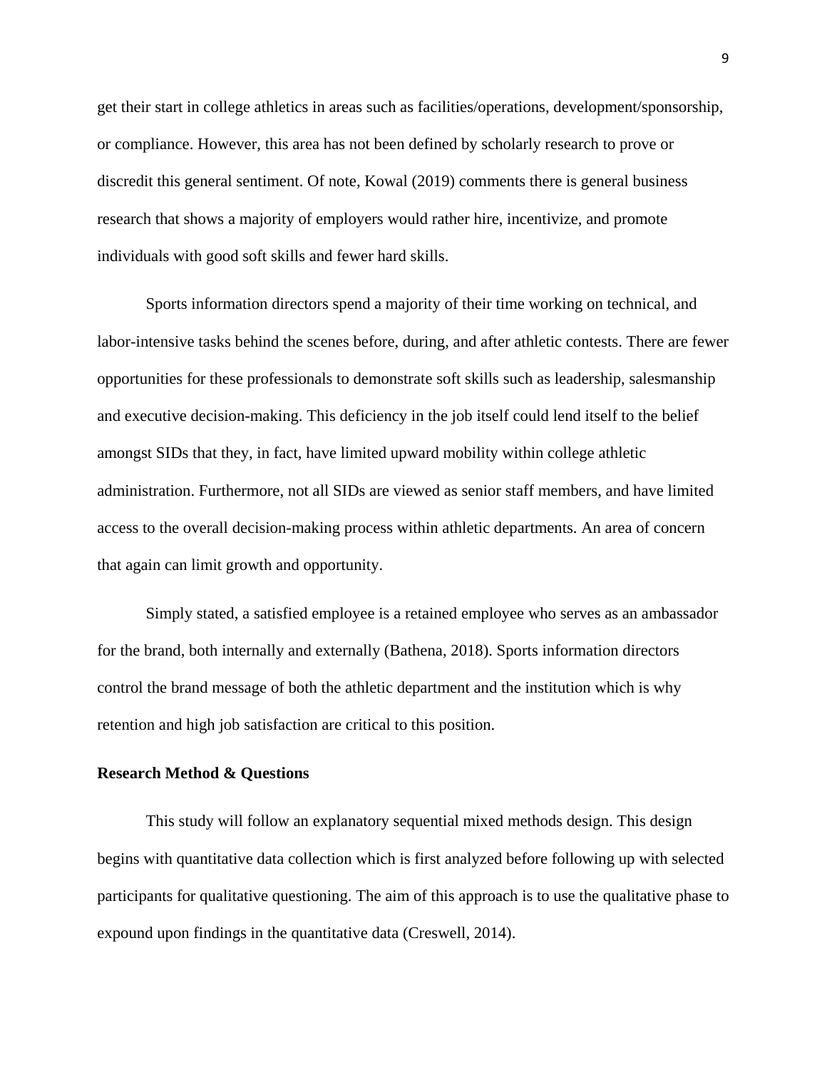get their start in college athletics in areas such as facilities/operations, development/sponsorship, or compliance. However, this area has not been defined by scholarly research to prove or discredit this general sentiment. Of note, Kowal (2019) comments there is general business research that shows a majority of employers would rather hire, incentivize, and promote individuals with good soft skills and fewer hard skills.

Sports information directors spend a majority of their time working on technical, and labor-intensive tasks behind the scenes before, during, and after athletic contests. There are fewer opportunities for these professionals to demonstrate soft skills such as leadership, salesmanship and executive decision-making. This deficiency in the job itself could lend itself to the belief amongst SIDs that they, in fact, have limited upward mobility within college athletic administration. Furthermore, not all SIDs are viewed as senior staff members, and have limited access to the overall decision-making process within athletic departments. An area of concern that again can limit growth and opportunity.

Simply stated, a satisfied employee is a retained employee who serves as an ambassador for the brand, both internally and externally (Bathena, 2018). Sports information directors control the brand message of both the athletic department and the institution which is why retention and high job satisfaction are critical to this position.

**Research Method & Questions**

This study will follow an explanatory sequential mixed methods design. This design begins with quantitative data collection which is first analyzed before following up with selected participants for qualitative questioning. The aim of this approach is to use the qualitative phase to expound upon findings in the quantitative data (Creswell, 2014).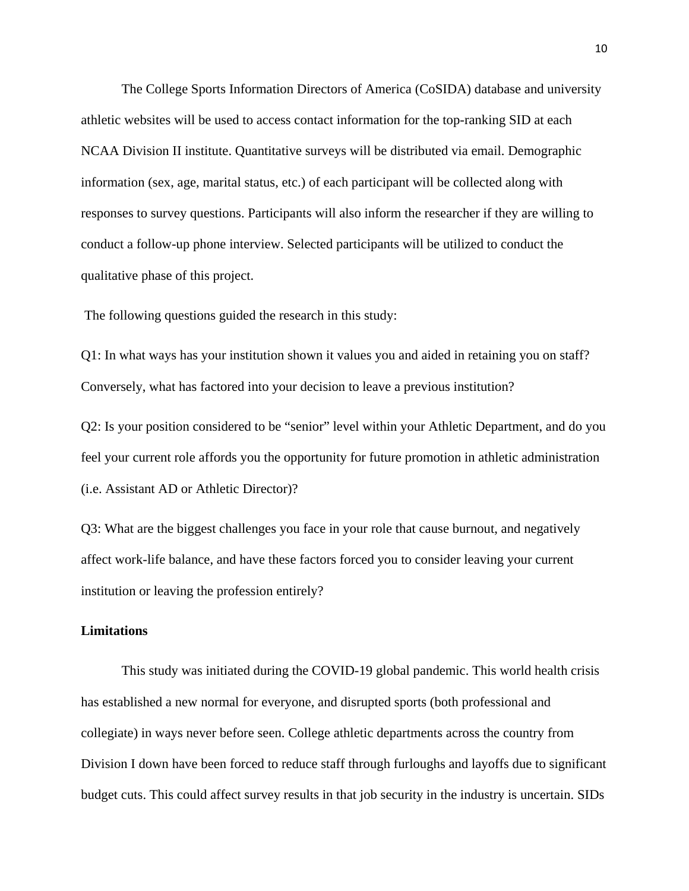The College Sports Information Directors of America (CoSIDA) database and university athletic websites will be used to access contact information for the top-ranking SID at each NCAA Division II institute. Quantitative surveys will be distributed via email. Demographic information (sex, age, marital status, etc.) of each participant will be collected along with responses to survey questions. Participants will also inform the researcher if they are willing to conduct a follow-up phone interview. Selected participants will be utilized to conduct the qualitative phase of this project.

The following questions guided the research in this study:

Q1: In what ways has your institution shown it values you and aided in retaining you on staff? Conversely, what has factored into your decision to leave a previous institution?

Q2: Is your position considered to be "senior" level within your Athletic Department, and do you feel your current role affords you the opportunity for future promotion in athletic administration (i.e. Assistant AD or Athletic Director)?

Q3: What are the biggest challenges you face in your role that cause burnout, and negatively affect work-life balance, and have these factors forced you to consider leaving your current institution or leaving the profession entirely?

**Limitations**

This study was initiated during the COVID-19 global pandemic. This world health crisis has established a new normal for everyone, and disrupted sports (both professional and collegiate) in ways never before seen. College athletic departments across the country from Division I down have been forced to reduce staff through furloughs and layoffs due to significant budget cuts. This could affect survey results in that job security in the industry is uncertain. SIDs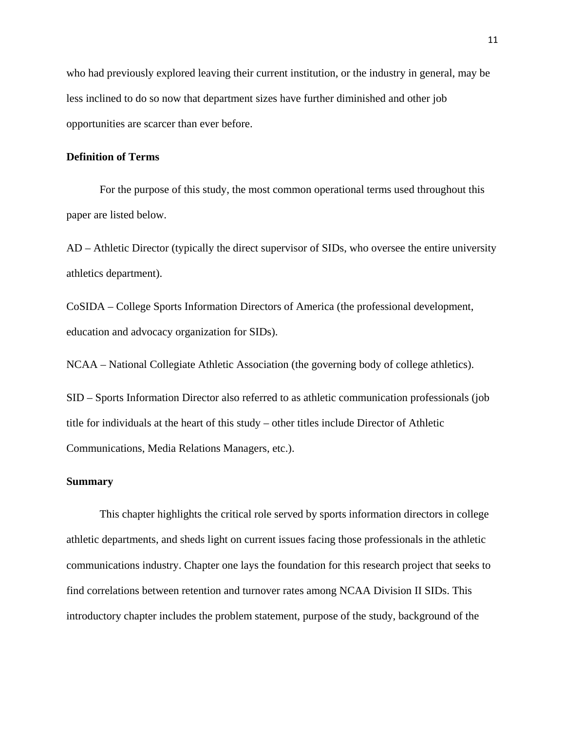who had previously explored leaving their current institution, or the industry in general, may be less inclined to do so now that department sizes have further diminished and other job opportunities are scarcer than ever before.

**Definition of Terms**

For the purpose of this study, the most common operational terms used throughout this paper are listed below.

AD – Athletic Director (typically the direct supervisor of SIDs, who oversee the entire university athletics department).

CoSIDA – College Sports Information Directors of America (the professional development, education and advocacy organization for SIDs).

NCAA – National Collegiate Athletic Association (the governing body of college athletics).

SID – Sports Information Director also referred to as athletic communication professionals (job title for individuals at the heart of this study – other titles include Director of Athletic Communications, Media Relations Managers, etc.).

**Summary**

This chapter highlights the critical role served by sports information directors in college athletic departments, and sheds light on current issues facing those professionals in the athletic communications industry. Chapter one lays the foundation for this research project that seeks to find correlations between retention and turnover rates among NCAA Division II SIDs. This introductory chapter includes the problem statement, purpose of the study, background of the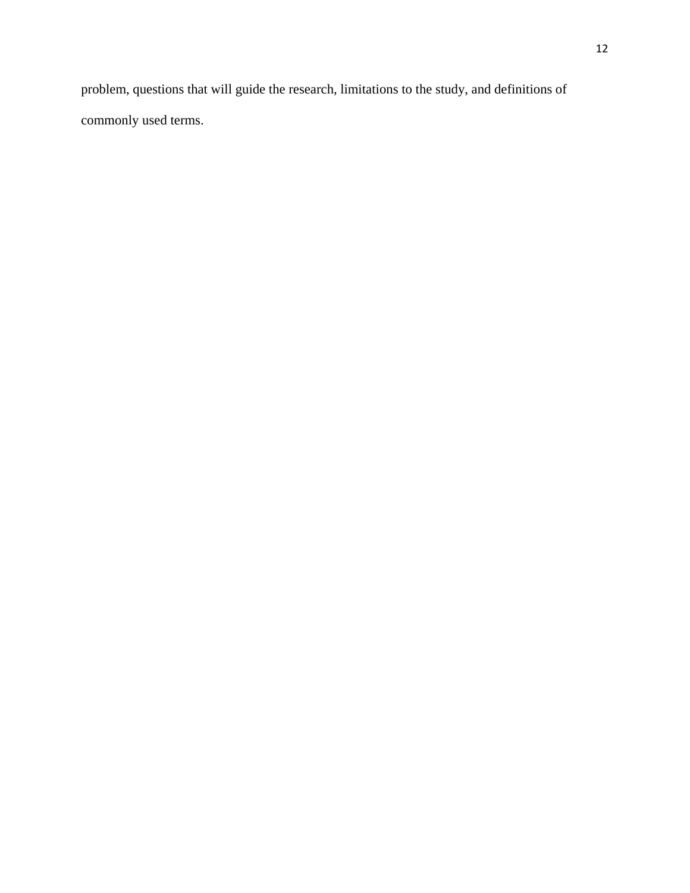problem, questions that will guide the research, limitations to the study, and definitions of commonly used terms.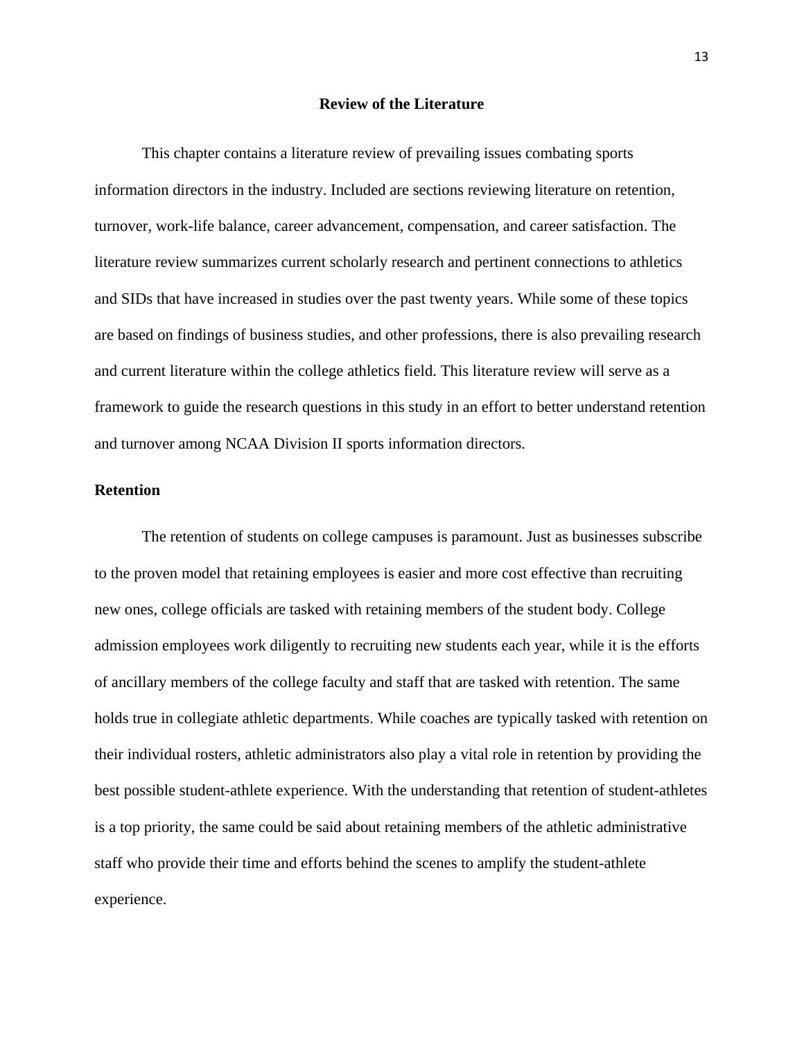## Review of the Literature

This chapter contains a literature review of prevailing issues combating sports information directors in the industry. Included are sections reviewing literature on retention, turnover, work-life balance, career advancement, compensation, and career satisfaction. The literature review summarizes current scholarly research and pertinent connections to athletics and SIDs that have increased in studies over the past twenty years. While some of these topics are based on findings of business studies, and other professions, there is also prevailing research and current literature within the college athletics field. This literature review will serve as a framework to guide the research questions in this study in an effort to better understand retention and turnover among NCAA Division II sports information directors.

### Retention

The retention of students on college campuses is paramount. Just as businesses subscribe to the proven model that retaining employees is easier and more cost effective than recruiting new ones, college officials are tasked with retaining members of the student body. College admission employees work diligently to recruiting new students each year, while it is the efforts of ancillary members of the college faculty and staff that are tasked with retention. The same holds true in collegiate athletic departments. While coaches are typically tasked with retention on their individual rosters, athletic administrators also play a vital role in retention by providing the best possible student-athlete experience. With the understanding that retention of student-athletes is a top priority, the same could be said about retaining members of the athletic administrative staff who provide their time and efforts behind the scenes to amplify the student-athlete experience.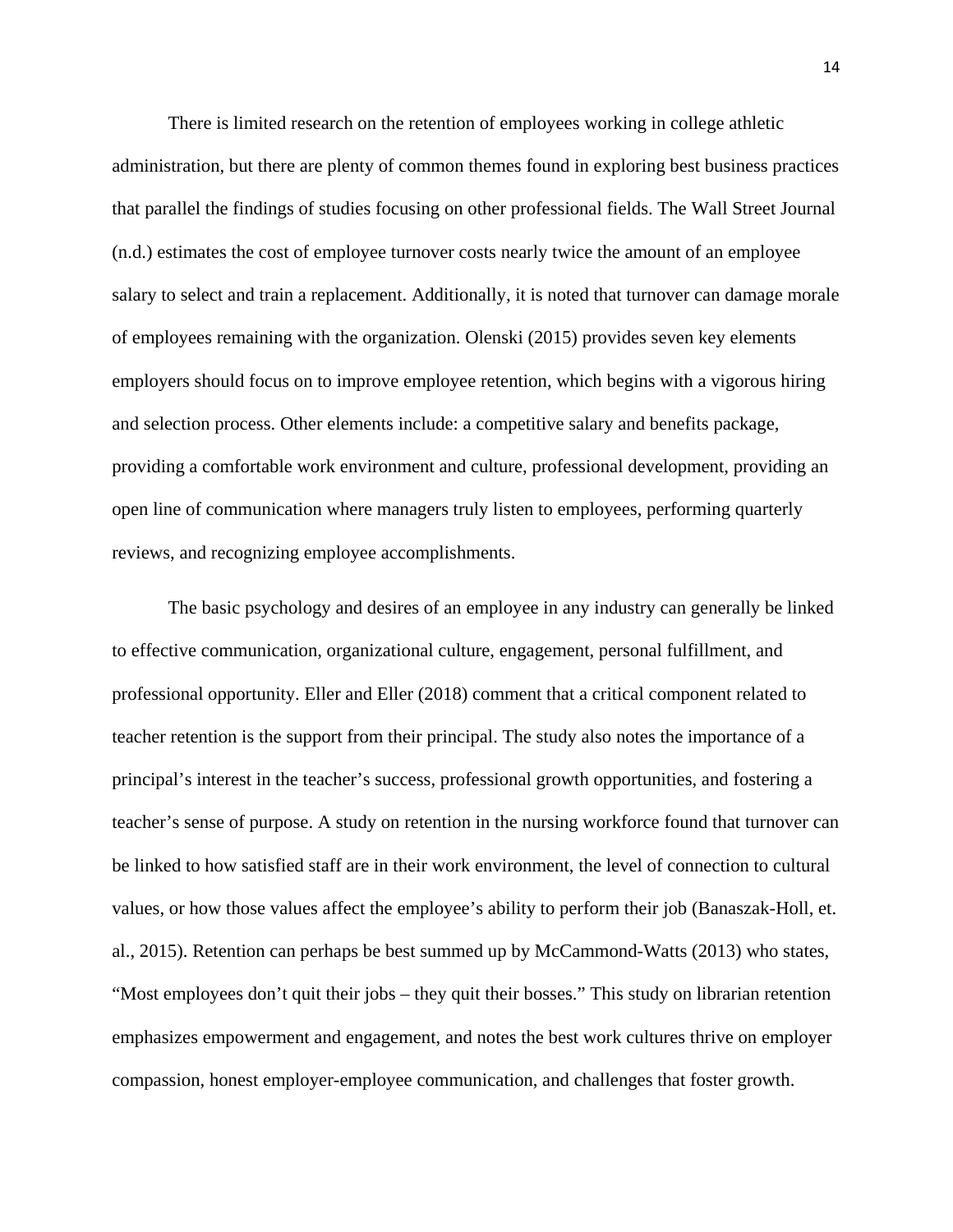There is limited research on the retention of employees working in college athletic administration, but there are plenty of common themes found in exploring best business practices that parallel the findings of studies focusing on other professional fields. The Wall Street Journal (n.d.) estimates the cost of employee turnover costs nearly twice the amount of an employee salary to select and train a replacement. Additionally, it is noted that turnover can damage morale of employees remaining with the organization. Olenski (2015) provides seven key elements employers should focus on to improve employee retention, which begins with a vigorous hiring and selection process. Other elements include: a competitive salary and benefits package, providing a comfortable work environment and culture, professional development, providing an open line of communication where managers truly listen to employees, performing quarterly reviews, and recognizing employee accomplishments.

The basic psychology and desires of an employee in any industry can generally be linked to effective communication, organizational culture, engagement, personal fulfillment, and professional opportunity. Eller and Eller (2018) comment that a critical component related to teacher retention is the support from their principal. The study also notes the importance of a principal's interest in the teacher's success, professional growth opportunities, and fostering a teacher's sense of purpose. A study on retention in the nursing workforce found that turnover can be linked to how satisfied staff are in their work environment, the level of connection to cultural values, or how those values affect the employee's ability to perform their job (Banaszak-Holl, et. al., 2015). Retention can perhaps be best summed up by McCammond-Watts (2013) who states, "Most employees don't quit their jobs – they quit their bosses." This study on librarian retention emphasizes empowerment and engagement, and notes the best work cultures thrive on employer compassion, honest employer-employee communication, and challenges that foster growth.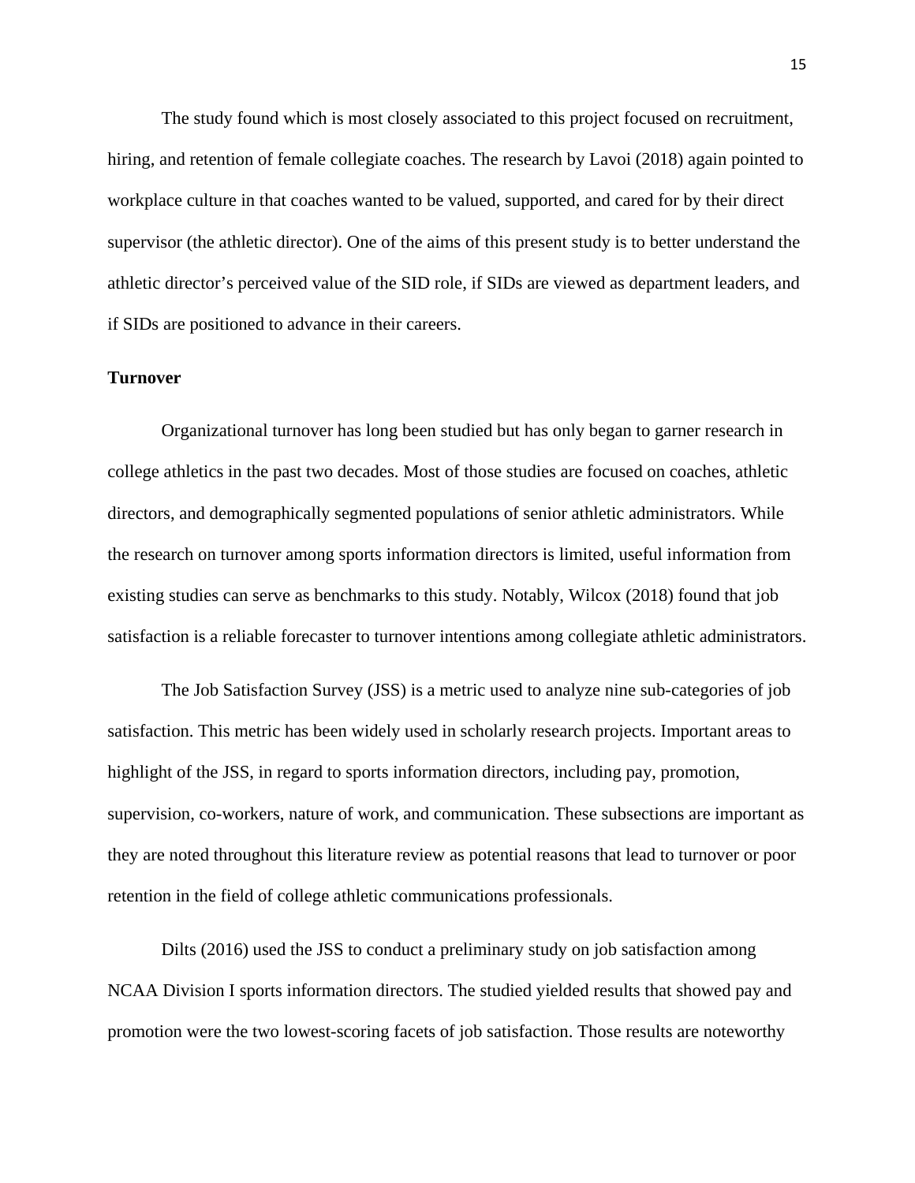The study found which is most closely associated to this project focused on recruitment, hiring, and retention of female collegiate coaches. The research by Lavoi (2018) again pointed to workplace culture in that coaches wanted to be valued, supported, and cared for by their direct supervisor (the athletic director). One of the aims of this present study is to better understand the athletic director's perceived value of the SID role, if SIDs are viewed as department leaders, and if SIDs are positioned to advance in their careers.

**Turnover**

Organizational turnover has long been studied but has only began to garner research in college athletics in the past two decades. Most of those studies are focused on coaches, athletic directors, and demographically segmented populations of senior athletic administrators. While the research on turnover among sports information directors is limited, useful information from existing studies can serve as benchmarks to this study. Notably, Wilcox (2018) found that job satisfaction is a reliable forecaster to turnover intentions among collegiate athletic administrators.

The Job Satisfaction Survey (JSS) is a metric used to analyze nine sub-categories of job satisfaction. This metric has been widely used in scholarly research projects. Important areas to highlight of the JSS, in regard to sports information directors, including pay, promotion, supervision, co-workers, nature of work, and communication. These subsections are important as they are noted throughout this literature review as potential reasons that lead to turnover or poor retention in the field of college athletic communications professionals.

Dilts (2016) used the JSS to conduct a preliminary study on job satisfaction among NCAA Division I sports information directors. The studied yielded results that showed pay and promotion were the two lowest-scoring facets of job satisfaction. Those results are noteworthy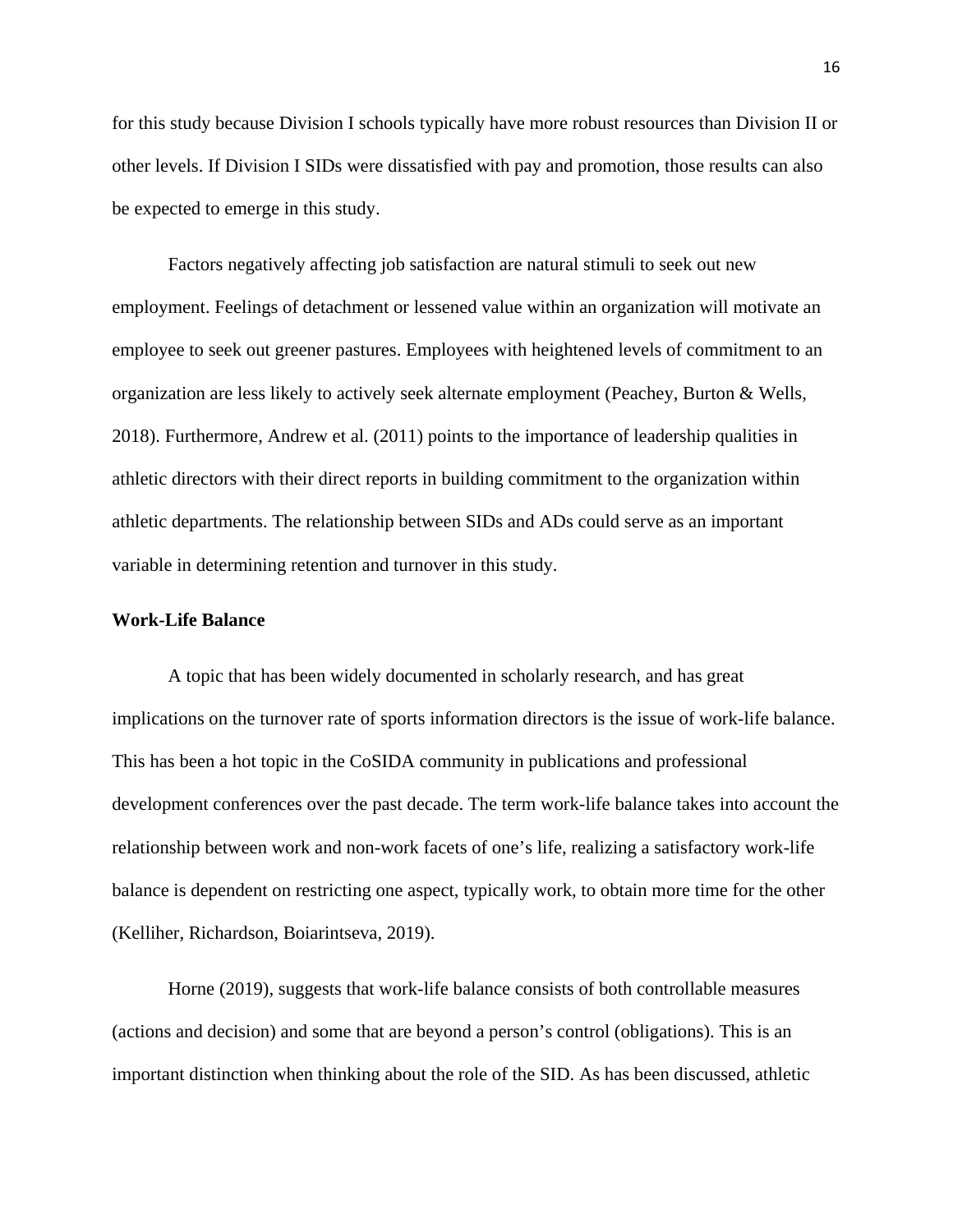for this study because Division I schools typically have more robust resources than Division II or other levels. If Division I SIDs were dissatisfied with pay and promotion, those results can also be expected to emerge in this study.

Factors negatively affecting job satisfaction are natural stimuli to seek out new employment. Feelings of detachment or lessened value within an organization will motivate an employee to seek out greener pastures. Employees with heightened levels of commitment to an organization are less likely to actively seek alternate employment (Peachey, Burton & Wells, 2018). Furthermore, Andrew et al. (2011) points to the importance of leadership qualities in athletic directors with their direct reports in building commitment to the organization within athletic departments. The relationship between SIDs and ADs could serve as an important variable in determining retention and turnover in this study.

**Work-Life Balance**

A topic that has been widely documented in scholarly research, and has great implications on the turnover rate of sports information directors is the issue of work-life balance. This has been a hot topic in the CoSIDA community in publications and professional development conferences over the past decade. The term work-life balance takes into account the relationship between work and non-work facets of one's life, realizing a satisfactory work-life balance is dependent on restricting one aspect, typically work, to obtain more time for the other (Kelliher, Richardson, Boiarintseva, 2019).

Horne (2019), suggests that work-life balance consists of both controllable measures (actions and decision) and some that are beyond a person's control (obligations). This is an important distinction when thinking about the role of the SID. As has been discussed, athletic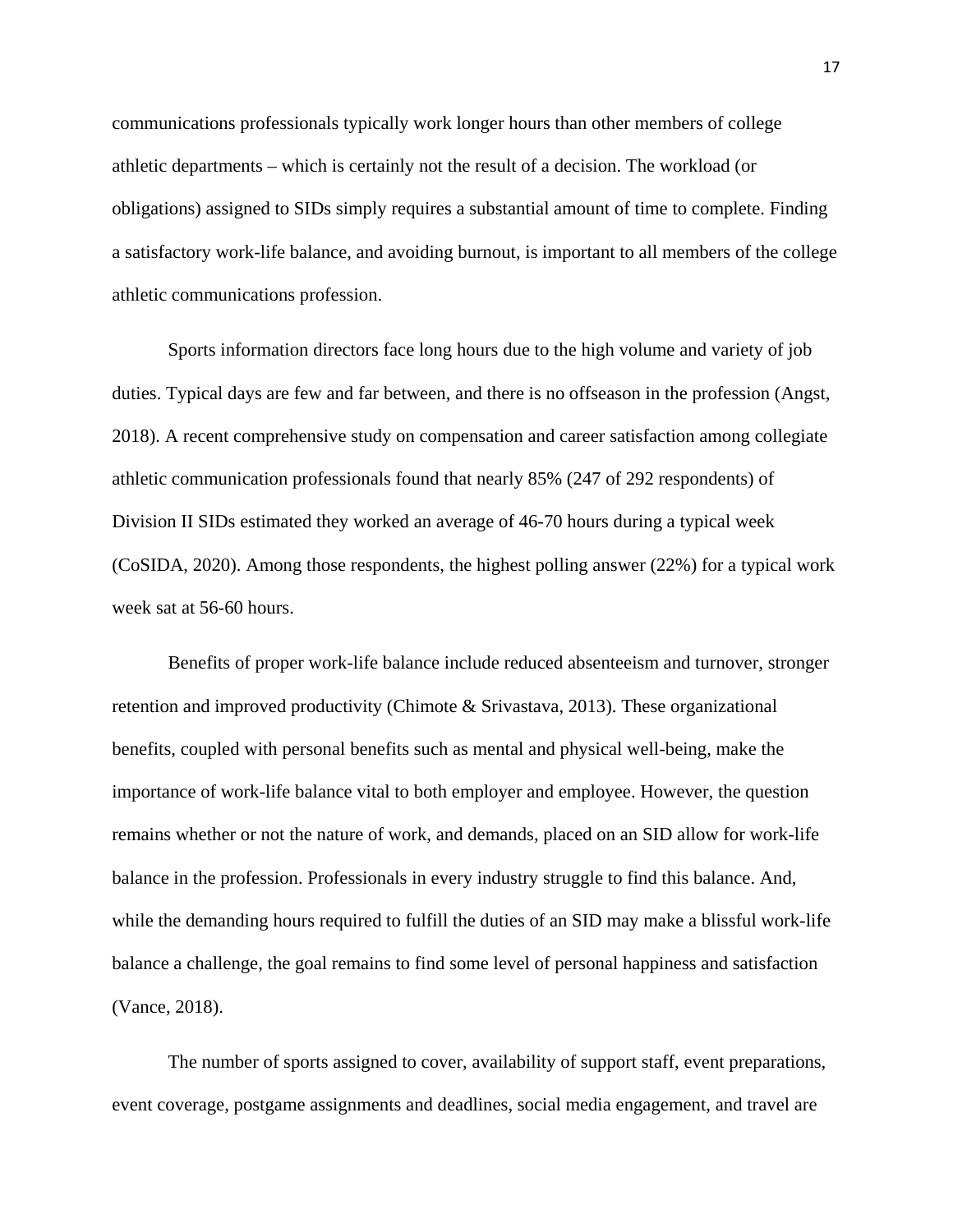communications professionals typically work longer hours than other members of college athletic departments – which is certainly not the result of a decision. The workload (or obligations) assigned to SIDs simply requires a substantial amount of time to complete. Finding a satisfactory work-life balance, and avoiding burnout, is important to all members of the college athletic communications profession.

Sports information directors face long hours due to the high volume and variety of job duties. Typical days are few and far between, and there is no offseason in the profession (Angst, 2018). A recent comprehensive study on compensation and career satisfaction among collegiate athletic communication professionals found that nearly 85% (247 of 292 respondents) of Division II SIDs estimated they worked an average of 46-70 hours during a typical week (CoSIDA, 2020). Among those respondents, the highest polling answer (22%) for a typical work week sat at 56-60 hours.

Benefits of proper work-life balance include reduced absenteeism and turnover, stronger retention and improved productivity (Chimote & Srivastava, 2013). These organizational benefits, coupled with personal benefits such as mental and physical well-being, make the importance of work-life balance vital to both employer and employee. However, the question remains whether or not the nature of work, and demands, placed on an SID allow for work-life balance in the profession. Professionals in every industry struggle to find this balance. And, while the demanding hours required to fulfill the duties of an SID may make a blissful work-life balance a challenge, the goal remains to find some level of personal happiness and satisfaction (Vance, 2018).

The number of sports assigned to cover, availability of support staff, event preparations, event coverage, postgame assignments and deadlines, social media engagement, and travel are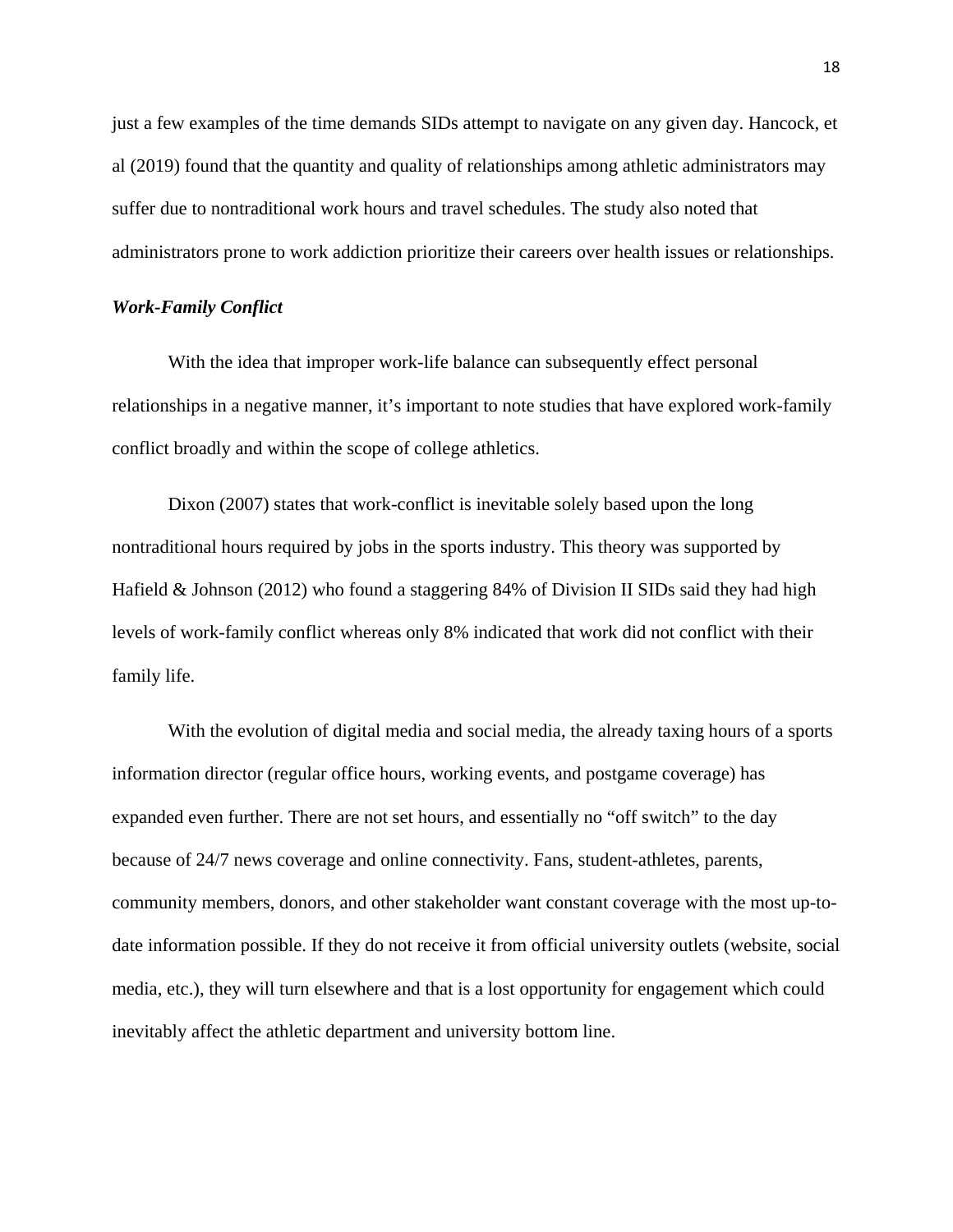just a few examples of the time demands SIDs attempt to navigate on any given day. Hancock, et al (2019) found that the quantity and quality of relationships among athletic administrators may suffer due to nontraditional work hours and travel schedules. The study also noted that administrators prone to work addiction prioritize their careers over health issues or relationships.

***Work-Family Conflict***

With the idea that improper work-life balance can subsequently effect personal relationships in a negative manner, it’s important to note studies that have explored work-family conflict broadly and within the scope of college athletics.

Dixon (2007) states that work-conflict is inevitable solely based upon the long nontraditional hours required by jobs in the sports industry. This theory was supported by Hafield & Johnson (2012) who found a staggering 84% of Division II SIDs said they had high levels of work-family conflict whereas only 8% indicated that work did not conflict with their family life.

With the evolution of digital media and social media, the already taxing hours of a sports information director (regular office hours, working events, and postgame coverage) has expanded even further. There are not set hours, and essentially no “off switch” to the day because of 24/7 news coverage and online connectivity. Fans, student-athletes, parents, community members, donors, and other stakeholder want constant coverage with the most up-to-date information possible. If they do not receive it from official university outlets (website, social media, etc.), they will turn elsewhere and that is a lost opportunity for engagement which could inevitably affect the athletic department and university bottom line.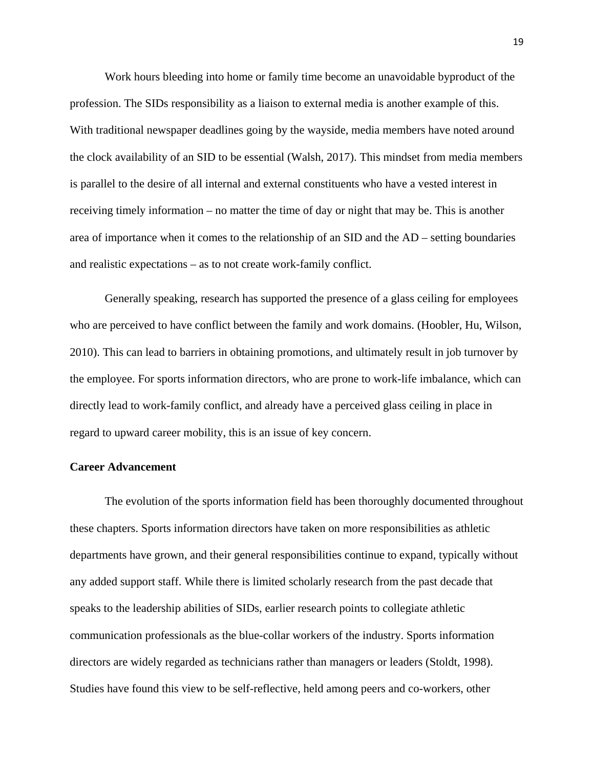Work hours bleeding into home or family time become an unavoidable byproduct of the profession. The SIDs responsibility as a liaison to external media is another example of this. With traditional newspaper deadlines going by the wayside, media members have noted around the clock availability of an SID to be essential (Walsh, 2017). This mindset from media members is parallel to the desire of all internal and external constituents who have a vested interest in receiving timely information – no matter the time of day or night that may be. This is another area of importance when it comes to the relationship of an SID and the AD – setting boundaries and realistic expectations – as to not create work-family conflict.

Generally speaking, research has supported the presence of a glass ceiling for employees who are perceived to have conflict between the family and work domains. (Hoobler, Hu, Wilson, 2010). This can lead to barriers in obtaining promotions, and ultimately result in job turnover by the employee. For sports information directors, who are prone to work-life imbalance, which can directly lead to work-family conflict, and already have a perceived glass ceiling in place in regard to upward career mobility, this is an issue of key concern.

**Career Advancement**

The evolution of the sports information field has been thoroughly documented throughout these chapters. Sports information directors have taken on more responsibilities as athletic departments have grown, and their general responsibilities continue to expand, typically without any added support staff. While there is limited scholarly research from the past decade that speaks to the leadership abilities of SIDs, earlier research points to collegiate athletic communication professionals as the blue-collar workers of the industry. Sports information directors are widely regarded as technicians rather than managers or leaders (Stoldt, 1998). Studies have found this view to be self-reflective, held among peers and co-workers, other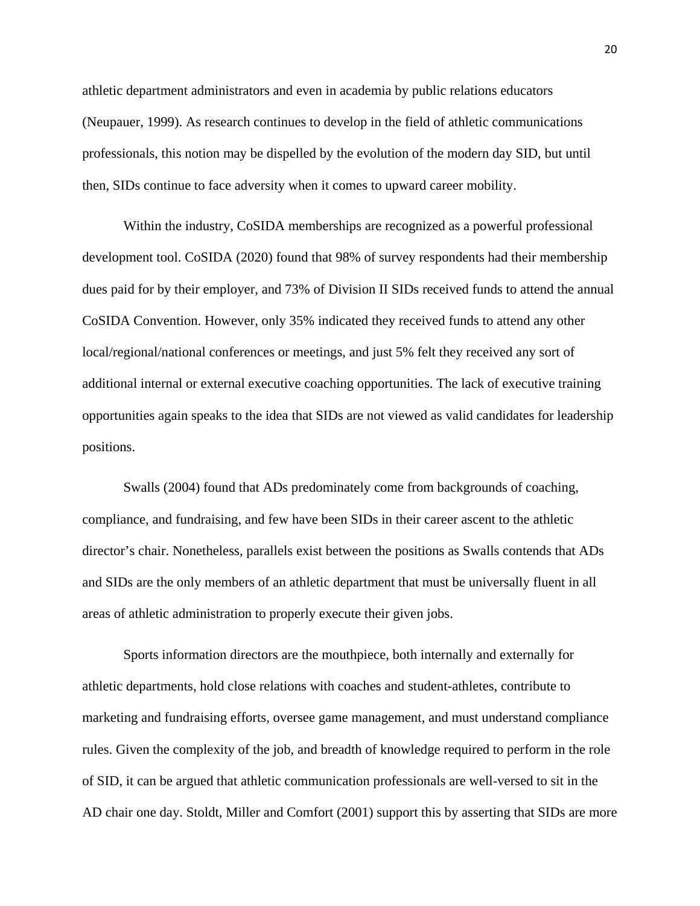athletic department administrators and even in academia by public relations educators (Neupauer, 1999). As research continues to develop in the field of athletic communications professionals, this notion may be dispelled by the evolution of the modern day SID, but until then, SIDs continue to face adversity when it comes to upward career mobility.

Within the industry, CoSIDA memberships are recognized as a powerful professional development tool. CoSIDA (2020) found that 98% of survey respondents had their membership dues paid for by their employer, and 73% of Division II SIDs received funds to attend the annual CoSIDA Convention. However, only 35% indicated they received funds to attend any other local/regional/national conferences or meetings, and just 5% felt they received any sort of additional internal or external executive coaching opportunities. The lack of executive training opportunities again speaks to the idea that SIDs are not viewed as valid candidates for leadership positions.

Swalls (2004) found that ADs predominately come from backgrounds of coaching, compliance, and fundraising, and few have been SIDs in their career ascent to the athletic director's chair. Nonetheless, parallels exist between the positions as Swalls contends that ADs and SIDs are the only members of an athletic department that must be universally fluent in all areas of athletic administration to properly execute their given jobs.

Sports information directors are the mouthpiece, both internally and externally for athletic departments, hold close relations with coaches and student-athletes, contribute to marketing and fundraising efforts, oversee game management, and must understand compliance rules. Given the complexity of the job, and breadth of knowledge required to perform in the role of SID, it can be argued that athletic communication professionals are well-versed to sit in the AD chair one day. Stoldt, Miller and Comfort (2001) support this by asserting that SIDs are more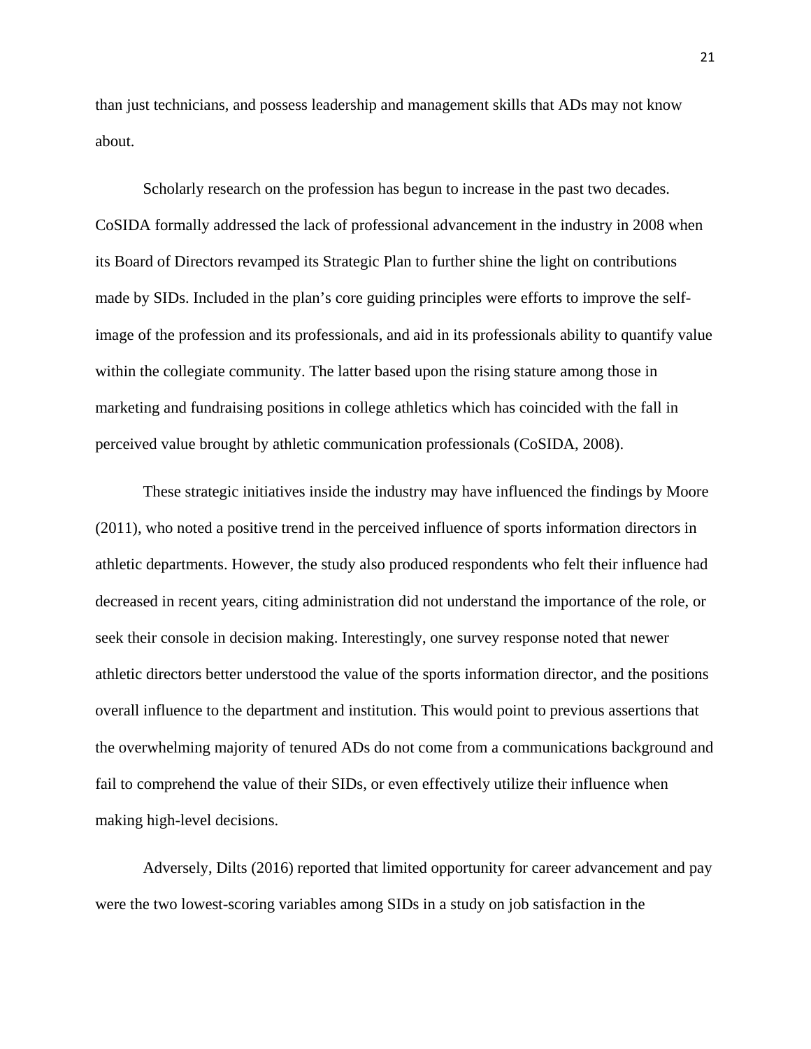than just technicians, and possess leadership and management skills that ADs may not know about.

Scholarly research on the profession has begun to increase in the past two decades. CoSIDA formally addressed the lack of professional advancement in the industry in 2008 when its Board of Directors revamped its Strategic Plan to further shine the light on contributions made by SIDs. Included in the plan's core guiding principles were efforts to improve the self-image of the profession and its professionals, and aid in its professionals ability to quantify value within the collegiate community. The latter based upon the rising stature among those in marketing and fundraising positions in college athletics which has coincided with the fall in perceived value brought by athletic communication professionals (CoSIDA, 2008).

These strategic initiatives inside the industry may have influenced the findings by Moore (2011), who noted a positive trend in the perceived influence of sports information directors in athletic departments. However, the study also produced respondents who felt their influence had decreased in recent years, citing administration did not understand the importance of the role, or seek their console in decision making. Interestingly, one survey response noted that newer athletic directors better understood the value of the sports information director, and the positions overall influence to the department and institution. This would point to previous assertions that the overwhelming majority of tenured ADs do not come from a communications background and fail to comprehend the value of their SIDs, or even effectively utilize their influence when making high-level decisions.

Adversely, Dilts (2016) reported that limited opportunity for career advancement and pay were the two lowest-scoring variables among SIDs in a study on job satisfaction in the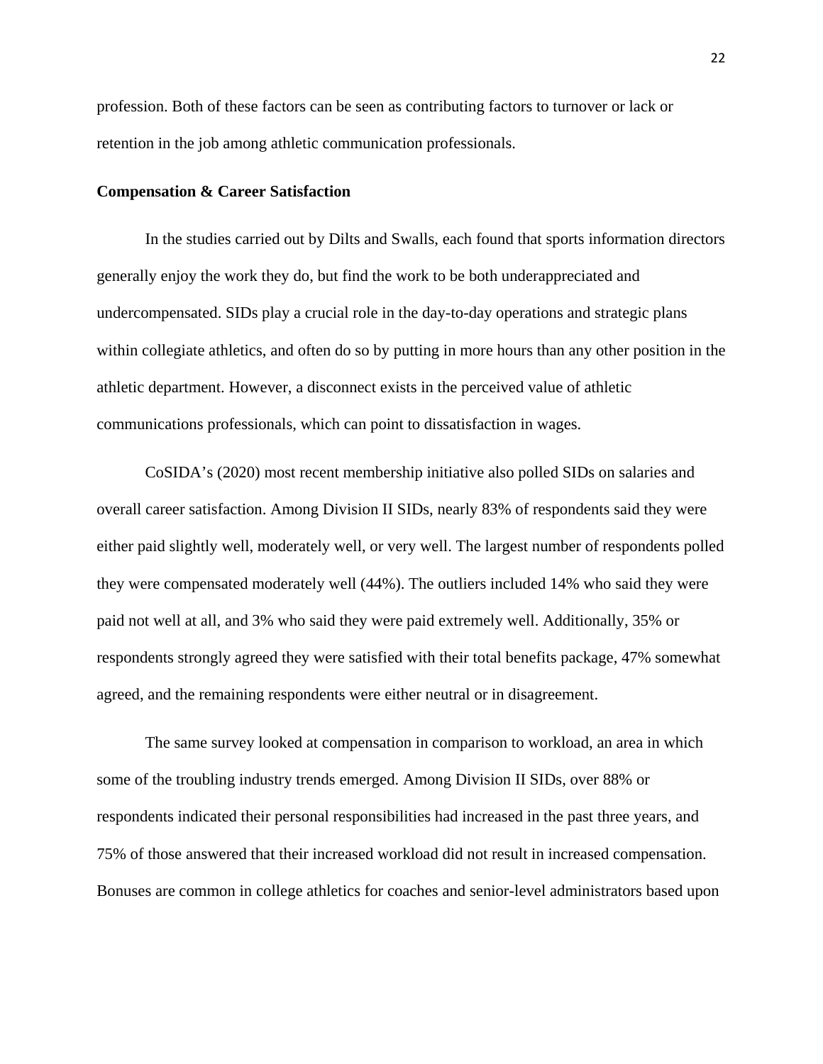profession. Both of these factors can be seen as contributing factors to turnover or lack or retention in the job among athletic communication professionals.

**Compensation & Career Satisfaction**

In the studies carried out by Dilts and Swalls, each found that sports information directors generally enjoy the work they do, but find the work to be both underappreciated and undercompensated. SIDs play a crucial role in the day-to-day operations and strategic plans within collegiate athletics, and often do so by putting in more hours than any other position in the athletic department. However, a disconnect exists in the perceived value of athletic communications professionals, which can point to dissatisfaction in wages.

CoSIDA's (2020) most recent membership initiative also polled SIDs on salaries and overall career satisfaction. Among Division II SIDs, nearly 83% of respondents said they were either paid slightly well, moderately well, or very well. The largest number of respondents polled they were compensated moderately well (44%). The outliers included 14% who said they were paid not well at all, and 3% who said they were paid extremely well. Additionally, 35% or respondents strongly agreed they were satisfied with their total benefits package, 47% somewhat agreed, and the remaining respondents were either neutral or in disagreement.

The same survey looked at compensation in comparison to workload, an area in which some of the troubling industry trends emerged. Among Division II SIDs, over 88% or respondents indicated their personal responsibilities had increased in the past three years, and 75% of those answered that their increased workload did not result in increased compensation. Bonuses are common in college athletics for coaches and senior-level administrators based upon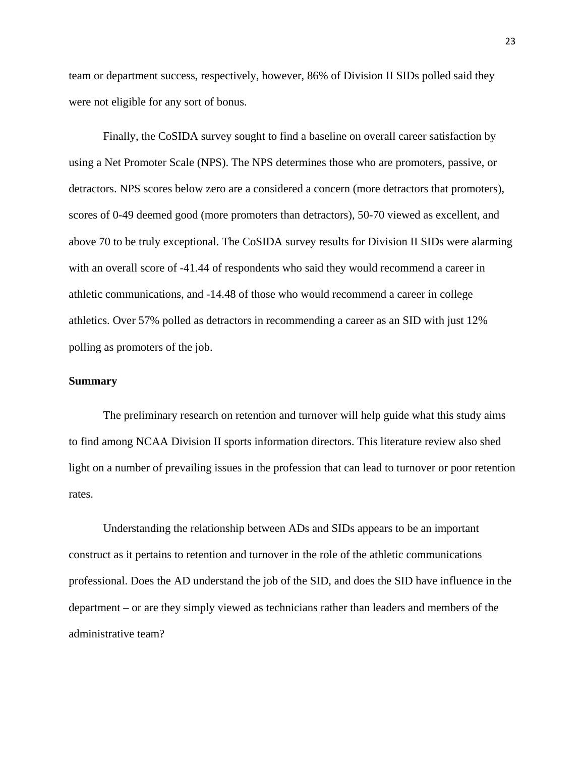team or department success, respectively, however, 86% of Division II SIDs polled said they were not eligible for any sort of bonus.

Finally, the CoSIDA survey sought to find a baseline on overall career satisfaction by using a Net Promoter Scale (NPS). The NPS determines those who are promoters, passive, or detractors. NPS scores below zero are a considered a concern (more detractors that promoters), scores of 0-49 deemed good (more promoters than detractors), 50-70 viewed as excellent, and above 70 to be truly exceptional. The CoSIDA survey results for Division II SIDs were alarming with an overall score of -41.44 of respondents who said they would recommend a career in athletic communications, and -14.48 of those who would recommend a career in college athletics. Over 57% polled as detractors in recommending a career as an SID with just 12% polling as promoters of the job.

**Summary**

The preliminary research on retention and turnover will help guide what this study aims to find among NCAA Division II sports information directors. This literature review also shed light on a number of prevailing issues in the profession that can lead to turnover or poor retention rates.

Understanding the relationship between ADs and SIDs appears to be an important construct as it pertains to retention and turnover in the role of the athletic communications professional. Does the AD understand the job of the SID, and does the SID have influence in the department – or are they simply viewed as technicians rather than leaders and members of the administrative team?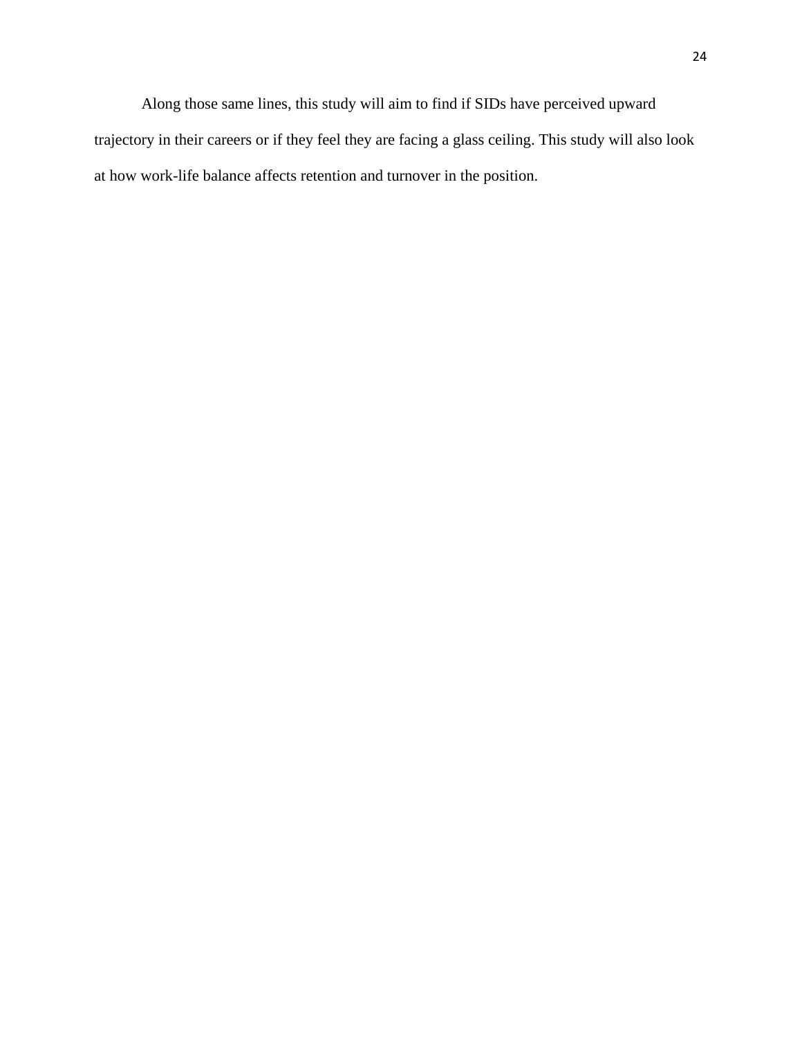Along those same lines, this study will aim to find if SIDs have perceived upward trajectory in their careers or if they feel they are facing a glass ceiling. This study will also look at how work-life balance affects retention and turnover in the position.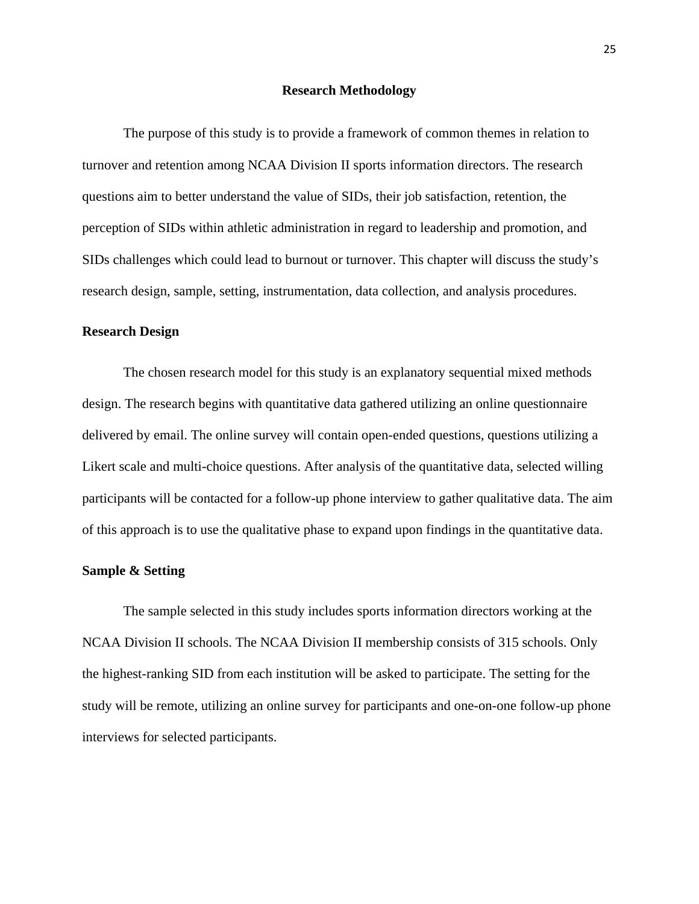# Research Methodology

The purpose of this study is to provide a framework of common themes in relation to turnover and retention among NCAA Division II sports information directors. The research questions aim to better understand the value of SIDs, their job satisfaction, retention, the perception of SIDs within athletic administration in regard to leadership and promotion, and SIDs challenges which could lead to burnout or turnover. This chapter will discuss the study's research design, sample, setting, instrumentation, data collection, and analysis procedures.

## Research Design

The chosen research model for this study is an explanatory sequential mixed methods design. The research begins with quantitative data gathered utilizing an online questionnaire delivered by email. The online survey will contain open-ended questions, questions utilizing a Likert scale and multi-choice questions. After analysis of the quantitative data, selected willing participants will be contacted for a follow-up phone interview to gather qualitative data. The aim of this approach is to use the qualitative phase to expand upon findings in the quantitative data.

## Sample & Setting

The sample selected in this study includes sports information directors working at the NCAA Division II schools. The NCAA Division II membership consists of 315 schools. Only the highest-ranking SID from each institution will be asked to participate. The setting for the study will be remote, utilizing an online survey for participants and one-on-one follow-up phone interviews for selected participants.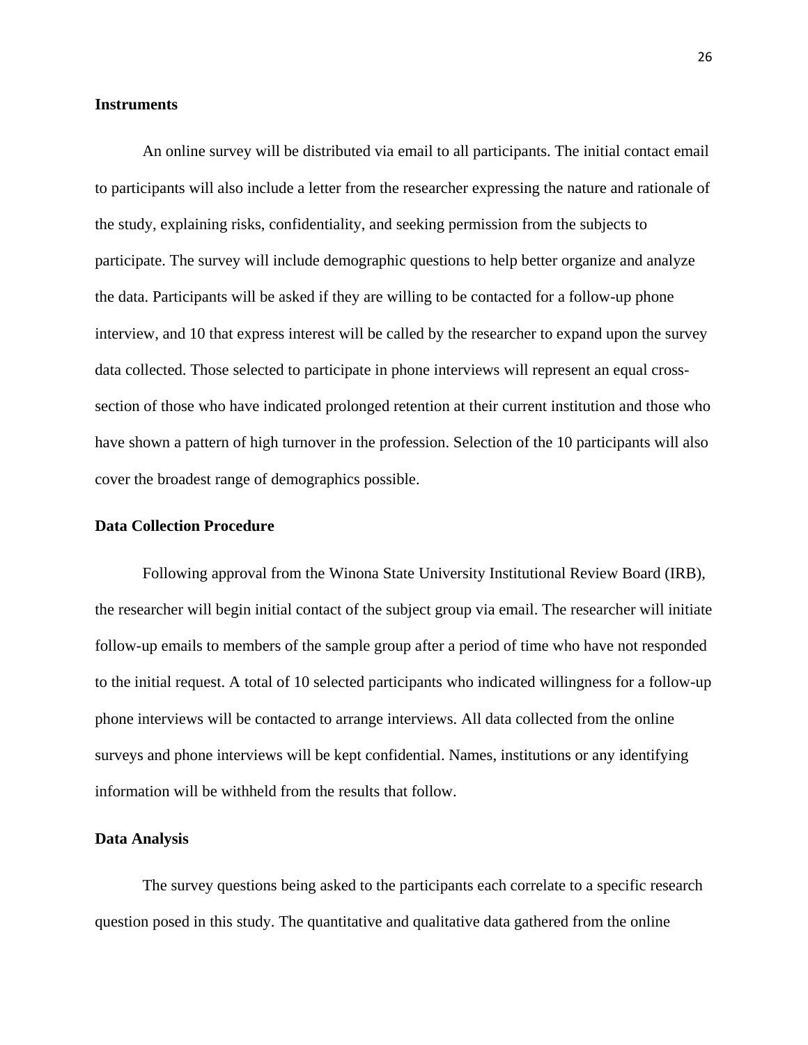### Instruments

An online survey will be distributed via email to all participants. The initial contact email to participants will also include a letter from the researcher expressing the nature and rationale of the study, explaining risks, confidentiality, and seeking permission from the subjects to participate. The survey will include demographic questions to help better organize and analyze the data. Participants will be asked if they are willing to be contacted for a follow-up phone interview, and 10 that express interest will be called by the researcher to expand upon the survey data collected. Those selected to participate in phone interviews will represent an equal cross-section of those who have indicated prolonged retention at their current institution and those who have shown a pattern of high turnover in the profession. Selection of the 10 participants will also cover the broadest range of demographics possible.

### Data Collection Procedure

Following approval from the Winona State University Institutional Review Board (IRB), the researcher will begin initial contact of the subject group via email. The researcher will initiate follow-up emails to members of the sample group after a period of time who have not responded to the initial request. A total of 10 selected participants who indicated willingness for a follow-up phone interviews will be contacted to arrange interviews. All data collected from the online surveys and phone interviews will be kept confidential. Names, institutions or any identifying information will be withheld from the results that follow.

### Data Analysis

The survey questions being asked to the participants each correlate to a specific research question posed in this study. The quantitative and qualitative data gathered from the online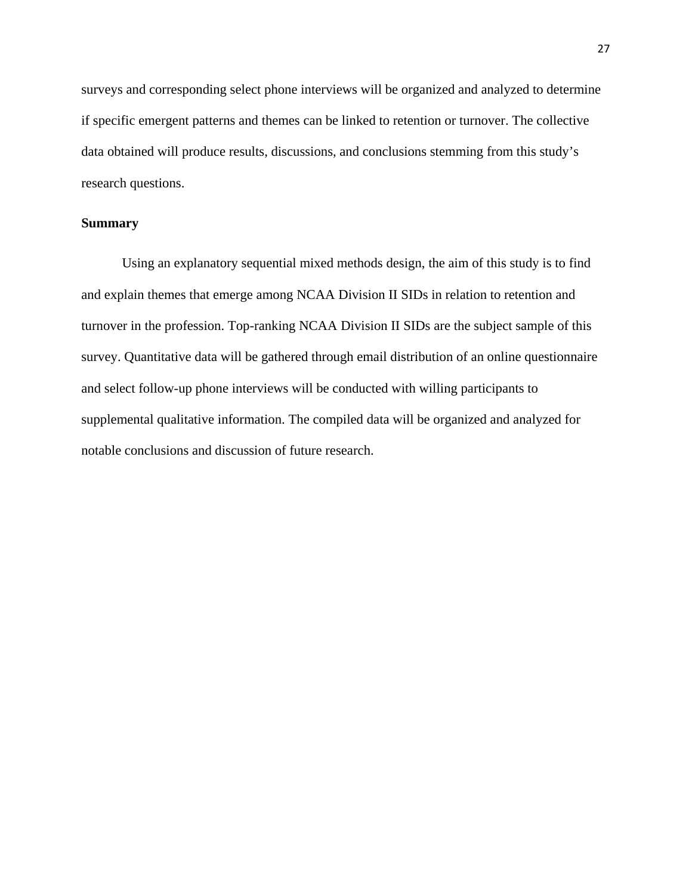surveys and corresponding select phone interviews will be organized and analyzed to determine if specific emergent patterns and themes can be linked to retention or turnover. The collective data obtained will produce results, discussions, and conclusions stemming from this study's research questions.

## Summary

Using an explanatory sequential mixed methods design, the aim of this study is to find and explain themes that emerge among NCAA Division II SIDs in relation to retention and turnover in the profession. Top-ranking NCAA Division II SIDs are the subject sample of this survey. Quantitative data will be gathered through email distribution of an online questionnaire and select follow-up phone interviews will be conducted with willing participants to supplemental qualitative information. The compiled data will be organized and analyzed for notable conclusions and discussion of future research.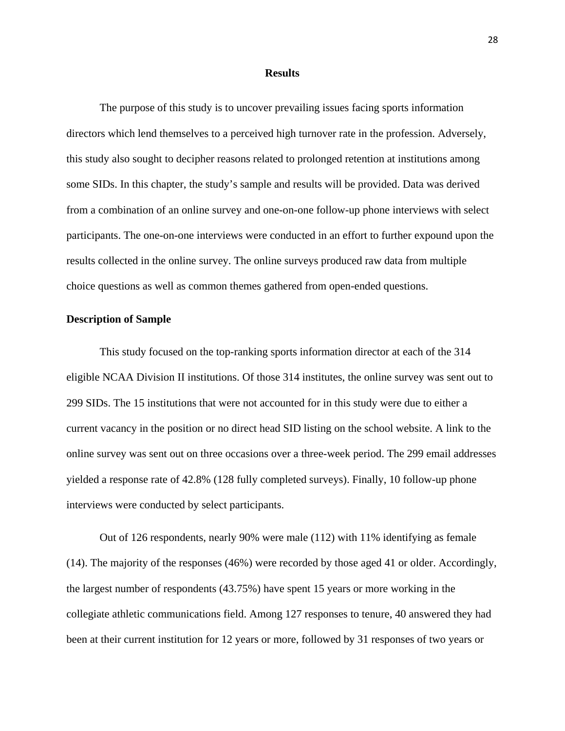## Results

The purpose of this study is to uncover prevailing issues facing sports information directors which lend themselves to a perceived high turnover rate in the profession. Adversely, this study also sought to decipher reasons related to prolonged retention at institutions among some SIDs. In this chapter, the study's sample and results will be provided. Data was derived from a combination of an online survey and one-on-one follow-up phone interviews with select participants. The one-on-one interviews were conducted in an effort to further expound upon the results collected in the online survey. The online surveys produced raw data from multiple choice questions as well as common themes gathered from open-ended questions.

### Description of Sample

This study focused on the top-ranking sports information director at each of the 314 eligible NCAA Division II institutions. Of those 314 institutes, the online survey was sent out to 299 SIDs. The 15 institutions that were not accounted for in this study were due to either a current vacancy in the position or no direct head SID listing on the school website. A link to the online survey was sent out on three occasions over a three-week period. The 299 email addresses yielded a response rate of 42.8% (128 fully completed surveys). Finally, 10 follow-up phone interviews were conducted by select participants.

Out of 126 respondents, nearly 90% were male (112) with 11% identifying as female (14). The majority of the responses (46%) were recorded by those aged 41 or older. Accordingly, the largest number of respondents (43.75%) have spent 15 years or more working in the collegiate athletic communications field. Among 127 responses to tenure, 40 answered they had been at their current institution for 12 years or more, followed by 31 responses of two years or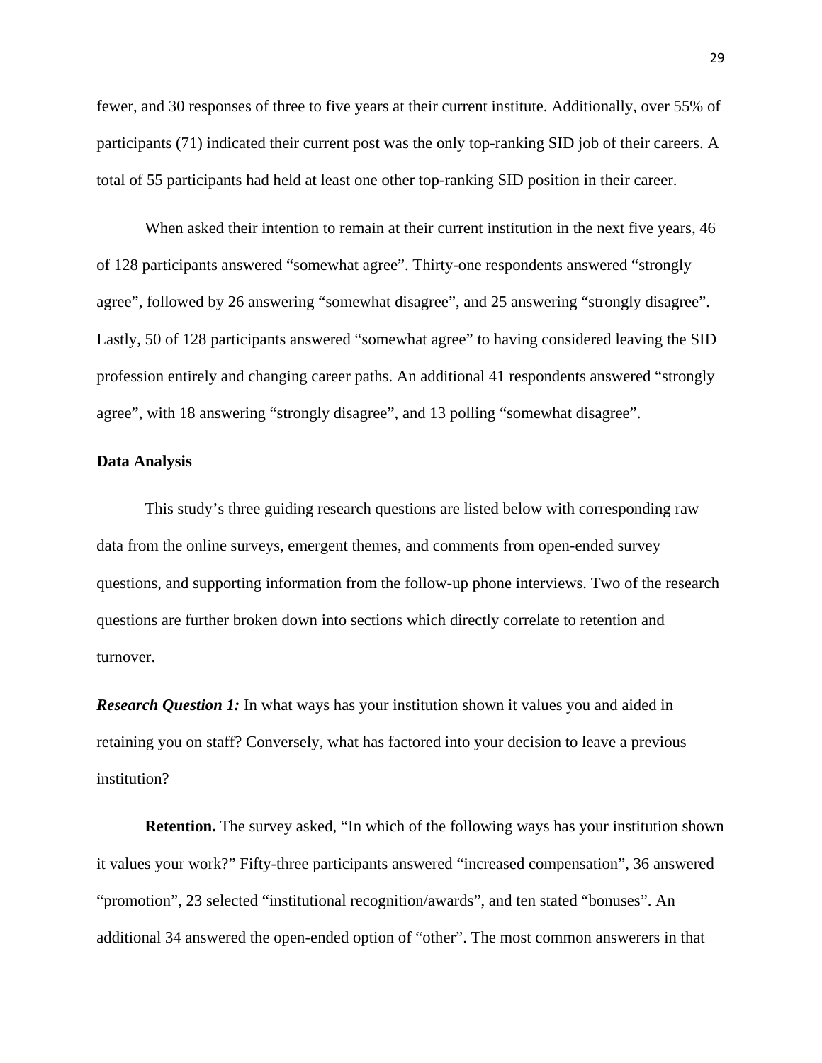fewer, and 30 responses of three to five years at their current institute. Additionally, over 55% of participants (71) indicated their current post was the only top-ranking SID job of their careers. A total of 55 participants had held at least one other top-ranking SID position in their career.

When asked their intention to remain at their current institution in the next five years, 46 of 128 participants answered "somewhat agree". Thirty-one respondents answered "strongly agree", followed by 26 answering "somewhat disagree", and 25 answering "strongly disagree". Lastly, 50 of 128 participants answered "somewhat agree" to having considered leaving the SID profession entirely and changing career paths. An additional 41 respondents answered "strongly agree", with 18 answering "strongly disagree", and 13 polling "somewhat disagree".

**Data Analysis**

This study's three guiding research questions are listed below with corresponding raw data from the online surveys, emergent themes, and comments from open-ended survey questions, and supporting information from the follow-up phone interviews. Two of the research questions are further broken down into sections which directly correlate to retention and turnover.

***Research Question 1:*** In what ways has your institution shown it values you and aided in retaining you on staff? Conversely, what has factored into your decision to leave a previous institution?

**Retention.** The survey asked, "In which of the following ways has your institution shown it values your work?" Fifty-three participants answered "increased compensation", 36 answered "promotion", 23 selected "institutional recognition/awards", and ten stated "bonuses". An additional 34 answered the open-ended option of "other". The most common answerers in that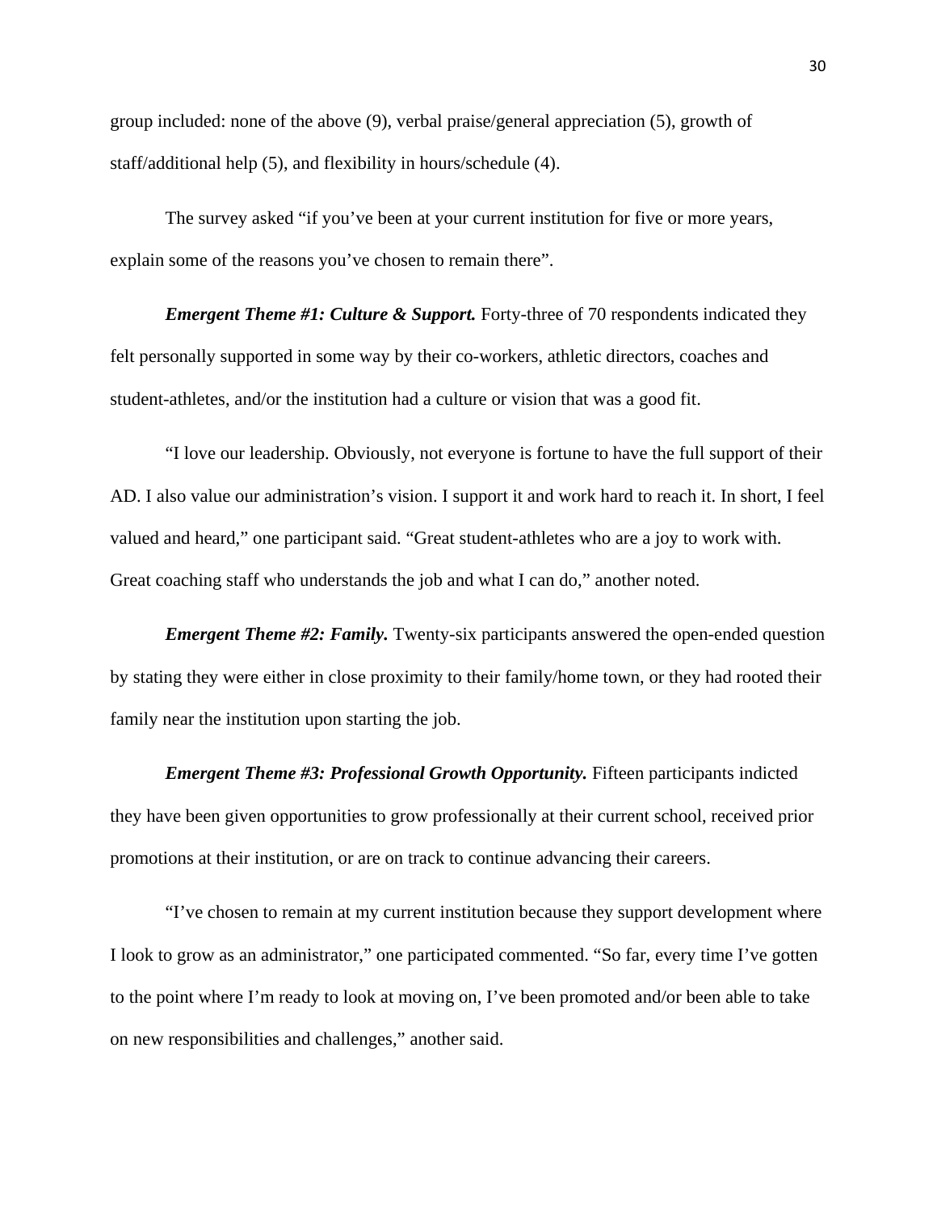group included: none of the above (9), verbal praise/general appreciation (5), growth of staff/additional help (5), and flexibility in hours/schedule (4).

The survey asked "if you've been at your current institution for five or more years, explain some of the reasons you've chosen to remain there".

***Emergent Theme #1: Culture & Support.*** Forty-three of 70 respondents indicated they felt personally supported in some way by their co-workers, athletic directors, coaches and student-athletes, and/or the institution had a culture or vision that was a good fit.

"I love our leadership. Obviously, not everyone is fortune to have the full support of their AD. I also value our administration's vision. I support it and work hard to reach it. In short, I feel valued and heard," one participant said. "Great student-athletes who are a joy to work with. Great coaching staff who understands the job and what I can do," another noted.

***Emergent Theme #2: Family.*** Twenty-six participants answered the open-ended question by stating they were either in close proximity to their family/home town, or they had rooted their family near the institution upon starting the job.

***Emergent Theme #3: Professional Growth Opportunity.*** Fifteen participants indicted they have been given opportunities to grow professionally at their current school, received prior promotions at their institution, or are on track to continue advancing their careers.

"I've chosen to remain at my current institution because they support development where I look to grow as an administrator," one participated commented. "So far, every time I've gotten to the point where I'm ready to look at moving on, I've been promoted and/or been able to take on new responsibilities and challenges," another said.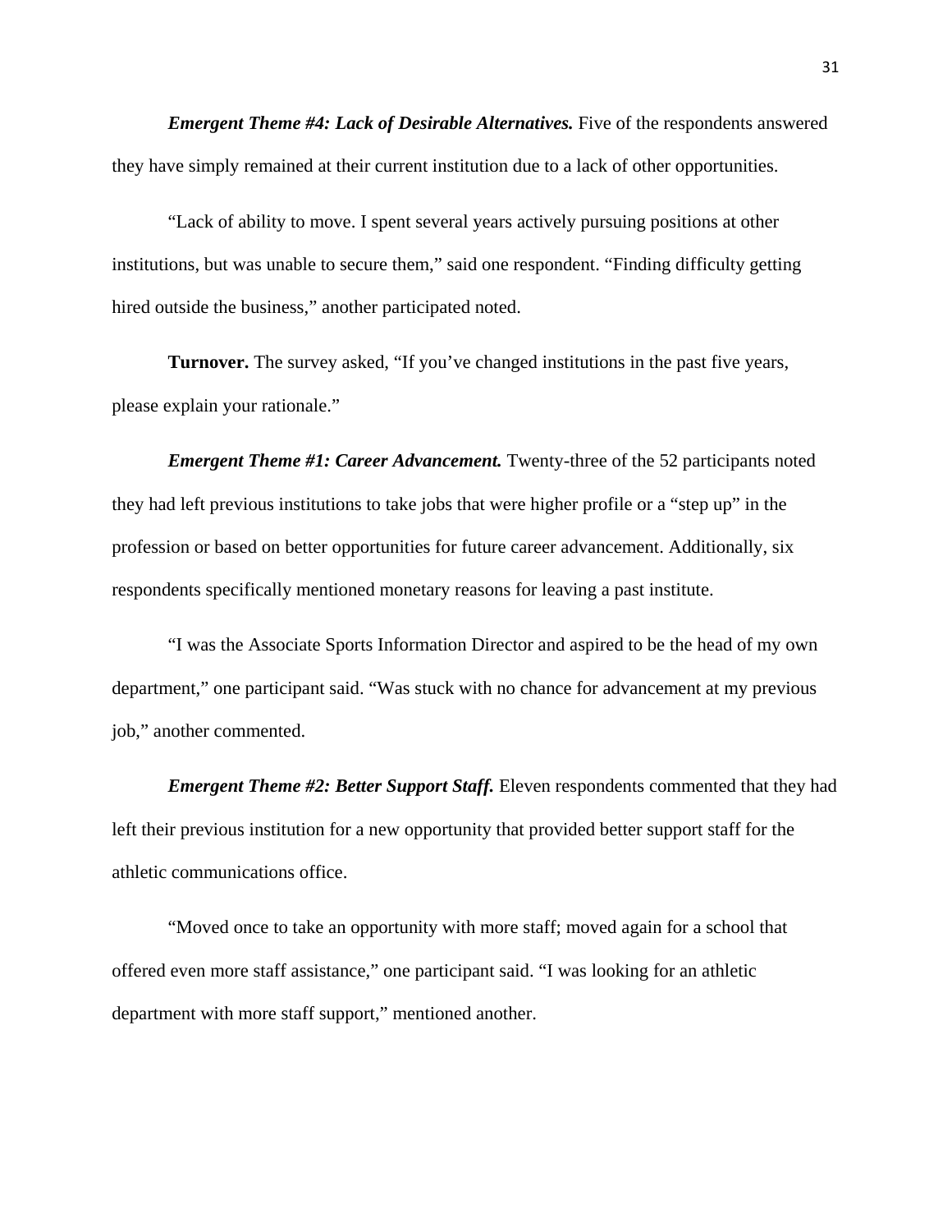***Emergent Theme #4: Lack of Desirable Alternatives.*** Five of the respondents answered they have simply remained at their current institution due to a lack of other opportunities.

"Lack of ability to move. I spent several years actively pursuing positions at other institutions, but was unable to secure them," said one respondent. "Finding difficulty getting hired outside the business," another participated noted.

**Turnover.** The survey asked, "If you've changed institutions in the past five years, please explain your rationale."

***Emergent Theme #1: Career Advancement.*** Twenty-three of the 52 participants noted they had left previous institutions to take jobs that were higher profile or a "step up" in the profession or based on better opportunities for future career advancement. Additionally, six respondents specifically mentioned monetary reasons for leaving a past institute.

"I was the Associate Sports Information Director and aspired to be the head of my own department," one participant said. "Was stuck with no chance for advancement at my previous job," another commented.

***Emergent Theme #2: Better Support Staff.*** Eleven respondents commented that they had left their previous institution for a new opportunity that provided better support staff for the athletic communications office.

"Moved once to take an opportunity with more staff; moved again for a school that offered even more staff assistance," one participant said. "I was looking for an athletic department with more staff support," mentioned another.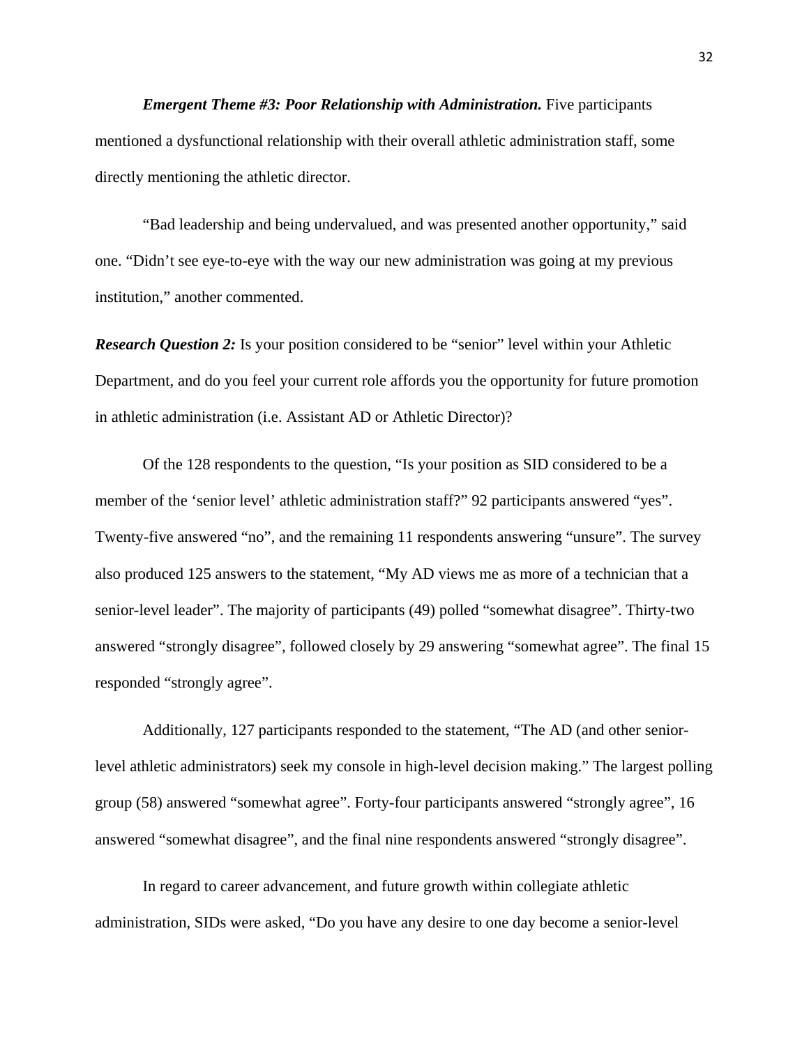*Emergent Theme #3: Poor Relationship with Administration.* Five participants mentioned a dysfunctional relationship with their overall athletic administration staff, some directly mentioning the athletic director.

"Bad leadership and being undervalued, and was presented another opportunity," said one. "Didn't see eye-to-eye with the way our new administration was going at my previous institution," another commented.

***Research Question 2:*** Is your position considered to be "senior" level within your Athletic Department, and do you feel your current role affords you the opportunity for future promotion in athletic administration (i.e. Assistant AD or Athletic Director)?

Of the 128 respondents to the question, "Is your position as SID considered to be a member of the 'senior level' athletic administration staff?" 92 participants answered "yes". Twenty-five answered "no", and the remaining 11 respondents answering "unsure". The survey also produced 125 answers to the statement, "My AD views me as more of a technician that a senior-level leader". The majority of participants (49) polled "somewhat disagree". Thirty-two answered "strongly disagree", followed closely by 29 answering "somewhat agree". The final 15 responded "strongly agree".

Additionally, 127 participants responded to the statement, "The AD (and other senior-level athletic administrators) seek my console in high-level decision making." The largest polling group (58) answered "somewhat agree". Forty-four participants answered "strongly agree", 16 answered "somewhat disagree", and the final nine respondents answered "strongly disagree".

In regard to career advancement, and future growth within collegiate athletic administration, SIDs were asked, "Do you have any desire to one day become a senior-level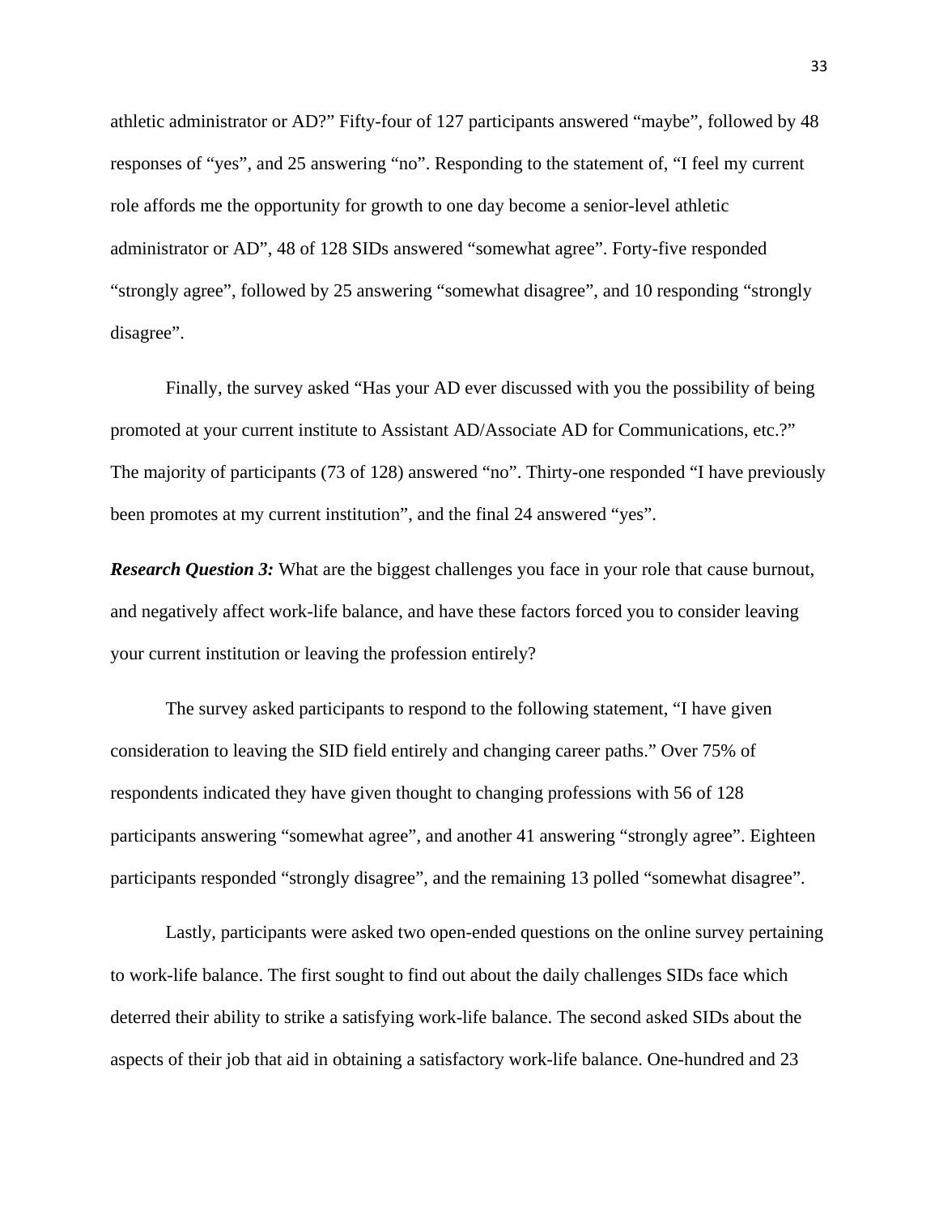athletic administrator or AD?" Fifty-four of 127 participants answered "maybe", followed by 48 responses of "yes", and 25 answering "no". Responding to the statement of, "I feel my current role affords me the opportunity for growth to one day become a senior-level athletic administrator or AD", 48 of 128 SIDs answered "somewhat agree". Forty-five responded "strongly agree", followed by 25 answering "somewhat disagree", and 10 responding "strongly disagree".

Finally, the survey asked "Has your AD ever discussed with you the possibility of being promoted at your current institute to Assistant AD/Associate AD for Communications, etc.?" The majority of participants (73 of 128) answered "no". Thirty-one responded "I have previously been promotes at my current institution", and the final 24 answered "yes".

***Research Question 3:*** What are the biggest challenges you face in your role that cause burnout, and negatively affect work-life balance, and have these factors forced you to consider leaving your current institution or leaving the profession entirely?

The survey asked participants to respond to the following statement, "I have given consideration to leaving the SID field entirely and changing career paths." Over 75% of respondents indicated they have given thought to changing professions with 56 of 128 participants answering "somewhat agree", and another 41 answering "strongly agree". Eighteen participants responded "strongly disagree", and the remaining 13 polled "somewhat disagree".

Lastly, participants were asked two open-ended questions on the online survey pertaining to work-life balance. The first sought to find out about the daily challenges SIDs face which deterred their ability to strike a satisfying work-life balance. The second asked SIDs about the aspects of their job that aid in obtaining a satisfactory work-life balance. One-hundred and 23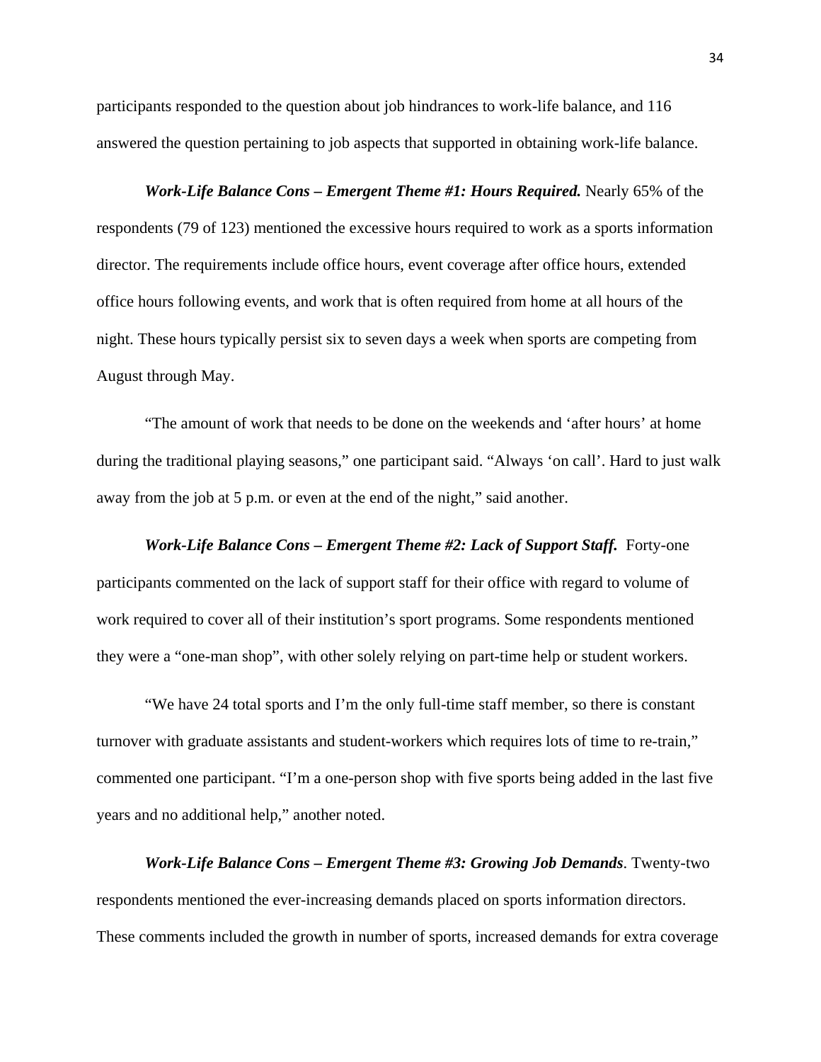participants responded to the question about job hindrances to work-life balance, and 116 answered the question pertaining to job aspects that supported in obtaining work-life balance.

***Work-Life Balance Cons – Emergent Theme #1: Hours Required.*** Nearly 65% of the respondents (79 of 123) mentioned the excessive hours required to work as a sports information director. The requirements include office hours, event coverage after office hours, extended office hours following events, and work that is often required from home at all hours of the night. These hours typically persist six to seven days a week when sports are competing from August through May.

"The amount of work that needs to be done on the weekends and 'after hours' at home during the traditional playing seasons," one participant said. "Always 'on call'. Hard to just walk away from the job at 5 p.m. or even at the end of the night," said another.

***Work-Life Balance Cons – Emergent Theme #2: Lack of Support Staff.*** Forty-one participants commented on the lack of support staff for their office with regard to volume of work required to cover all of their institution's sport programs. Some respondents mentioned they were a "one-man shop", with other solely relying on part-time help or student workers.

"We have 24 total sports and I'm the only full-time staff member, so there is constant turnover with graduate assistants and student-workers which requires lots of time to re-train," commented one participant. "I'm a one-person shop with five sports being added in the last five years and no additional help," another noted.

***Work-Life Balance Cons – Emergent Theme #3: Growing Job Demands***. Twenty-two respondents mentioned the ever-increasing demands placed on sports information directors. These comments included the growth in number of sports, increased demands for extra coverage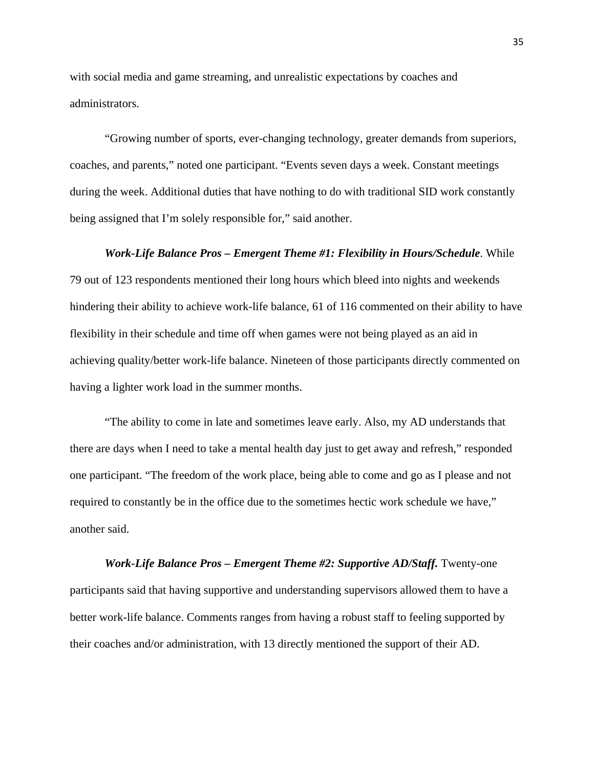with social media and game streaming, and unrealistic expectations by coaches and administrators.

"Growing number of sports, ever-changing technology, greater demands from superiors, coaches, and parents," noted one participant. "Events seven days a week. Constant meetings during the week. Additional duties that have nothing to do with traditional SID work constantly being assigned that I'm solely responsible for," said another.

***Work-Life Balance Pros – Emergent Theme #1: Flexibility in Hours/Schedule***. While 79 out of 123 respondents mentioned their long hours which bleed into nights and weekends hindering their ability to achieve work-life balance, 61 of 116 commented on their ability to have flexibility in their schedule and time off when games were not being played as an aid in achieving quality/better work-life balance. Nineteen of those participants directly commented on having a lighter work load in the summer months.

"The ability to come in late and sometimes leave early. Also, my AD understands that there are days when I need to take a mental health day just to get away and refresh," responded one participant. "The freedom of the work place, being able to come and go as I please and not required to constantly be in the office due to the sometimes hectic work schedule we have," another said.

***Work-Life Balance Pros – Emergent Theme #2: Supportive AD/Staff.*** Twenty-one participants said that having supportive and understanding supervisors allowed them to have a better work-life balance. Comments ranges from having a robust staff to feeling supported by their coaches and/or administration, with 13 directly mentioned the support of their AD.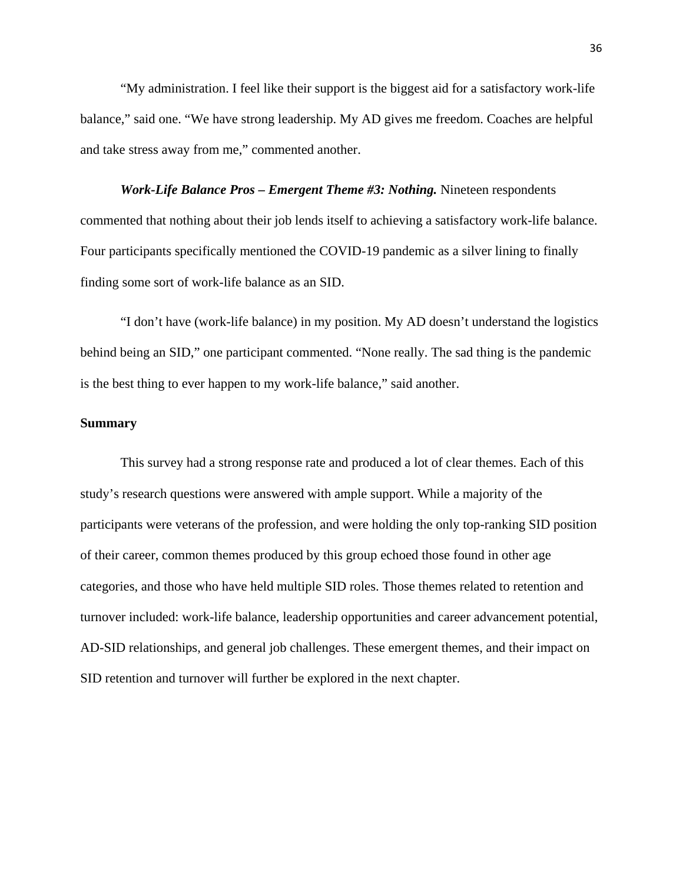"My administration. I feel like their support is the biggest aid for a satisfactory work-life balance," said one. "We have strong leadership. My AD gives me freedom. Coaches are helpful and take stress away from me," commented another.

***Work-Life Balance Pros – Emergent Theme #3: Nothing.*** Nineteen respondents commented that nothing about their job lends itself to achieving a satisfactory work-life balance. Four participants specifically mentioned the COVID-19 pandemic as a silver lining to finally finding some sort of work-life balance as an SID.

"I don't have (work-life balance) in my position. My AD doesn't understand the logistics behind being an SID," one participant commented. "None really. The sad thing is the pandemic is the best thing to ever happen to my work-life balance," said another.

**Summary**

This survey had a strong response rate and produced a lot of clear themes. Each of this study's research questions were answered with ample support. While a majority of the participants were veterans of the profession, and were holding the only top-ranking SID position of their career, common themes produced by this group echoed those found in other age categories, and those who have held multiple SID roles. Those themes related to retention and turnover included: work-life balance, leadership opportunities and career advancement potential, AD-SID relationships, and general job challenges. These emergent themes, and their impact on SID retention and turnover will further be explored in the next chapter.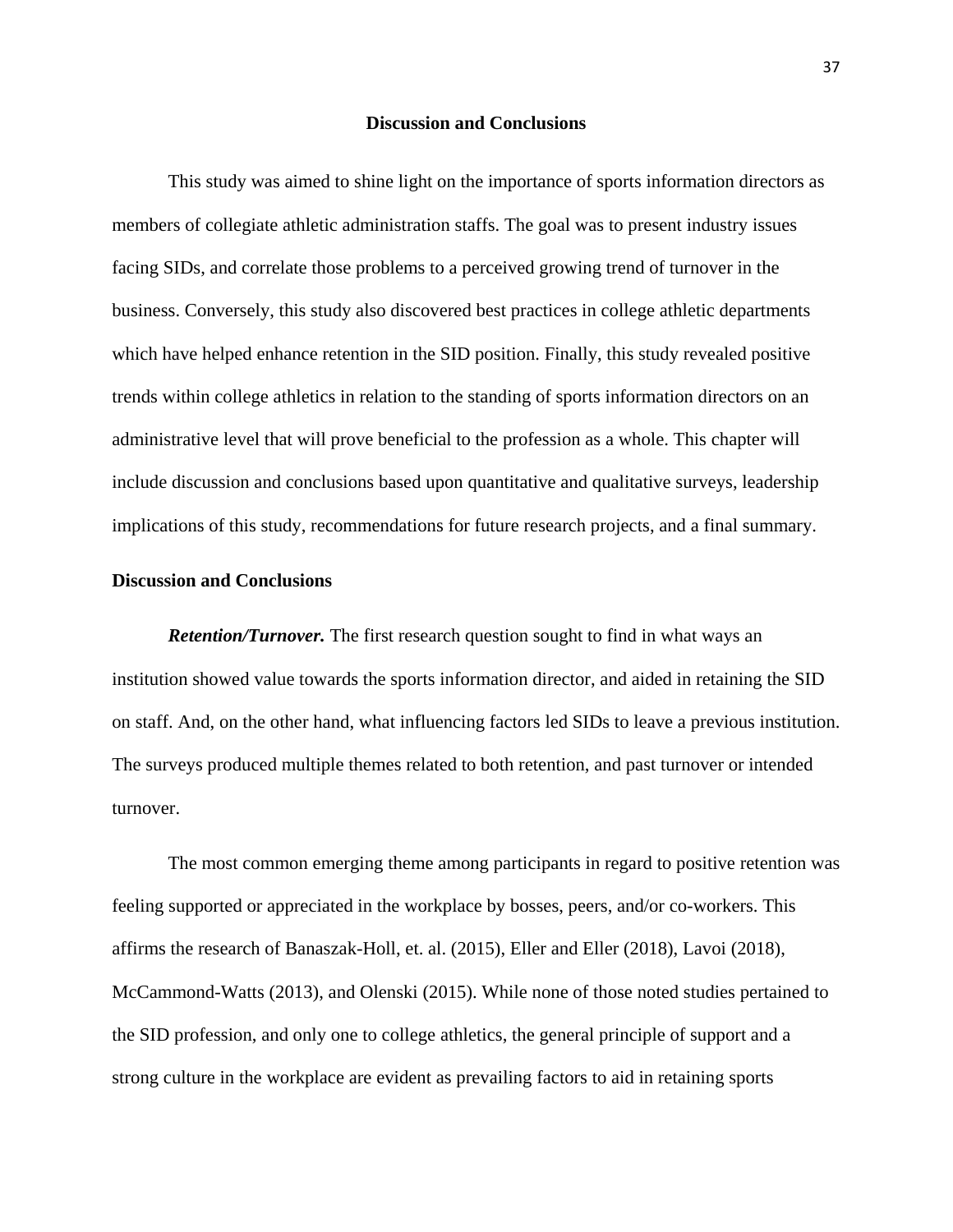# Discussion and Conclusions

This study was aimed to shine light on the importance of sports information directors as members of collegiate athletic administration staffs. The goal was to present industry issues facing SIDs, and correlate those problems to a perceived growing trend of turnover in the business. Conversely, this study also discovered best practices in college athletic departments which have helped enhance retention in the SID position. Finally, this study revealed positive trends within college athletics in relation to the standing of sports information directors on an administrative level that will prove beneficial to the profession as a whole. This chapter will include discussion and conclusions based upon quantitative and qualitative surveys, leadership implications of this study, recommendations for future research projects, and a final summary.

## Discussion and Conclusions

***Retention/Turnover.*** The first research question sought to find in what ways an institution showed value towards the sports information director, and aided in retaining the SID on staff. And, on the other hand, what influencing factors led SIDs to leave a previous institution. The surveys produced multiple themes related to both retention, and past turnover or intended turnover.

The most common emerging theme among participants in regard to positive retention was feeling supported or appreciated in the workplace by bosses, peers, and/or co-workers. This affirms the research of Banaszak-Holl, et. al. (2015), Eller and Eller (2018), Lavoi (2018), McCammond-Watts (2013), and Olenski (2015). While none of those noted studies pertained to the SID profession, and only one to college athletics, the general principle of support and a strong culture in the workplace are evident as prevailing factors to aid in retaining sports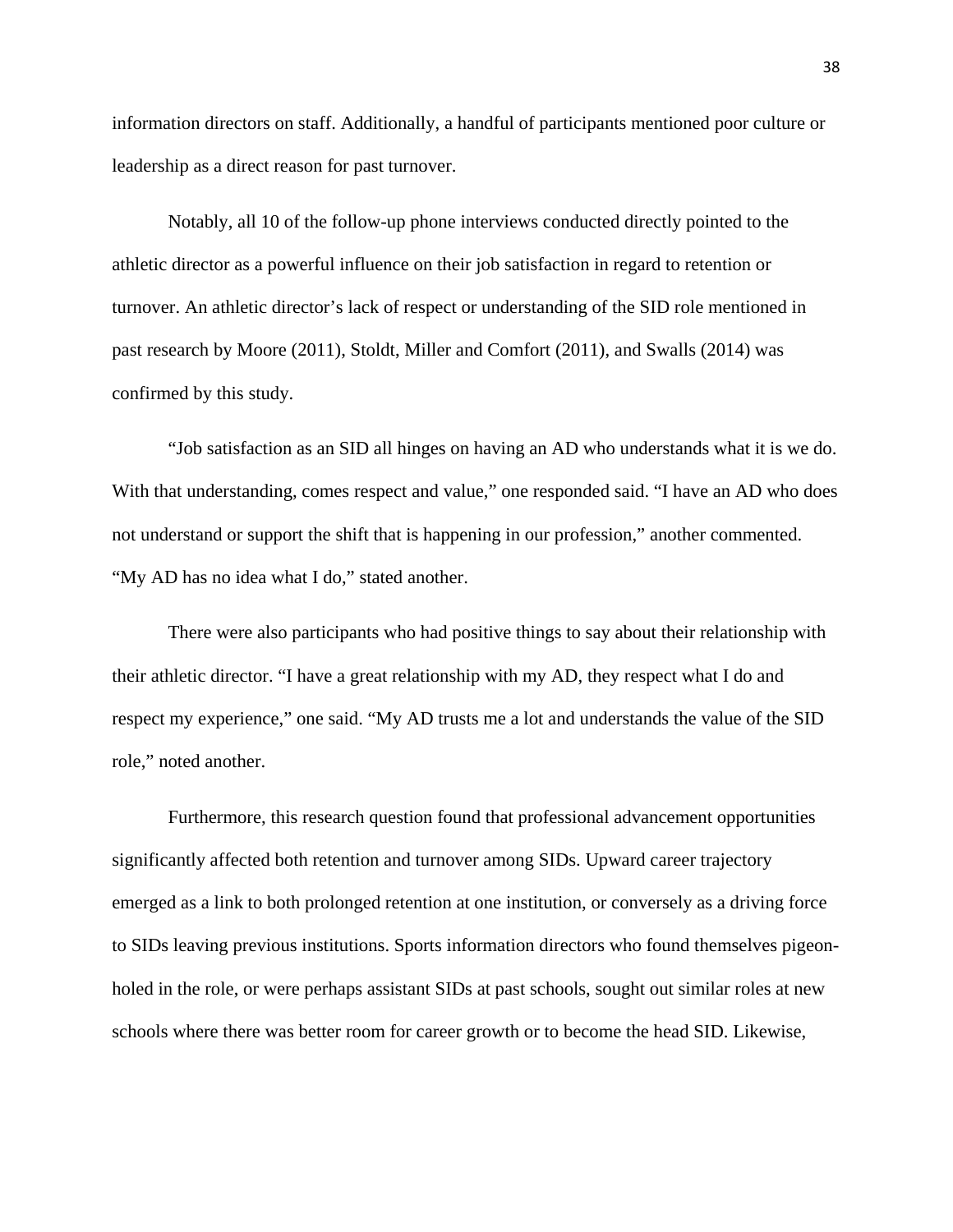information directors on staff. Additionally, a handful of participants mentioned poor culture or leadership as a direct reason for past turnover.

Notably, all 10 of the follow-up phone interviews conducted directly pointed to the athletic director as a powerful influence on their job satisfaction in regard to retention or turnover. An athletic director's lack of respect or understanding of the SID role mentioned in past research by Moore (2011), Stoldt, Miller and Comfort (2011), and Swalls (2014) was confirmed by this study.

"Job satisfaction as an SID all hinges on having an AD who understands what it is we do. With that understanding, comes respect and value," one responded said. "I have an AD who does not understand or support the shift that is happening in our profession," another commented. "My AD has no idea what I do," stated another.

There were also participants who had positive things to say about their relationship with their athletic director. "I have a great relationship with my AD, they respect what I do and respect my experience," one said. "My AD trusts me a lot and understands the value of the SID role," noted another.

Furthermore, this research question found that professional advancement opportunities significantly affected both retention and turnover among SIDs. Upward career trajectory emerged as a link to both prolonged retention at one institution, or conversely as a driving force to SIDs leaving previous institutions. Sports information directors who found themselves pigeon-holed in the role, or were perhaps assistant SIDs at past schools, sought out similar roles at new schools where there was better room for career growth or to become the head SID. Likewise,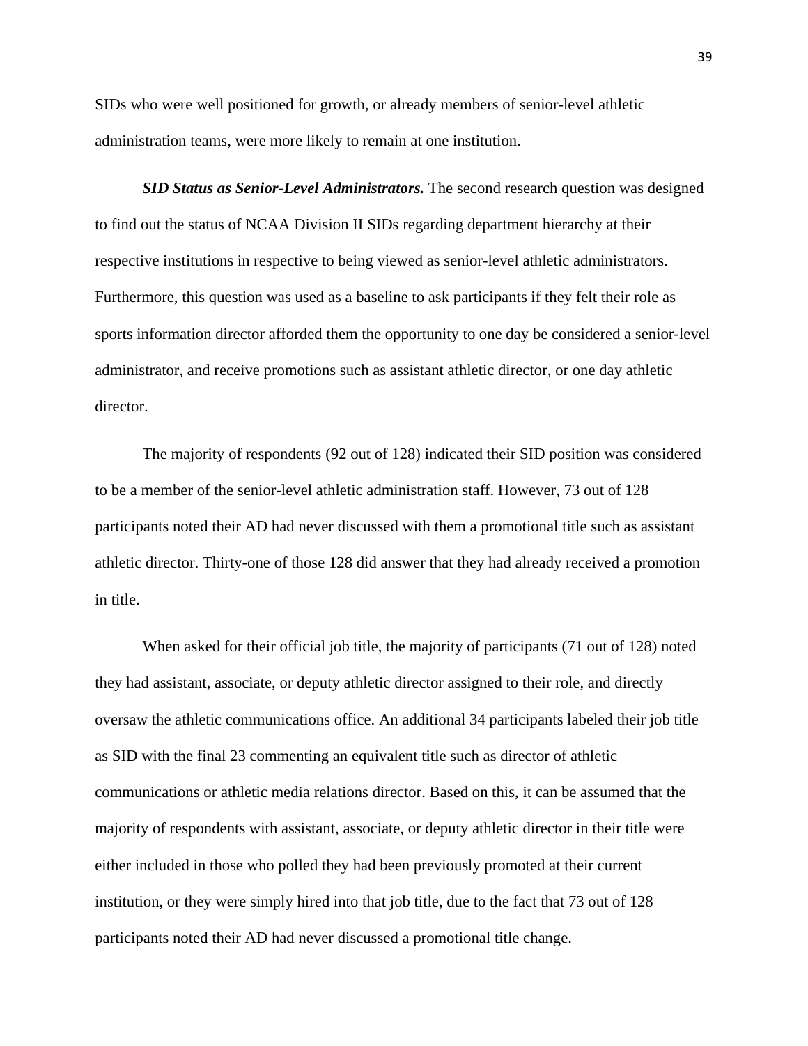SIDs who were well positioned for growth, or already members of senior-level athletic administration teams, were more likely to remain at one institution.

***SID Status as Senior-Level Administrators.*** The second research question was designed to find out the status of NCAA Division II SIDs regarding department hierarchy at their respective institutions in respective to being viewed as senior-level athletic administrators. Furthermore, this question was used as a baseline to ask participants if they felt their role as sports information director afforded them the opportunity to one day be considered a senior-level administrator, and receive promotions such as assistant athletic director, or one day athletic director.

The majority of respondents (92 out of 128) indicated their SID position was considered to be a member of the senior-level athletic administration staff. However, 73 out of 128 participants noted their AD had never discussed with them a promotional title such as assistant athletic director. Thirty-one of those 128 did answer that they had already received a promotion in title.

When asked for their official job title, the majority of participants (71 out of 128) noted they had assistant, associate, or deputy athletic director assigned to their role, and directly oversaw the athletic communications office. An additional 34 participants labeled their job title as SID with the final 23 commenting an equivalent title such as director of athletic communications or athletic media relations director. Based on this, it can be assumed that the majority of respondents with assistant, associate, or deputy athletic director in their title were either included in those who polled they had been previously promoted at their current institution, or they were simply hired into that job title, due to the fact that 73 out of 128 participants noted their AD had never discussed a promotional title change.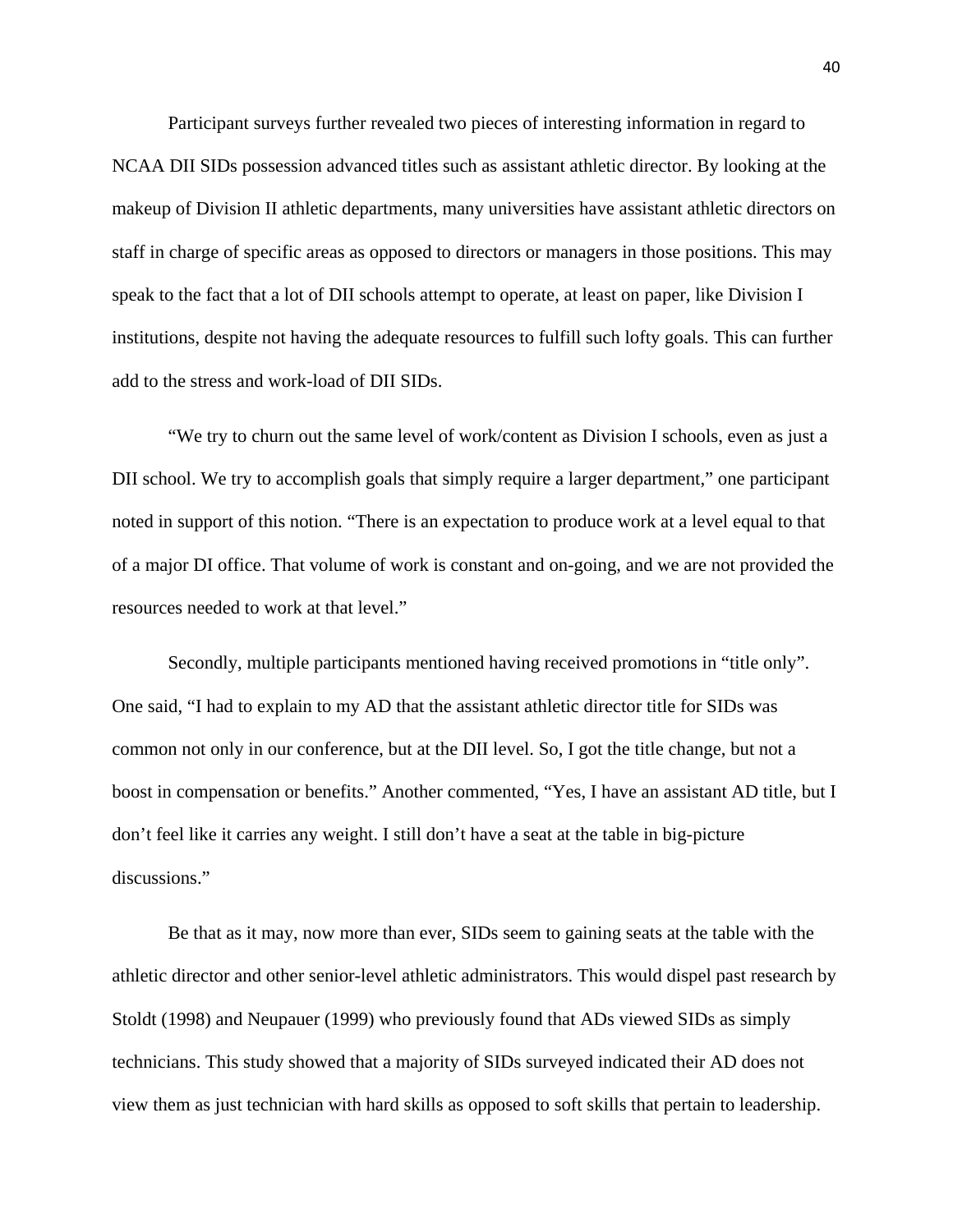Participant surveys further revealed two pieces of interesting information in regard to NCAA DII SIDs possession advanced titles such as assistant athletic director. By looking at the makeup of Division II athletic departments, many universities have assistant athletic directors on staff in charge of specific areas as opposed to directors or managers in those positions. This may speak to the fact that a lot of DII schools attempt to operate, at least on paper, like Division I institutions, despite not having the adequate resources to fulfill such lofty goals. This can further add to the stress and work-load of DII SIDs.

"We try to churn out the same level of work/content as Division I schools, even as just a DII school. We try to accomplish goals that simply require a larger department," one participant noted in support of this notion. "There is an expectation to produce work at a level equal to that of a major DI office. That volume of work is constant and on-going, and we are not provided the resources needed to work at that level."

Secondly, multiple participants mentioned having received promotions in "title only". One said, "I had to explain to my AD that the assistant athletic director title for SIDs was common not only in our conference, but at the DII level. So, I got the title change, but not a boost in compensation or benefits." Another commented, "Yes, I have an assistant AD title, but I don't feel like it carries any weight. I still don't have a seat at the table in big-picture discussions."

Be that as it may, now more than ever, SIDs seem to gaining seats at the table with the athletic director and other senior-level athletic administrators. This would dispel past research by Stoldt (1998) and Neupauer (1999) who previously found that ADs viewed SIDs as simply technicians. This study showed that a majority of SIDs surveyed indicated their AD does not view them as just technician with hard skills as opposed to soft skills that pertain to leadership.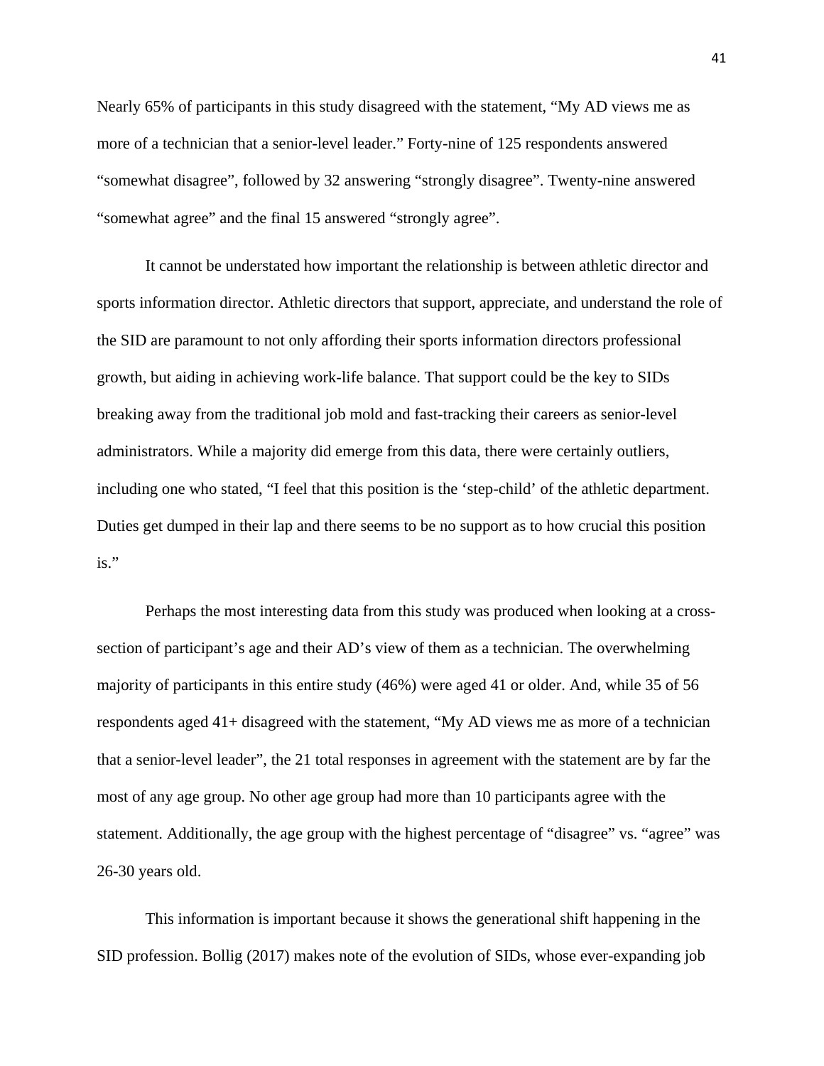Nearly 65% of participants in this study disagreed with the statement, “My AD views me as more of a technician that a senior-level leader.” Forty-nine of 125 respondents answered “somewhat disagree”, followed by 32 answering “strongly disagree”. Twenty-nine answered “somewhat agree” and the final 15 answered “strongly agree”.

It cannot be understated how important the relationship is between athletic director and sports information director. Athletic directors that support, appreciate, and understand the role of the SID are paramount to not only affording their sports information directors professional growth, but aiding in achieving work-life balance. That support could be the key to SIDs breaking away from the traditional job mold and fast-tracking their careers as senior-level administrators. While a majority did emerge from this data, there were certainly outliers, including one who stated, “I feel that this position is the ‘step-child’ of the athletic department. Duties get dumped in their lap and there seems to be no support as to how crucial this position is.”

Perhaps the most interesting data from this study was produced when looking at a cross-section of participant’s age and their AD’s view of them as a technician. The overwhelming majority of participants in this entire study (46%) were aged 41 or older. And, while 35 of 56 respondents aged 41+ disagreed with the statement, “My AD views me as more of a technician that a senior-level leader”, the 21 total responses in agreement with the statement are by far the most of any age group. No other age group had more than 10 participants agree with the statement. Additionally, the age group with the highest percentage of “disagree” vs. “agree” was 26-30 years old.

This information is important because it shows the generational shift happening in the SID profession. Bollig (2017) makes note of the evolution of SIDs, whose ever-expanding job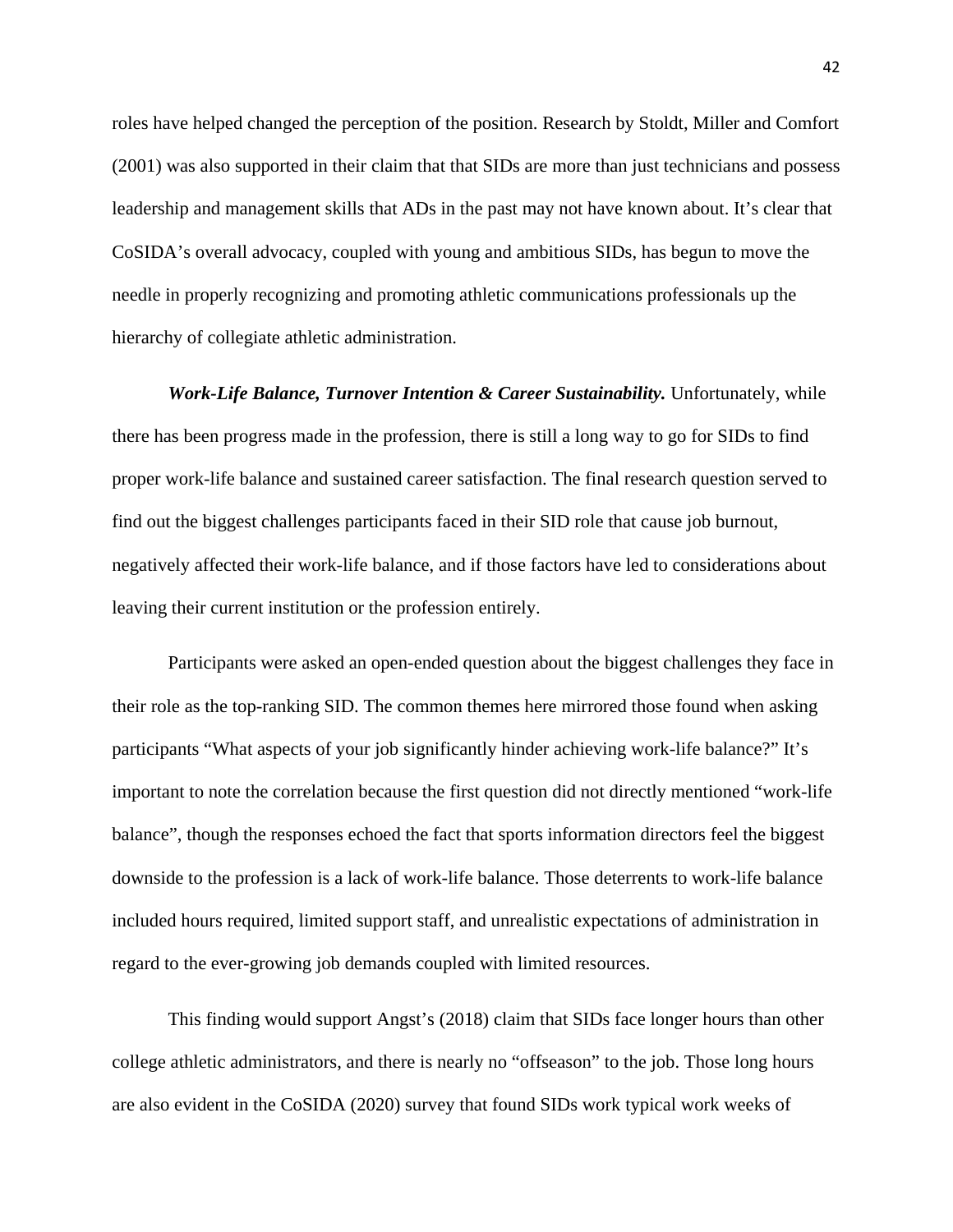roles have helped changed the perception of the position. Research by Stoldt, Miller and Comfort (2001) was also supported in their claim that that SIDs are more than just technicians and possess leadership and management skills that ADs in the past may not have known about. It's clear that CoSIDA's overall advocacy, coupled with young and ambitious SIDs, has begun to move the needle in properly recognizing and promoting athletic communications professionals up the hierarchy of collegiate athletic administration.

***Work-Life Balance, Turnover Intention & Career Sustainability.*** Unfortunately, while there has been progress made in the profession, there is still a long way to go for SIDs to find proper work-life balance and sustained career satisfaction. The final research question served to find out the biggest challenges participants faced in their SID role that cause job burnout, negatively affected their work-life balance, and if those factors have led to considerations about leaving their current institution or the profession entirely.

Participants were asked an open-ended question about the biggest challenges they face in their role as the top-ranking SID. The common themes here mirrored those found when asking participants "What aspects of your job significantly hinder achieving work-life balance?" It's important to note the correlation because the first question did not directly mentioned "work-life balance", though the responses echoed the fact that sports information directors feel the biggest downside to the profession is a lack of work-life balance. Those deterrents to work-life balance included hours required, limited support staff, and unrealistic expectations of administration in regard to the ever-growing job demands coupled with limited resources.

This finding would support Angst's (2018) claim that SIDs face longer hours than other college athletic administrators, and there is nearly no "offseason" to the job. Those long hours are also evident in the CoSIDA (2020) survey that found SIDs work typical work weeks of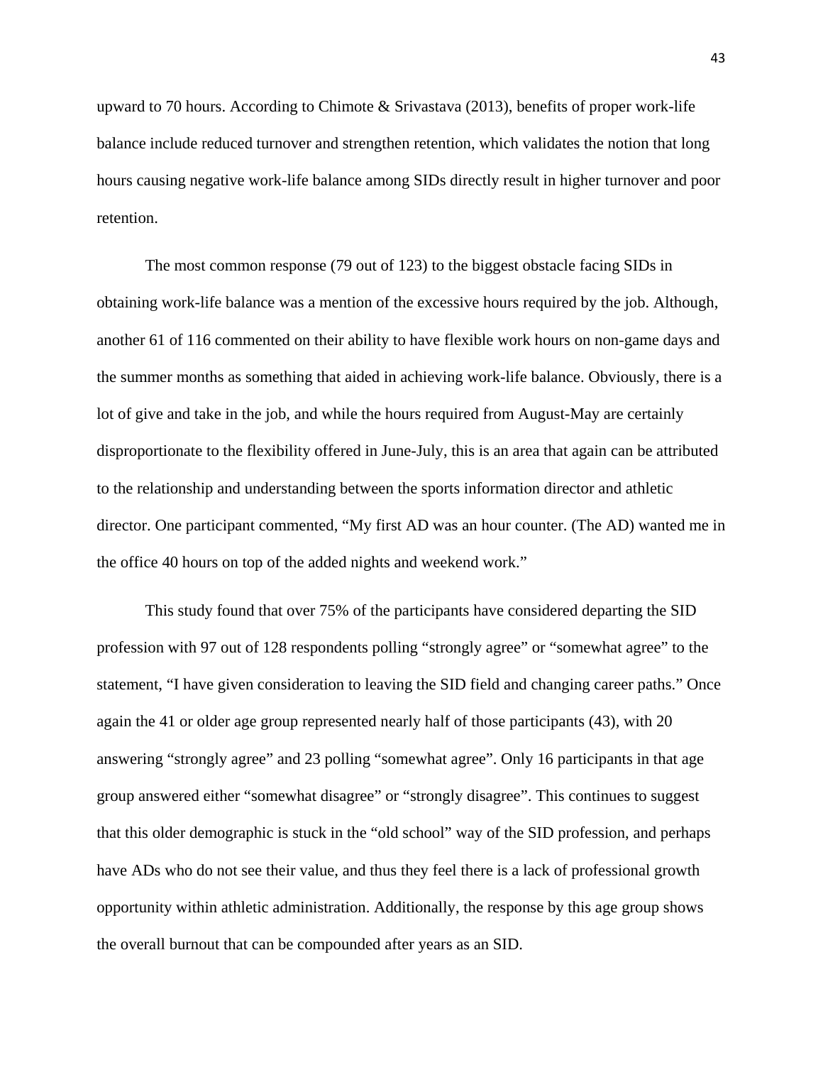upward to 70 hours. According to Chimote & Srivastava (2013), benefits of proper work-life balance include reduced turnover and strengthen retention, which validates the notion that long hours causing negative work-life balance among SIDs directly result in higher turnover and poor retention.

The most common response (79 out of 123) to the biggest obstacle facing SIDs in obtaining work-life balance was a mention of the excessive hours required by the job. Although, another 61 of 116 commented on their ability to have flexible work hours on non-game days and the summer months as something that aided in achieving work-life balance. Obviously, there is a lot of give and take in the job, and while the hours required from August-May are certainly disproportionate to the flexibility offered in June-July, this is an area that again can be attributed to the relationship and understanding between the sports information director and athletic director. One participant commented, "My first AD was an hour counter. (The AD) wanted me in the office 40 hours on top of the added nights and weekend work."

This study found that over 75% of the participants have considered departing the SID profession with 97 out of 128 respondents polling "strongly agree" or "somewhat agree" to the statement, "I have given consideration to leaving the SID field and changing career paths." Once again the 41 or older age group represented nearly half of those participants (43), with 20 answering "strongly agree" and 23 polling "somewhat agree". Only 16 participants in that age group answered either "somewhat disagree" or "strongly disagree". This continues to suggest that this older demographic is stuck in the "old school" way of the SID profession, and perhaps have ADs who do not see their value, and thus they feel there is a lack of professional growth opportunity within athletic administration. Additionally, the response by this age group shows the overall burnout that can be compounded after years as an SID.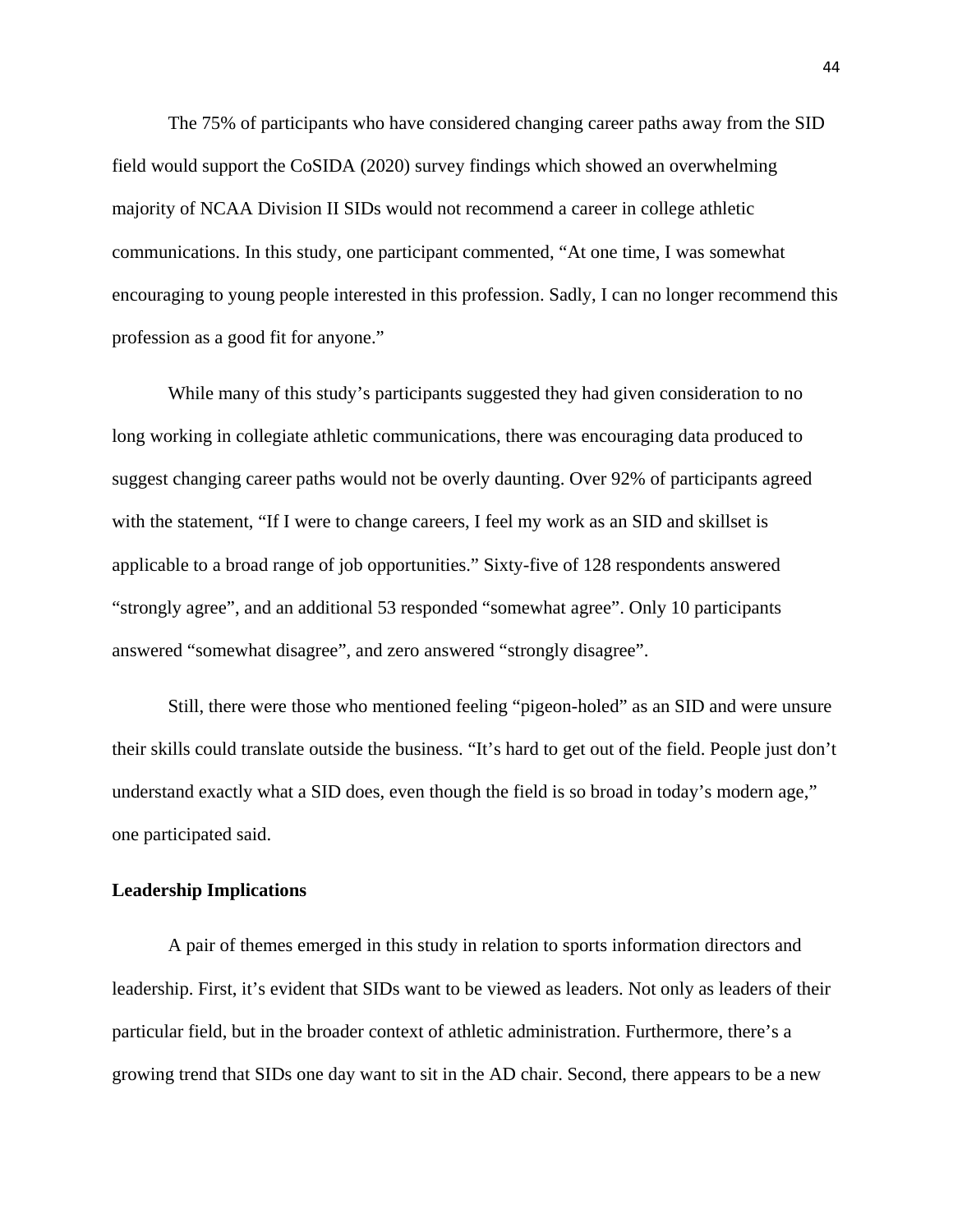The 75% of participants who have considered changing career paths away from the SID field would support the CoSIDA (2020) survey findings which showed an overwhelming majority of NCAA Division II SIDs would not recommend a career in college athletic communications. In this study, one participant commented, “At one time, I was somewhat encouraging to young people interested in this profession. Sadly, I can no longer recommend this profession as a good fit for anyone.”

While many of this study’s participants suggested they had given consideration to no long working in collegiate athletic communications, there was encouraging data produced to suggest changing career paths would not be overly daunting. Over 92% of participants agreed with the statement, “If I were to change careers, I feel my work as an SID and skillset is applicable to a broad range of job opportunities.” Sixty-five of 128 respondents answered “strongly agree”, and an additional 53 responded “somewhat agree”. Only 10 participants answered “somewhat disagree”, and zero answered “strongly disagree”.

Still, there were those who mentioned feeling “pigeon-holed” as an SID and were unsure their skills could translate outside the business. “It’s hard to get out of the field. People just don’t understand exactly what a SID does, even though the field is so broad in today’s modern age,” one participated said.

**Leadership Implications**

A pair of themes emerged in this study in relation to sports information directors and leadership. First, it’s evident that SIDs want to be viewed as leaders. Not only as leaders of their particular field, but in the broader context of athletic administration. Furthermore, there’s a growing trend that SIDs one day want to sit in the AD chair. Second, there appears to be a new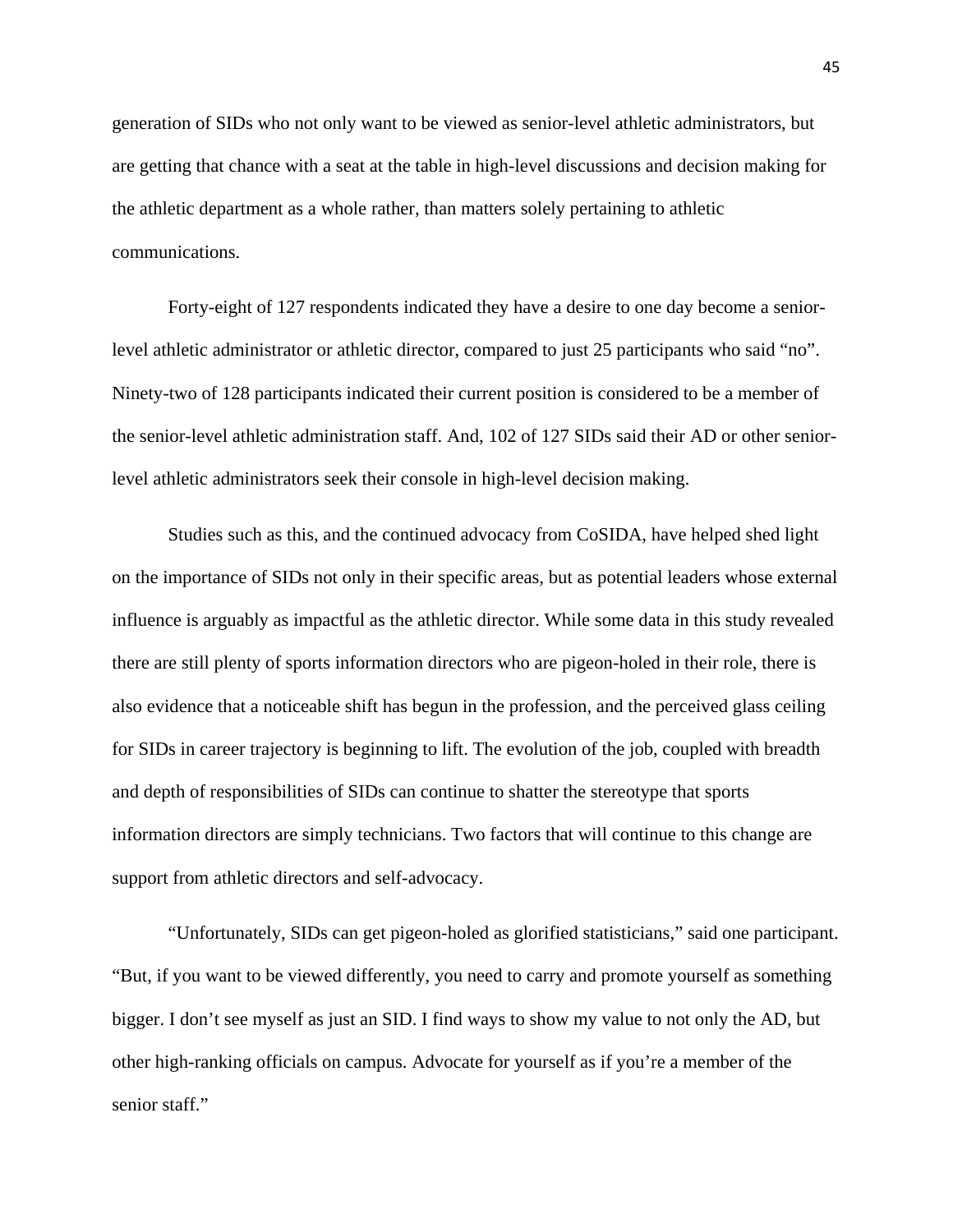generation of SIDs who not only want to be viewed as senior-level athletic administrators, but are getting that chance with a seat at the table in high-level discussions and decision making for the athletic department as a whole rather, than matters solely pertaining to athletic communications.

Forty-eight of 127 respondents indicated they have a desire to one day become a senior-level athletic administrator or athletic director, compared to just 25 participants who said "no". Ninety-two of 128 participants indicated their current position is considered to be a member of the senior-level athletic administration staff. And, 102 of 127 SIDs said their AD or other senior-level athletic administrators seek their console in high-level decision making.

Studies such as this, and the continued advocacy from CoSIDA, have helped shed light on the importance of SIDs not only in their specific areas, but as potential leaders whose external influence is arguably as impactful as the athletic director. While some data in this study revealed there are still plenty of sports information directors who are pigeon-holed in their role, there is also evidence that a noticeable shift has begun in the profession, and the perceived glass ceiling for SIDs in career trajectory is beginning to lift. The evolution of the job, coupled with breadth and depth of responsibilities of SIDs can continue to shatter the stereotype that sports information directors are simply technicians. Two factors that will continue to this change are support from athletic directors and self-advocacy.

"Unfortunately, SIDs can get pigeon-holed as glorified statisticians," said one participant. "But, if you want to be viewed differently, you need to carry and promote yourself as something bigger. I don't see myself as just an SID. I find ways to show my value to not only the AD, but other high-ranking officials on campus. Advocate for yourself as if you're a member of the senior staff."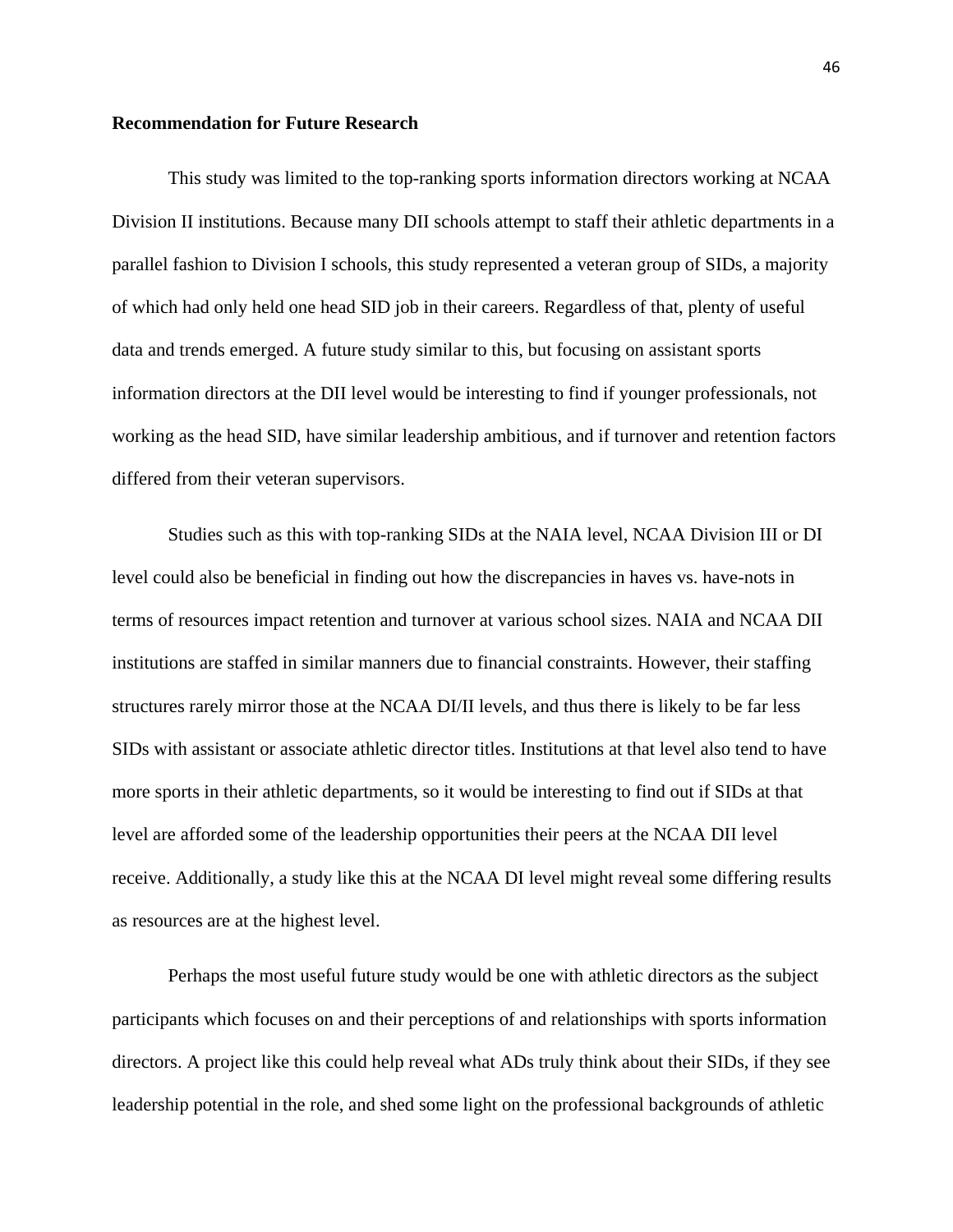**Recommendation for Future Research**

This study was limited to the top-ranking sports information directors working at NCAA Division II institutions. Because many DII schools attempt to staff their athletic departments in a parallel fashion to Division I schools, this study represented a veteran group of SIDs, a majority of which had only held one head SID job in their careers. Regardless of that, plenty of useful data and trends emerged. A future study similar to this, but focusing on assistant sports information directors at the DII level would be interesting to find if younger professionals, not working as the head SID, have similar leadership ambitious, and if turnover and retention factors differed from their veteran supervisors.

Studies such as this with top-ranking SIDs at the NAIA level, NCAA Division III or DI level could also be beneficial in finding out how the discrepancies in haves vs. have-nots in terms of resources impact retention and turnover at various school sizes. NAIA and NCAA DII institutions are staffed in similar manners due to financial constraints. However, their staffing structures rarely mirror those at the NCAA DI/II levels, and thus there is likely to be far less SIDs with assistant or associate athletic director titles. Institutions at that level also tend to have more sports in their athletic departments, so it would be interesting to find out if SIDs at that level are afforded some of the leadership opportunities their peers at the NCAA DII level receive. Additionally, a study like this at the NCAA DI level might reveal some differing results as resources are at the highest level.

Perhaps the most useful future study would be one with athletic directors as the subject participants which focuses on and their perceptions of and relationships with sports information directors. A project like this could help reveal what ADs truly think about their SIDs, if they see leadership potential in the role, and shed some light on the professional backgrounds of athletic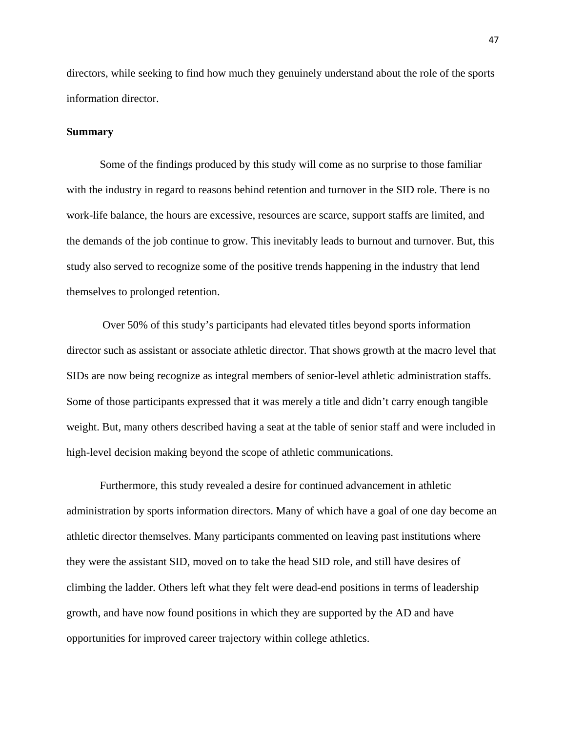directors, while seeking to find how much they genuinely understand about the role of the sports information director.

**Summary**

Some of the findings produced by this study will come as no surprise to those familiar with the industry in regard to reasons behind retention and turnover in the SID role. There is no work-life balance, the hours are excessive, resources are scarce, support staffs are limited, and the demands of the job continue to grow. This inevitably leads to burnout and turnover. But, this study also served to recognize some of the positive trends happening in the industry that lend themselves to prolonged retention.

Over 50% of this study's participants had elevated titles beyond sports information director such as assistant or associate athletic director. That shows growth at the macro level that SIDs are now being recognize as integral members of senior-level athletic administration staffs. Some of those participants expressed that it was merely a title and didn't carry enough tangible weight. But, many others described having a seat at the table of senior staff and were included in high-level decision making beyond the scope of athletic communications.

Furthermore, this study revealed a desire for continued advancement in athletic administration by sports information directors. Many of which have a goal of one day become an athletic director themselves. Many participants commented on leaving past institutions where they were the assistant SID, moved on to take the head SID role, and still have desires of climbing the ladder. Others left what they felt were dead-end positions in terms of leadership growth, and have now found positions in which they are supported by the AD and have opportunities for improved career trajectory within college athletics.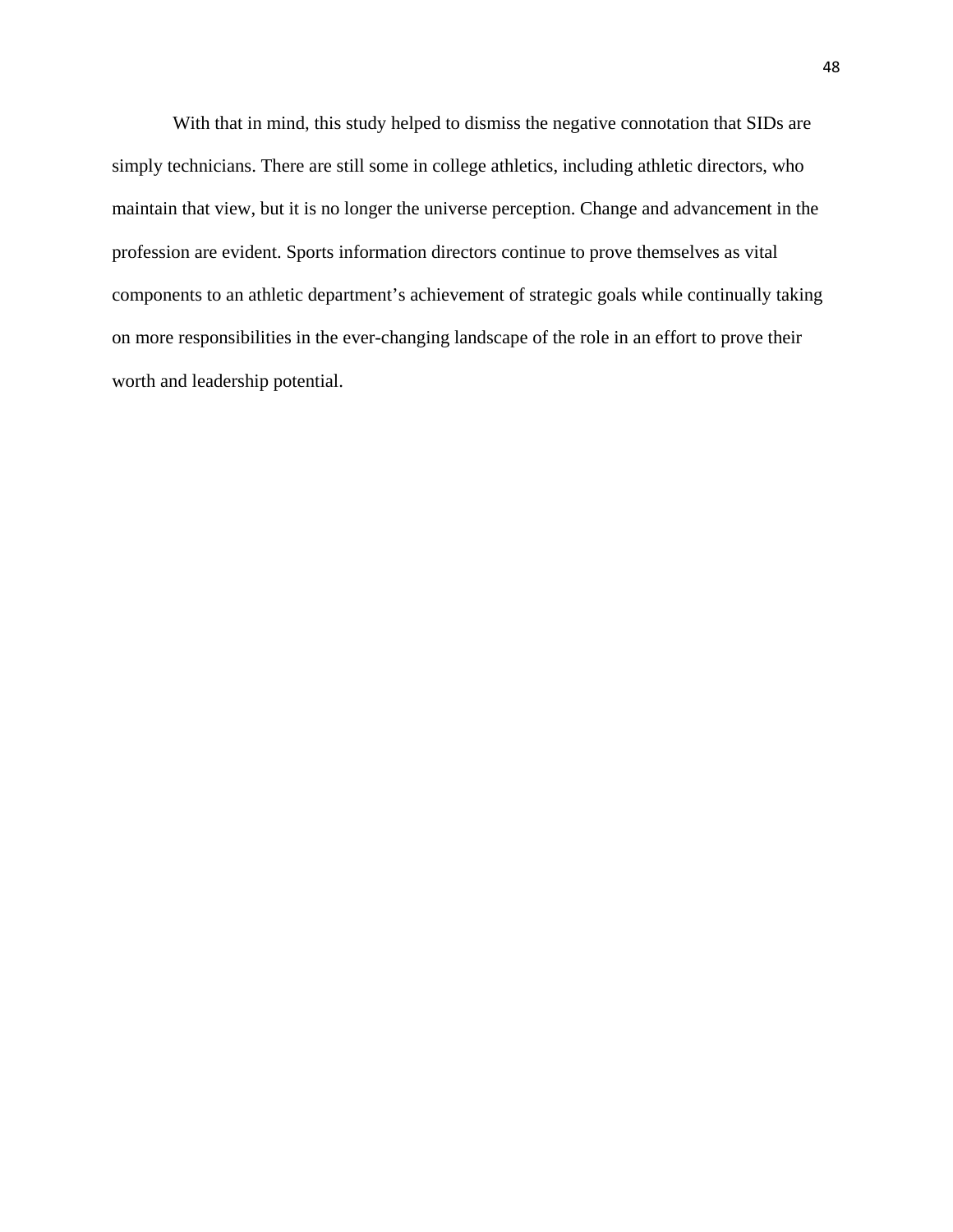With that in mind, this study helped to dismiss the negative connotation that SIDs are simply technicians. There are still some in college athletics, including athletic directors, who maintain that view, but it is no longer the universe perception. Change and advancement in the profession are evident. Sports information directors continue to prove themselves as vital components to an athletic department's achievement of strategic goals while continually taking on more responsibilities in the ever-changing landscape of the role in an effort to prove their worth and leadership potential.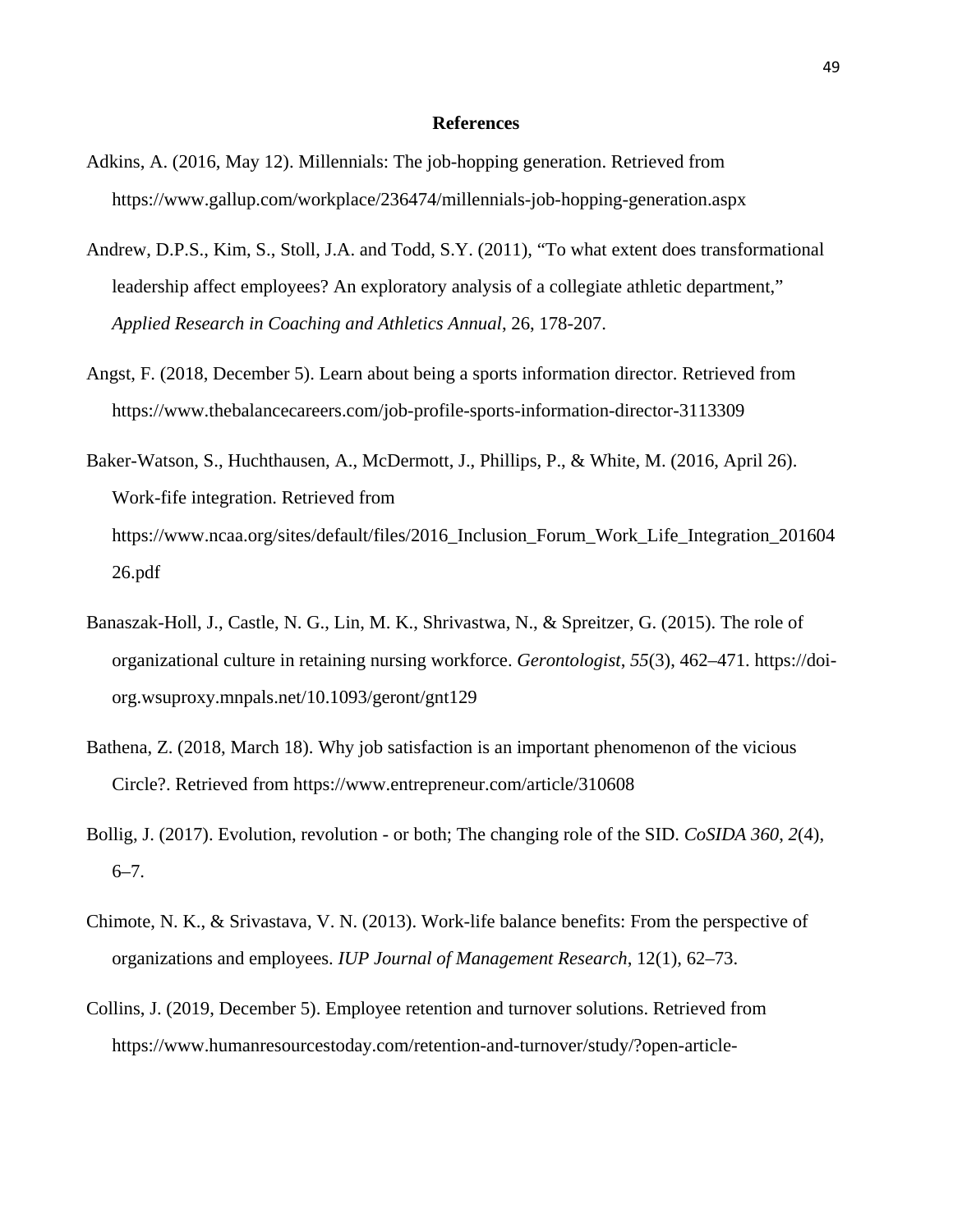# References

Adkins, A. (2016, May 12). Millennials: The job-hopping generation. Retrieved from https://www.gallup.com/workplace/236474/millennials-job-hopping-generation.aspx

Andrew, D.P.S., Kim, S., Stoll, J.A. and Todd, S.Y. (2011), "To what extent does transformational leadership affect employees? An exploratory analysis of a collegiate athletic department," *Applied Research in Coaching and Athletics Annual*, 26, 178-207.

Angst, F. (2018, December 5). Learn about being a sports information director. Retrieved from https://www.thebalancecareers.com/job-profile-sports-information-director-3113309

Baker-Watson, S., Huchthausen, A., McDermott, J., Phillips, P., & White, M. (2016, April 26). Work-fife integration. Retrieved from https://www.ncaa.org/sites/default/files/2016_Inclusion_Forum_Work_Life_Integration_20160426.pdf

Banaszak-Holl, J., Castle, N. G., Lin, M. K., Shrivastwa, N., & Spreitzer, G. (2015). The role of organizational culture in retaining nursing workforce. *Gerontologist*, *55*(3), 462–471. https://doi-org.wsuproxy.mnpals.net/10.1093/geront/gnt129

Bathena, Z. (2018, March 18). Why job satisfaction is an important phenomenon of the vicious Circle?. Retrieved from https://www.entrepreneur.com/article/310608

Bollig, J. (2017). Evolution, revolution - or both; The changing role of the SID. *CoSIDA 360*, *2*(4), 6–7.

Chimote, N. K., & Srivastava, V. N. (2013). Work-life balance benefits: From the perspective of organizations and employees. *IUP Journal of Management Research*, 12(1), 62–73.

Collins, J. (2019, December 5). Employee retention and turnover solutions. Retrieved from https://www.humanresourcestoday.com/retention-and-turnover/study/?open-article-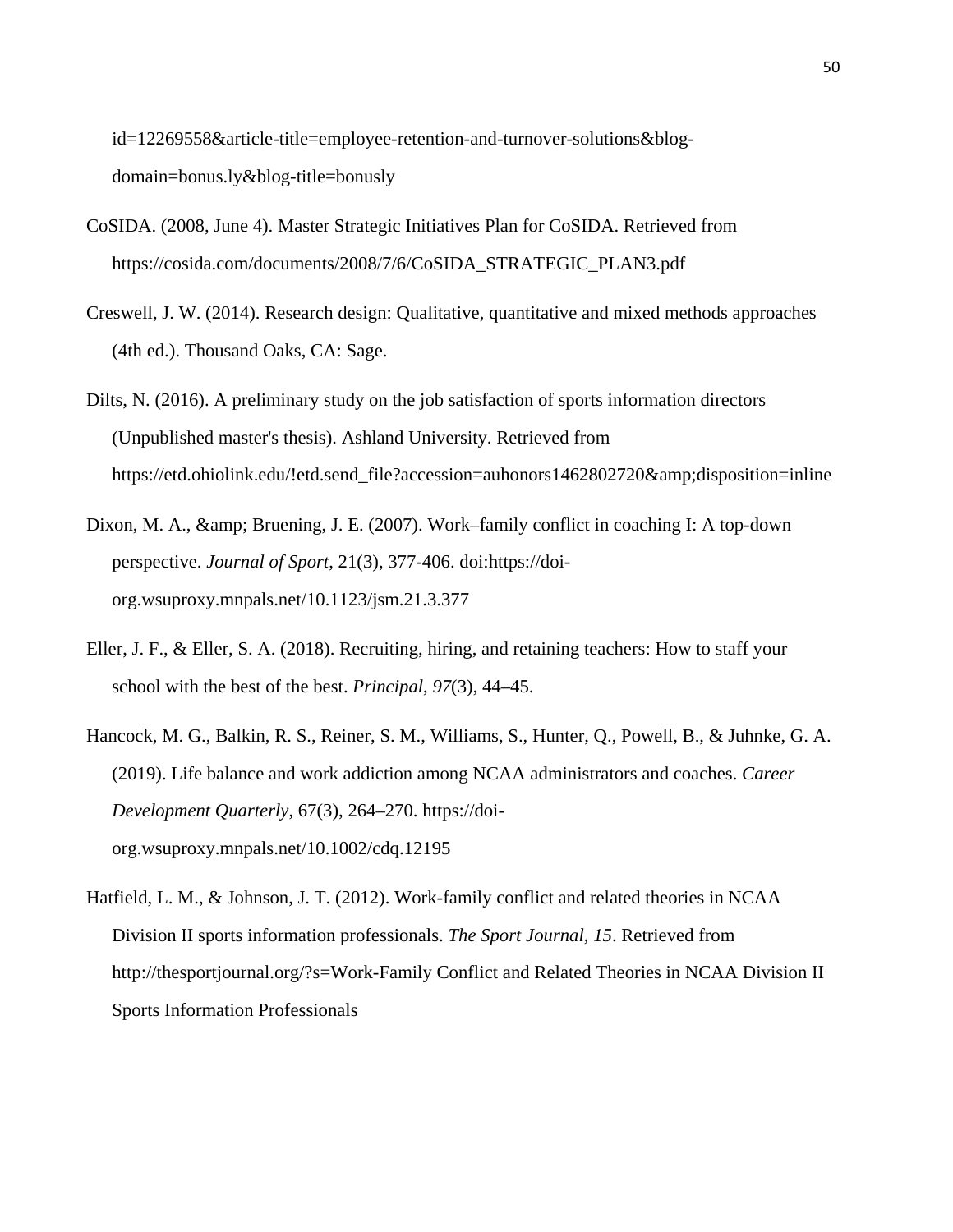id=12269558&article-title=employee-retention-and-turnover-solutions&blog-domain=bonus.ly&blog-title=bonusly

CoSIDA. (2008, June 4). Master Strategic Initiatives Plan for CoSIDA. Retrieved from https://cosida.com/documents/2008/7/6/CoSIDA_STRATEGIC_PLAN3.pdf

Creswell, J. W. (2014). Research design: Qualitative, quantitative and mixed methods approaches (4th ed.). Thousand Oaks, CA: Sage.

Dilts, N. (2016). A preliminary study on the job satisfaction of sports information directors (Unpublished master's thesis). Ashland University. Retrieved from https://etd.ohiolink.edu/!etd.send_file?accession=auhonors1462802720&amp;disposition=inline

Dixon, M. A., &amp; Bruening, J. E. (2007). Work–family conflict in coaching I: A top-down perspective. *Journal of Sport*, 21(3), 377-406. doi:https://doi-org.wsuproxy.mnpals.net/10.1123/jsm.21.3.377

Eller, J. F., & Eller, S. A. (2018). Recruiting, hiring, and retaining teachers: How to staff your school with the best of the best. *Principal*, *97*(3), 44–45.

Hancock, M. G., Balkin, R. S., Reiner, S. M., Williams, S., Hunter, Q., Powell, B., & Juhnke, G. A. (2019). Life balance and work addiction among NCAA administrators and coaches. *Career Development Quarterly*, 67(3), 264–270. https://doi-org.wsuproxy.mnpals.net/10.1002/cdq.12195

Hatfield, L. M., & Johnson, J. T. (2012). Work-family conflict and related theories in NCAA Division II sports information professionals. *The Sport Journal*, *15*. Retrieved from http://thesportjournal.org/?s=Work-Family Conflict and Related Theories in NCAA Division II Sports Information Professionals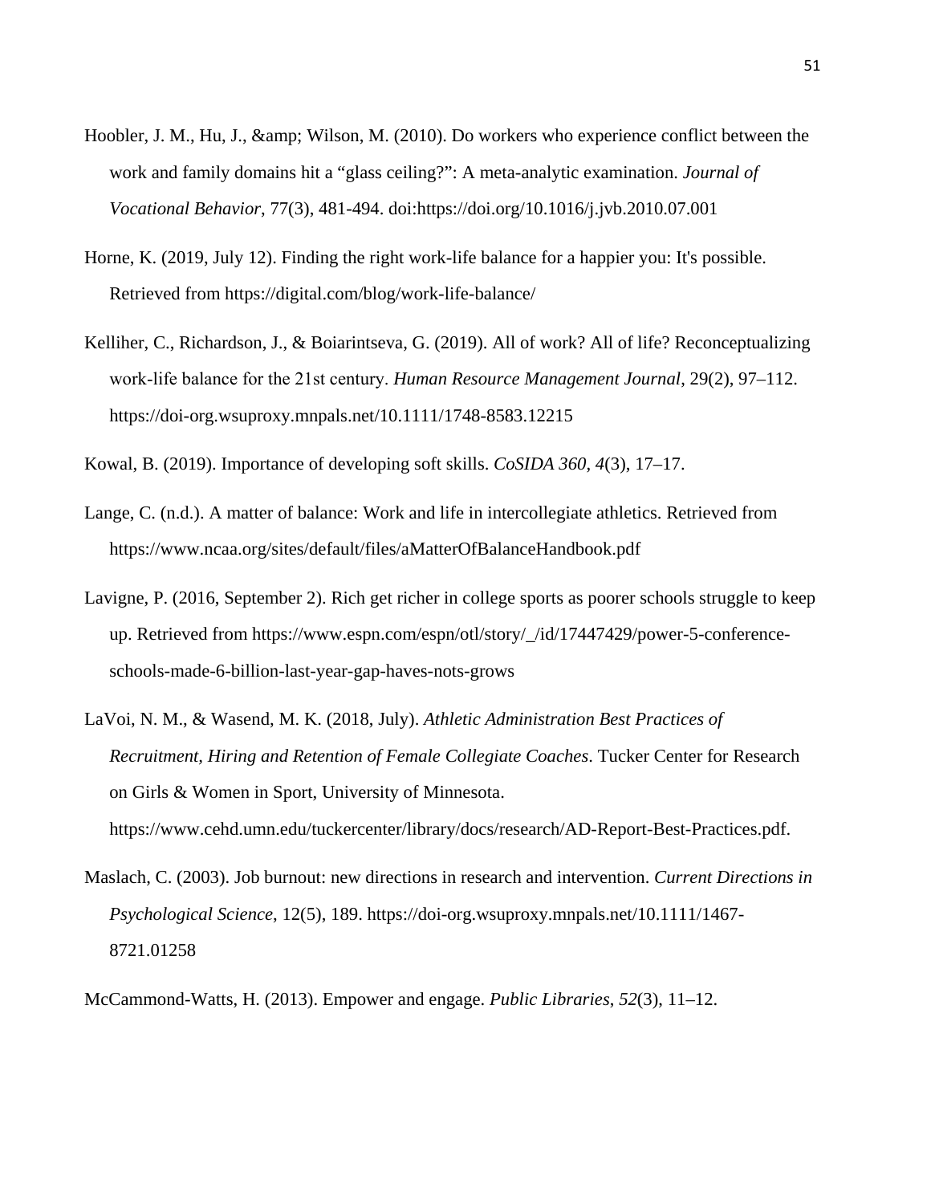Hoobler, J. M., Hu, J., &amp; Wilson, M. (2010). Do workers who experience conflict between the work and family domains hit a "glass ceiling?": A meta-analytic examination. *Journal of Vocational Behavior*, 77(3), 481-494. doi:https://doi.org/10.1016/j.jvb.2010.07.001

Horne, K. (2019, July 12). Finding the right work-life balance for a happier you: It's possible. Retrieved from https://digital.com/blog/work-life-balance/

Kelliher, C., Richardson, J., & Boiarintseva, G. (2019). All of work? All of life? Reconceptualizing work-life balance for the 21st century. *Human Resource Management Journal*, 29(2), 97–112. https://doi-org.wsuproxy.mnpals.net/10.1111/1748-8583.12215

Kowal, B. (2019). Importance of developing soft skills. *CoSIDA 360*, *4*(3), 17–17.

Lange, C. (n.d.). A matter of balance: Work and life in intercollegiate athletics. Retrieved from https://www.ncaa.org/sites/default/files/aMatterOfBalanceHandbook.pdf

Lavigne, P. (2016, September 2). Rich get richer in college sports as poorer schools struggle to keep up. Retrieved from https://www.espn.com/espn/otl/story/_/id/17447429/power-5-conference-schools-made-6-billion-last-year-gap-haves-nots-grows

LaVoi, N. M., & Wasend, M. K. (2018, July). *Athletic Administration Best Practices of Recruitment, Hiring and Retention of Female Collegiate Coaches*. Tucker Center for Research on Girls & Women in Sport, University of Minnesota. https://www.cehd.umn.edu/tuckercenter/library/docs/research/AD-Report-Best-Practices.pdf.

Maslach, C. (2003). Job burnout: new directions in research and intervention. *Current Directions in Psychological Science*, 12(5), 189. https://doi-org.wsuproxy.mnpals.net/10.1111/1467-8721.01258

McCammond-Watts, H. (2013). Empower and engage. *Public Libraries*, *52*(3), 11–12.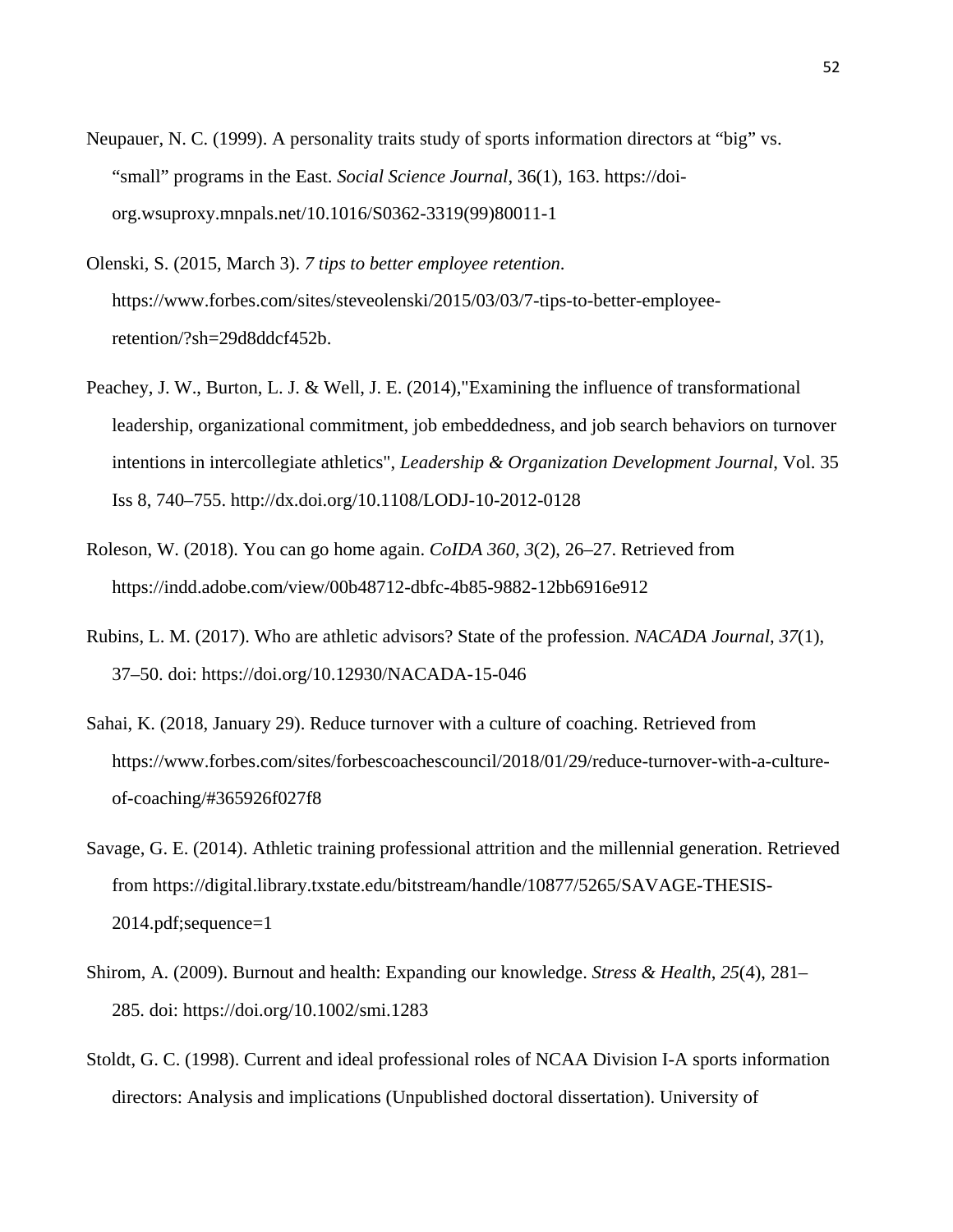Neupauer, N. C. (1999). A personality traits study of sports information directors at “big” vs. “small” programs in the East. *Social Science Journal*, 36(1), 163. https://doi-org.wsuproxy.mnpals.net/10.1016/S0362-3319(99)80011-1

Olenski, S. (2015, March 3). *7 tips to better employee retention*. https://www.forbes.com/sites/steveolenski/2015/03/03/7-tips-to-better-employee-retention/?sh=29d8ddcf452b.

Peachey, J. W., Burton, L. J. & Well, J. E. (2014),"Examining the influence of transformational leadership, organizational commitment, job embeddedness, and job search behaviors on turnover intentions in intercollegiate athletics", *Leadership & Organization Development Journal*, Vol. 35 Iss 8, 740–755. http://dx.doi.org/10.1108/LODJ-10-2012-0128

Roleson, W. (2018). You can go home again. *CoIDA 360*, *3*(2), 26–27. Retrieved from https://indd.adobe.com/view/00b48712-dbfc-4b85-9882-12bb6916e912

Rubins, L. M. (2017). Who are athletic advisors? State of the profession. *NACADA Journal*, *37*(1), 37–50. doi: https://doi.org/10.12930/NACADA-15-046

Sahai, K. (2018, January 29). Reduce turnover with a culture of coaching. Retrieved from https://www.forbes.com/sites/forbescoachescouncil/2018/01/29/reduce-turnover-with-a-culture-of-coaching/#365926f027f8

Savage, G. E. (2014). Athletic training professional attrition and the millennial generation. Retrieved from https://digital.library.txstate.edu/bitstream/handle/10877/5265/SAVAGE-THESIS-2014.pdf;sequence=1

Shirom, A. (2009). Burnout and health: Expanding our knowledge. *Stress & Health*, *25*(4), 281–285. doi: https://doi.org/10.1002/smi.1283

Stoldt, G. C. (1998). Current and ideal professional roles of NCAA Division I-A sports information directors: Analysis and implications (Unpublished doctoral dissertation). University of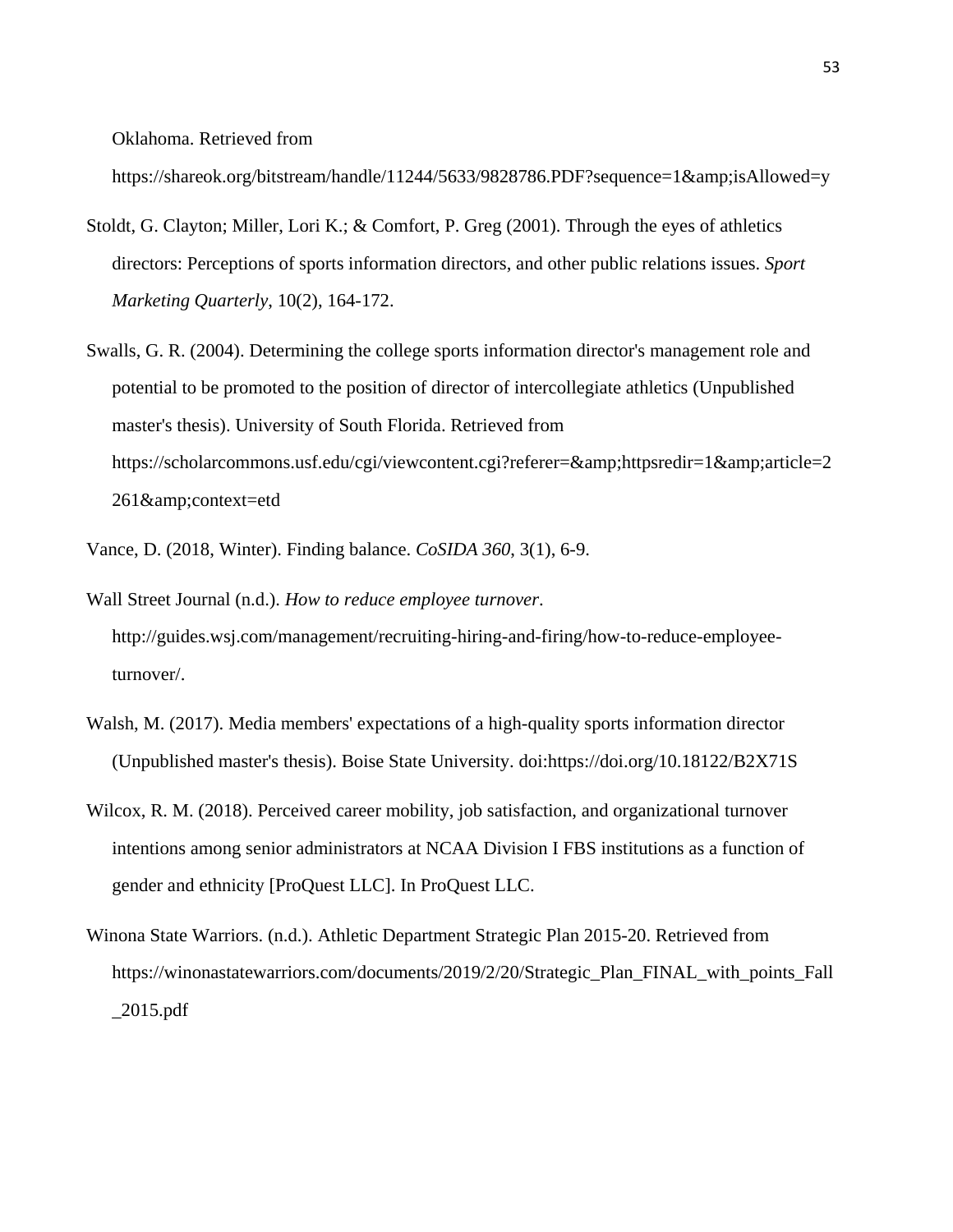Oklahoma. Retrieved from https://shareok.org/bitstream/handle/11244/5633/9828786.PDF?sequence=1&amp;isAllowed=y

Stoldt, G. Clayton; Miller, Lori K.; & Comfort, P. Greg (2001). Through the eyes of athletics directors: Perceptions of sports information directors, and other public relations issues. *Sport Marketing Quarterly*, 10(2), 164-172.

Swalls, G. R. (2004). Determining the college sports information director's management role and potential to be promoted to the position of director of intercollegiate athletics (Unpublished master's thesis). University of South Florida. Retrieved from https://scholarcommons.usf.edu/cgi/viewcontent.cgi?referer=&amp;httpsredir=1&amp;article=2261&amp;context=etd

Vance, D. (2018, Winter). Finding balance. *CoSIDA 360*, 3(1), 6-9.

Wall Street Journal (n.d.). *How to reduce employee turnover*. http://guides.wsj.com/management/recruiting-hiring-and-firing/how-to-reduce-employee-turnover/.

Walsh, M. (2017). Media members' expectations of a high-quality sports information director (Unpublished master's thesis). Boise State University. doi:https://doi.org/10.18122/B2X71S

Wilcox, R. M. (2018). Perceived career mobility, job satisfaction, and organizational turnover intentions among senior administrators at NCAA Division I FBS institutions as a function of gender and ethnicity [ProQuest LLC]. In ProQuest LLC.

Winona State Warriors. (n.d.). Athletic Department Strategic Plan 2015-20. Retrieved from https://winonastatewarriors.com/documents/2019/2/20/Strategic_Plan_FINAL_with_points_Fall_2015.pdf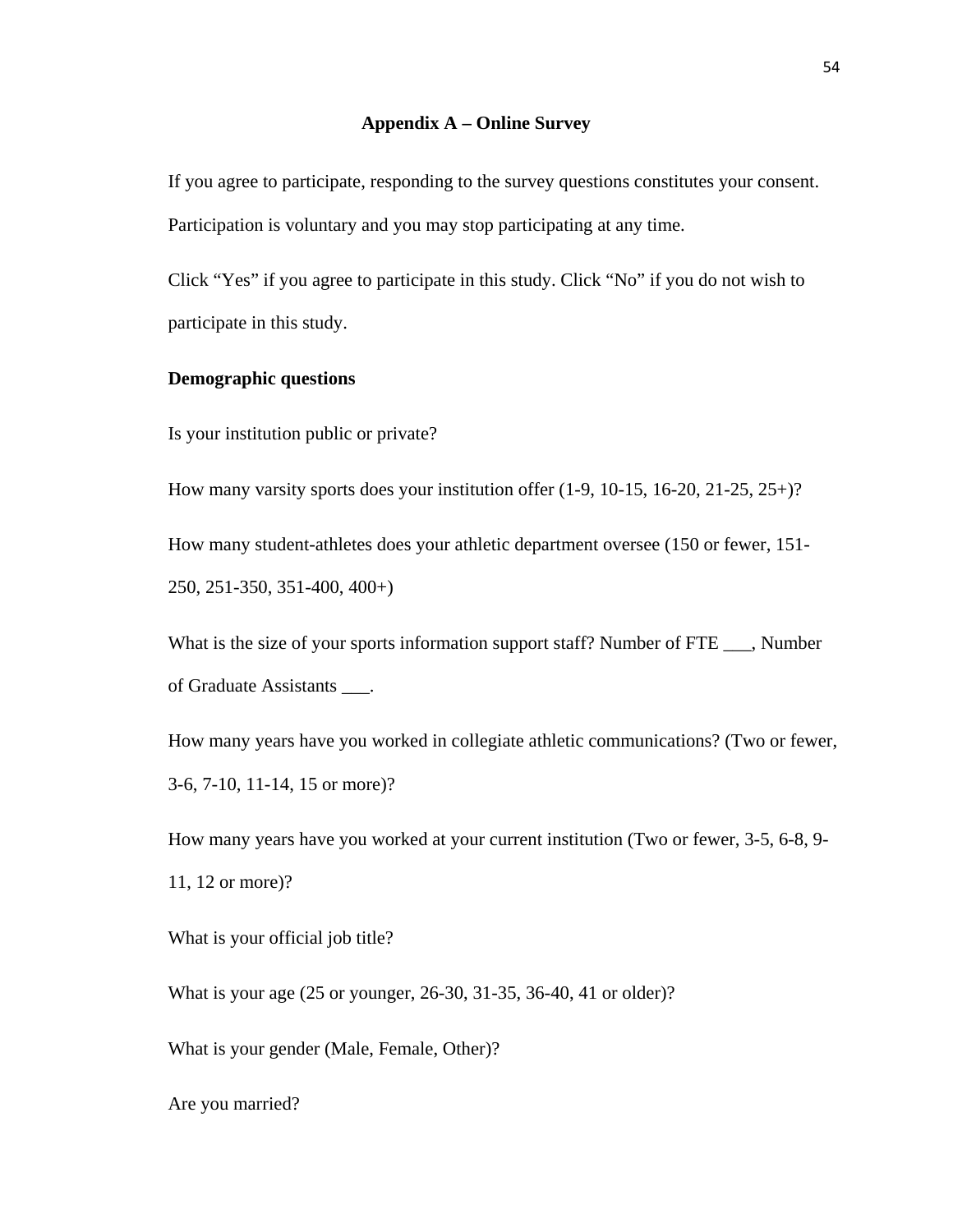## Appendix A – Online Survey

If you agree to participate, responding to the survey questions constitutes your consent. Participation is voluntary and you may stop participating at any time.

Click "Yes" if you agree to participate in this study. Click "No" if you do not wish to participate in this study.

**Demographic questions**

Is your institution public or private?

How many varsity sports does your institution offer (1-9, 10-15, 16-20, 21-25, 25+)?

How many student-athletes does your athletic department oversee (150 or fewer, 151-250, 251-350, 351-400, 400+)

What is the size of your sports information support staff? Number of FTE ___, Number of Graduate Assistants ___.

How many years have you worked in collegiate athletic communications? (Two or fewer, 3-6, 7-10, 11-14, 15 or more)?

How many years have you worked at your current institution (Two or fewer, 3-5, 6-8, 9-11, 12 or more)?

What is your official job title?

What is your age (25 or younger, 26-30, 31-35, 36-40, 41 or older)?

What is your gender (Male, Female, Other)?

Are you married?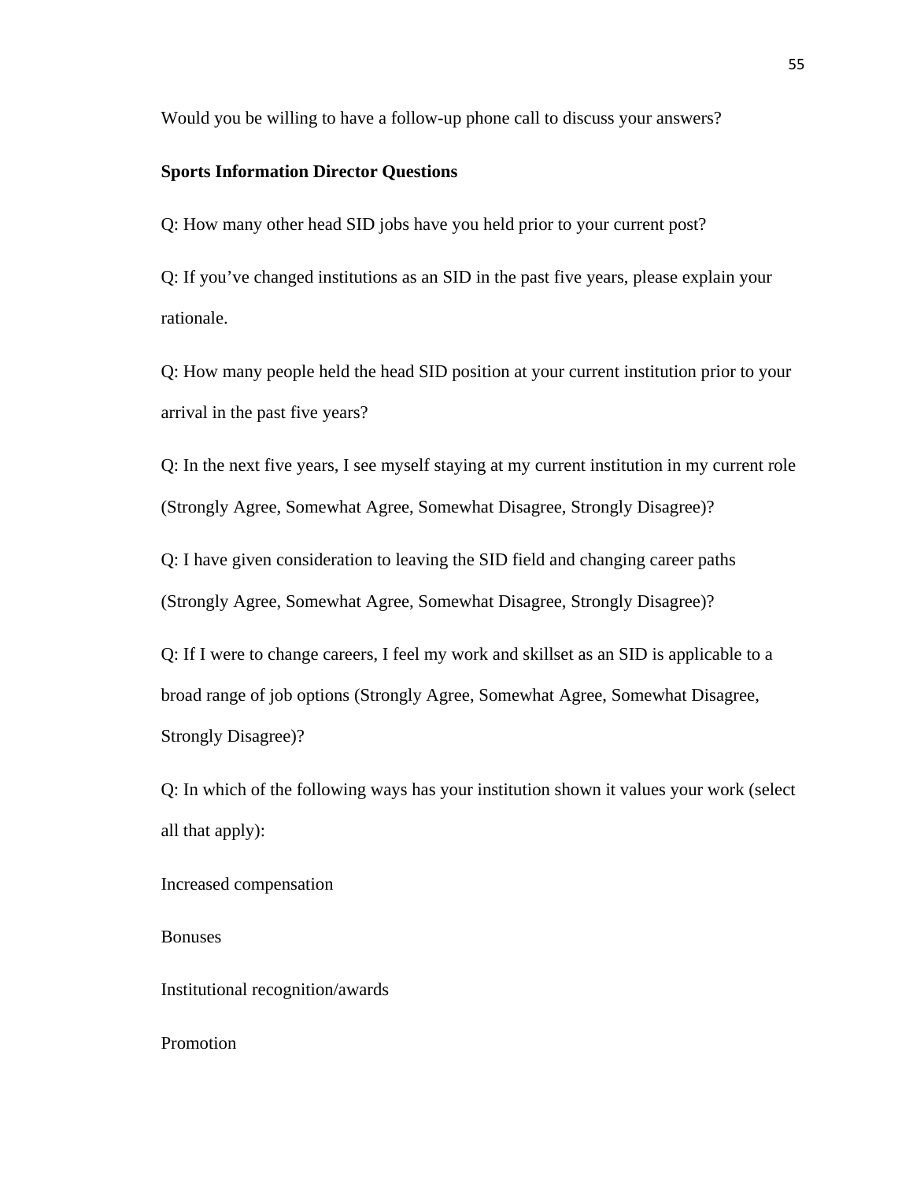Would you be willing to have a follow-up phone call to discuss your answers?

**Sports Information Director Questions**

Q: How many other head SID jobs have you held prior to your current post?

Q: If you've changed institutions as an SID in the past five years, please explain your rationale.

Q: How many people held the head SID position at your current institution prior to your arrival in the past five years?

Q: In the next five years, I see myself staying at my current institution in my current role (Strongly Agree, Somewhat Agree, Somewhat Disagree, Strongly Disagree)?

Q: I have given consideration to leaving the SID field and changing career paths (Strongly Agree, Somewhat Agree, Somewhat Disagree, Strongly Disagree)?

Q: If I were to change careers, I feel my work and skillset as an SID is applicable to a broad range of job options (Strongly Agree, Somewhat Agree, Somewhat Disagree, Strongly Disagree)?

Q: In which of the following ways has your institution shown it values your work (select all that apply):

Increased compensation

Bonuses

Institutional recognition/awards

Promotion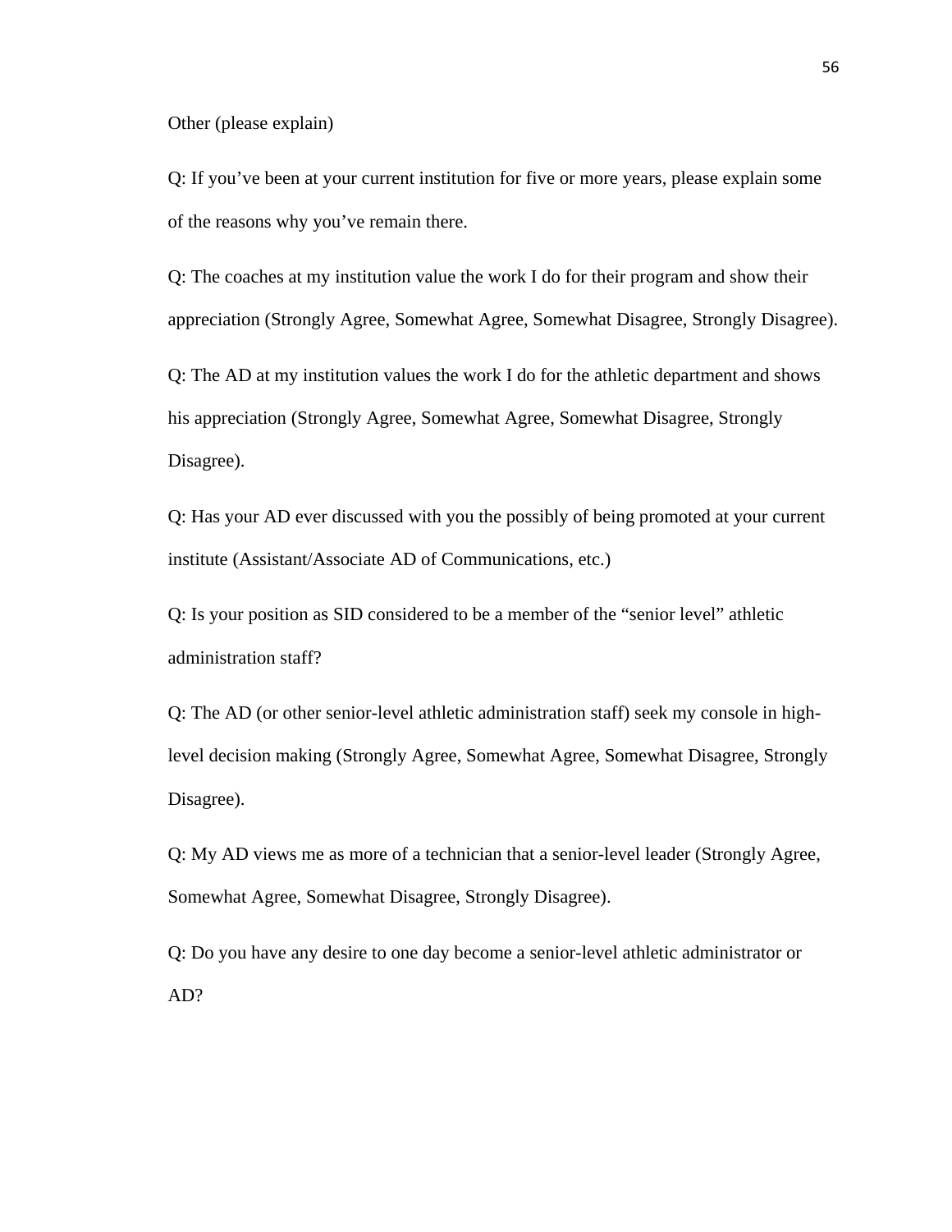Other (please explain)

Q: If you've been at your current institution for five or more years, please explain some of the reasons why you've remain there.

Q: The coaches at my institution value the work I do for their program and show their appreciation (Strongly Agree, Somewhat Agree, Somewhat Disagree, Strongly Disagree).

Q: The AD at my institution values the work I do for the athletic department and shows his appreciation (Strongly Agree, Somewhat Agree, Somewhat Disagree, Strongly Disagree).

Q: Has your AD ever discussed with you the possibly of being promoted at your current institute (Assistant/Associate AD of Communications, etc.)

Q: Is your position as SID considered to be a member of the "senior level" athletic administration staff?

Q: The AD (or other senior-level athletic administration staff) seek my console in high-level decision making (Strongly Agree, Somewhat Agree, Somewhat Disagree, Strongly Disagree).

Q: My AD views me as more of a technician that a senior-level leader (Strongly Agree, Somewhat Agree, Somewhat Disagree, Strongly Disagree).

Q: Do you have any desire to one day become a senior-level athletic administrator or AD?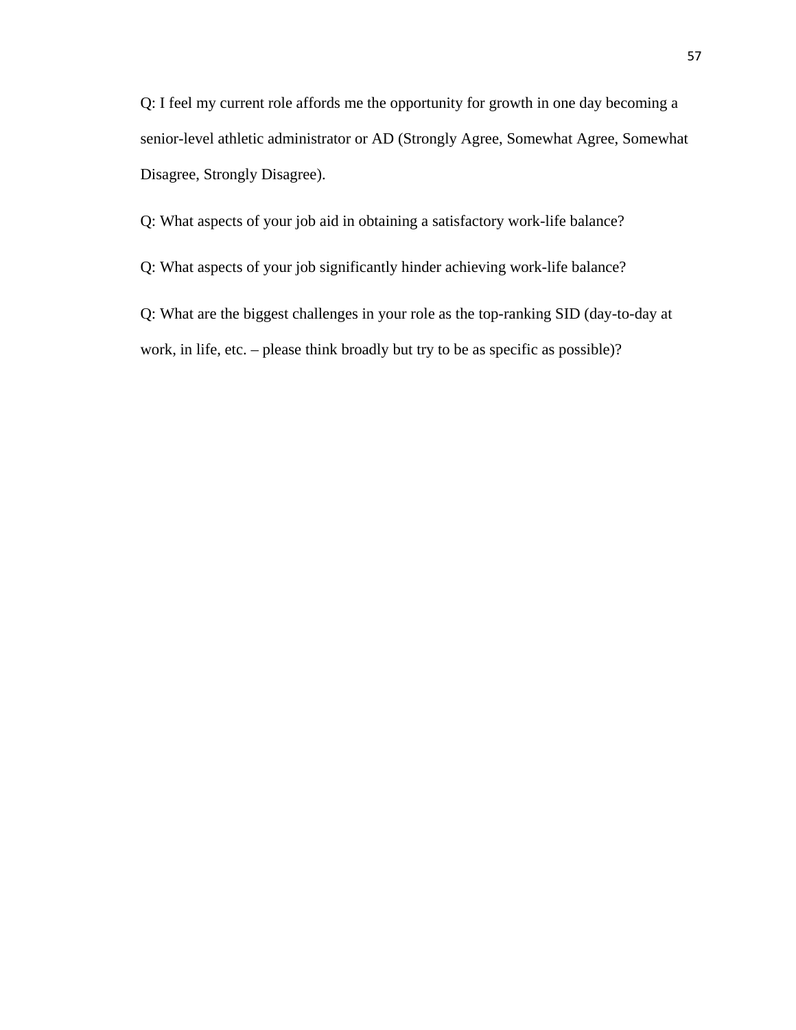Q: I feel my current role affords me the opportunity for growth in one day becoming a senior-level athletic administrator or AD (Strongly Agree, Somewhat Agree, Somewhat Disagree, Strongly Disagree).

Q: What aspects of your job aid in obtaining a satisfactory work-life balance?

Q: What aspects of your job significantly hinder achieving work-life balance?

Q: What are the biggest challenges in your role as the top-ranking SID (day-to-day at work, in life, etc. – please think broadly but try to be as specific as possible)?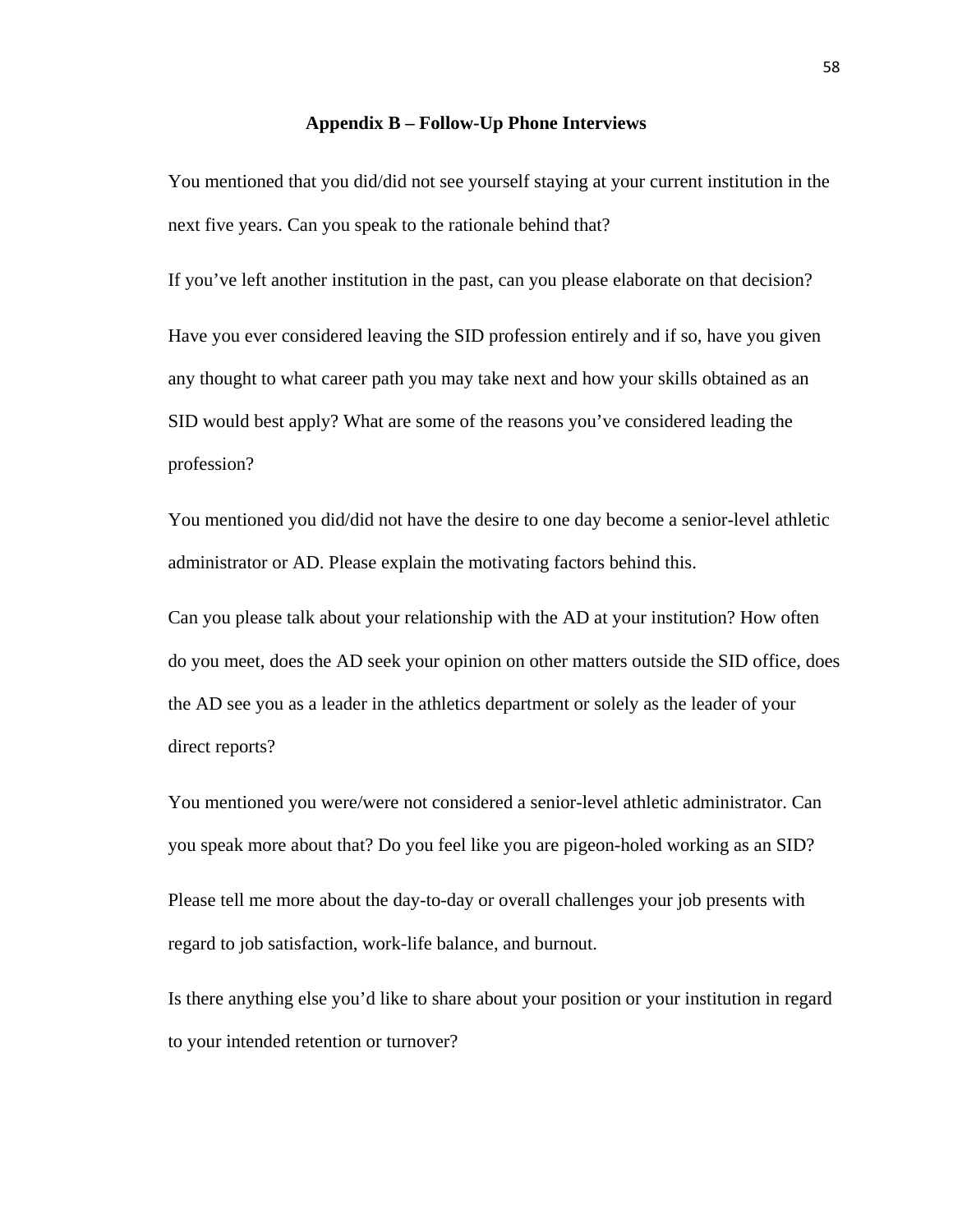## Appendix B – Follow-Up Phone Interviews

You mentioned that you did/did not see yourself staying at your current institution in the next five years. Can you speak to the rationale behind that?

If you've left another institution in the past, can you please elaborate on that decision?

Have you ever considered leaving the SID profession entirely and if so, have you given any thought to what career path you may take next and how your skills obtained as an SID would best apply? What are some of the reasons you've considered leading the profession?

You mentioned you did/did not have the desire to one day become a senior-level athletic administrator or AD. Please explain the motivating factors behind this.

Can you please talk about your relationship with the AD at your institution? How often do you meet, does the AD seek your opinion on other matters outside the SID office, does the AD see you as a leader in the athletics department or solely as the leader of your direct reports?

You mentioned you were/were not considered a senior-level athletic administrator. Can you speak more about that? Do you feel like you are pigeon-holed working as an SID?

Please tell me more about the day-to-day or overall challenges your job presents with regard to job satisfaction, work-life balance, and burnout.

Is there anything else you'd like to share about your position or your institution in regard to your intended retention or turnover?